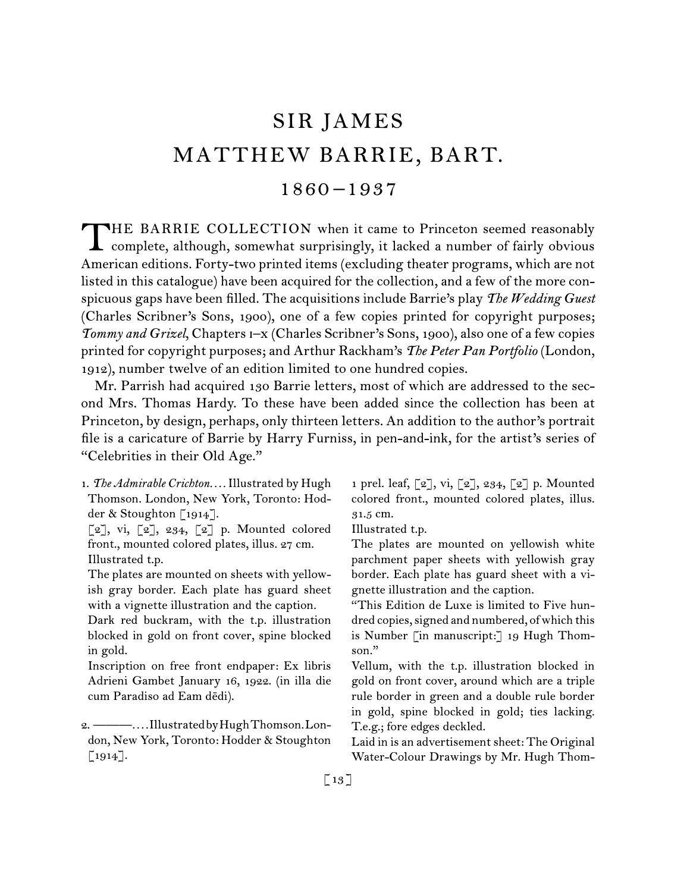# SIR JAMES MATTHEW BARRIE, BART.

## 1860–1937

THE BARRIE COLLECTION when it came to Princeton seemed reasonably complete, although, somewhat surprisingly, it lacked a number of fairly obvious American editions. Forty-two printed items (excluding theater programs, which are not listed in this catalogue) have been acquired for the collection, and a few of the more conspicuous gaps have been filled. The acquisitions include Barrie's play *The Wedding Guest* (Charles Scribner's Sons, 1900), one of a few copies printed for copyright purposes; *Tommy and Grizel*, Chapters i–x (Charles Scribner's Sons, 1900), also one of a few copies printed for copyright purposes; and Arthur Rackham's *The Peter Pan Portfolio* (London, 1912), number twelve of an edition limited to one hundred copies.

Mr. Parrish had acquired 130 Barrie letters, most of which are addressed to the second Mrs. Thomas Hardy. To these have been added since the collection has been at Princeton, by design, perhaps, only thirteen letters. An addition to the author's portrait file is a caricature of Barrie by Harry Furniss, in pen-and-ink, for the artist's series of "Celebrities in their Old Age."

1. *The Admirable Crichton*.... Illustrated by Hugh Thomson. London, New York, Toronto: Hodder & Stoughton [1914].
   [2], vi, [2], 234, [2] p. Mounted colored front., mounted colored plates, illus. 27 cm.
   Illustrated t.p.
   The plates are mounted on sheets with yellowish gray border. Each plate has guard sheet with a vignette illustration and the caption.
   Dark red buckram, with the t.p. illustration blocked in gold on front cover, spine blocked in gold.
   Inscription on free front endpaper: Ex libris Adrieni Gambet January 16, 1922. (in illa die cum Paradiso ad Eam dēdi).

2. ———.... Illustrated by Hugh Thomson. London, New York, Toronto: Hodder & Stoughton [1914].
   1 prel. leaf, [2], vi, [2], 234, [2] p. Mounted colored front., mounted colored plates, illus. 31.5 cm.
   Illustrated t.p.
   The plates are mounted on yellowish white parchment paper sheets with yellowish gray border. Each plate has guard sheet with a vignette illustration and the caption.
   "This Edition de Luxe is limited to Five hundred copies, signed and numbered, of which this is Number [in manuscript:] 19 Hugh Thomson."
   Vellum, with the t.p. illustration blocked in gold on front cover, around which are a triple rule border in green and a double rule border in gold, spine blocked in gold; ties lacking. T.e.g.; fore edges deckled.
   Laid in is an advertisement sheet: The Original Water-Colour Drawings by Mr. Hugh Thom-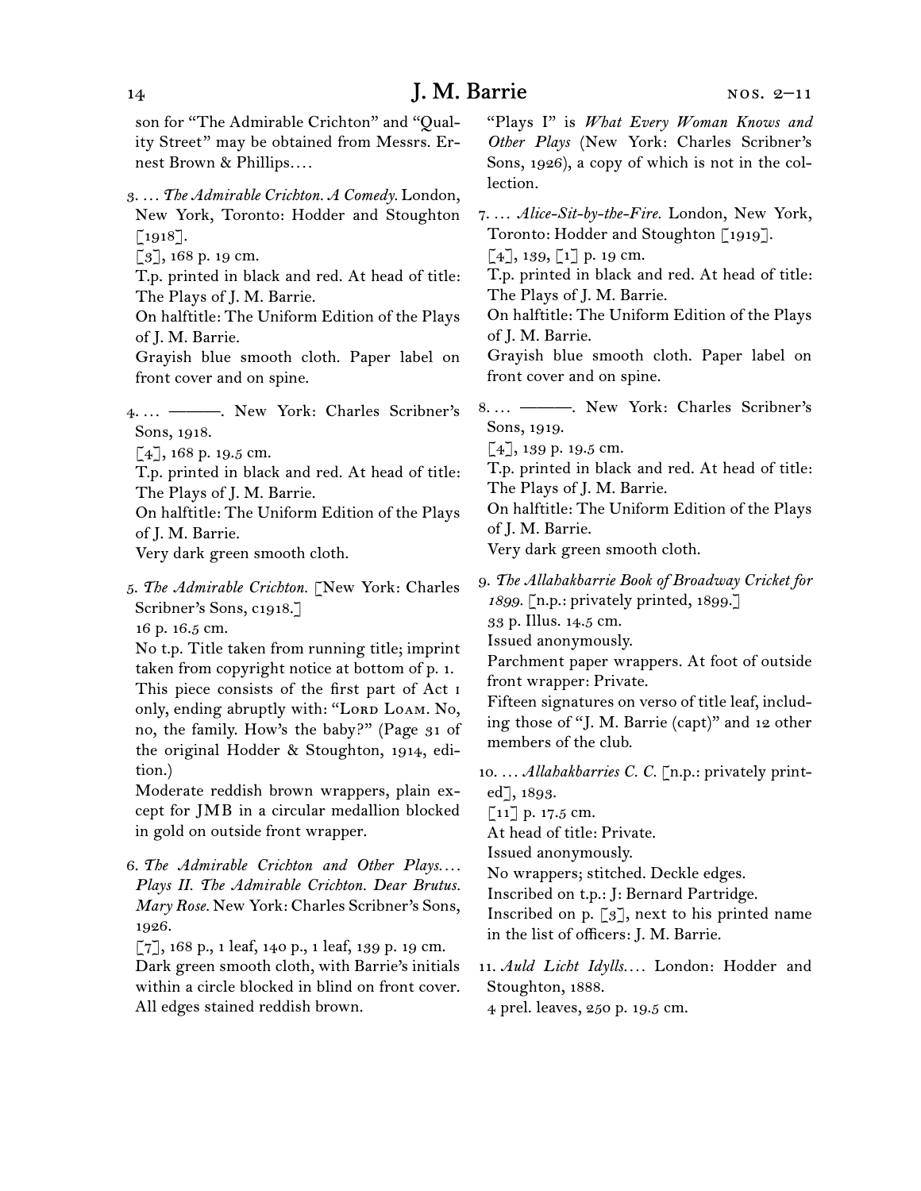son for "The Admirable Crichton" and "Quality Street" may be obtained from Messrs. Ernest Brown & Phillips....

3. ... *The Admirable Crichton. A Comedy.* London, New York, Toronto: Hodder and Stoughton [1918].
[3], 168 p. 19 cm.
T.p. printed in black and red. At head of title: The Plays of J. M. Barrie.
On halftitle: The Uniform Edition of the Plays of J. M. Barrie.
Grayish blue smooth cloth. Paper label on front cover and on spine.

4. ... ———. New York: Charles Scribner's Sons, 1918.
[4], 168 p. 19.5 cm.
T.p. printed in black and red. At head of title: The Plays of J. M. Barrie.
On halftitle: The Uniform Edition of the Plays of J. M. Barrie.
Very dark green smooth cloth.

5. *The Admirable Crichton.* [New York: Charles Scribner's Sons, c1918.]
16 p. 16.5 cm.
No t.p. Title taken from running title; imprint taken from copyright notice at bottom of p. 1.
This piece consists of the first part of Act I only, ending abruptly with: "Lord Loam. No, no, the family. How's the baby?" (Page 31 of the original Hodder & Stoughton, 1914, edition.)
Moderate reddish brown wrappers, plain except for JMB in a circular medallion blocked in gold on outside front wrapper.

6. *The Admirable Crichton and Other Plays.... Plays II. The Admirable Crichton. Dear Brutus. Mary Rose.* New York: Charles Scribner's Sons, 1926.
[7], 168 p., 1 leaf, 140 p., 1 leaf, 139 p. 19 cm.
Dark green smooth cloth, with Barrie's initials within a circle blocked in blind on front cover. All edges stained reddish brown.
"Plays I" is *What Every Woman Knows and Other Plays* (New York: Charles Scribner's Sons, 1926), a copy of which is not in the collection.

7. ... *Alice-Sit-by-the-Fire.* London, New York, Toronto: Hodder and Stoughton [1919].
[4], 139, [1] p. 19 cm.
T.p. printed in black and red. At head of title: The Plays of J. M. Barrie.
On halftitle: The Uniform Edition of the Plays of J. M. Barrie.
Grayish blue smooth cloth. Paper label on front cover and on spine.

8. ... ———. New York: Charles Scribner's Sons, 1919.
[4], 139 p. 19.5 cm.
T.p. printed in black and red. At head of title: The Plays of J. M. Barrie.
On halftitle: The Uniform Edition of the Plays of J. M. Barrie.
Very dark green smooth cloth.

9. *The Allahakbarrie Book of Broadway Cricket for 1899.* [n.p.: privately printed, 1899.]
33 p. Illus. 14.5 cm.
Issued anonymously.
Parchment paper wrappers. At foot of outside front wrapper: Private.
Fifteen signatures on verso of title leaf, including those of "J. M. Barrie (capt)" and 12 other members of the club.

10. ... *Allahakbarries C. C.* [n.p.: privately printed], 1893.
[11] p. 17.5 cm.
At head of title: Private.
Issued anonymously.
No wrappers; stitched. Deckle edges.
Inscribed on t.p.: J: Bernard Partridge.
Inscribed on p. [3], next to his printed name in the list of officers: J. M. Barrie.

11. *Auld Licht Idylls....* London: Hodder and Stoughton, 1888.
4 prel. leaves, 250 p. 19.5 cm.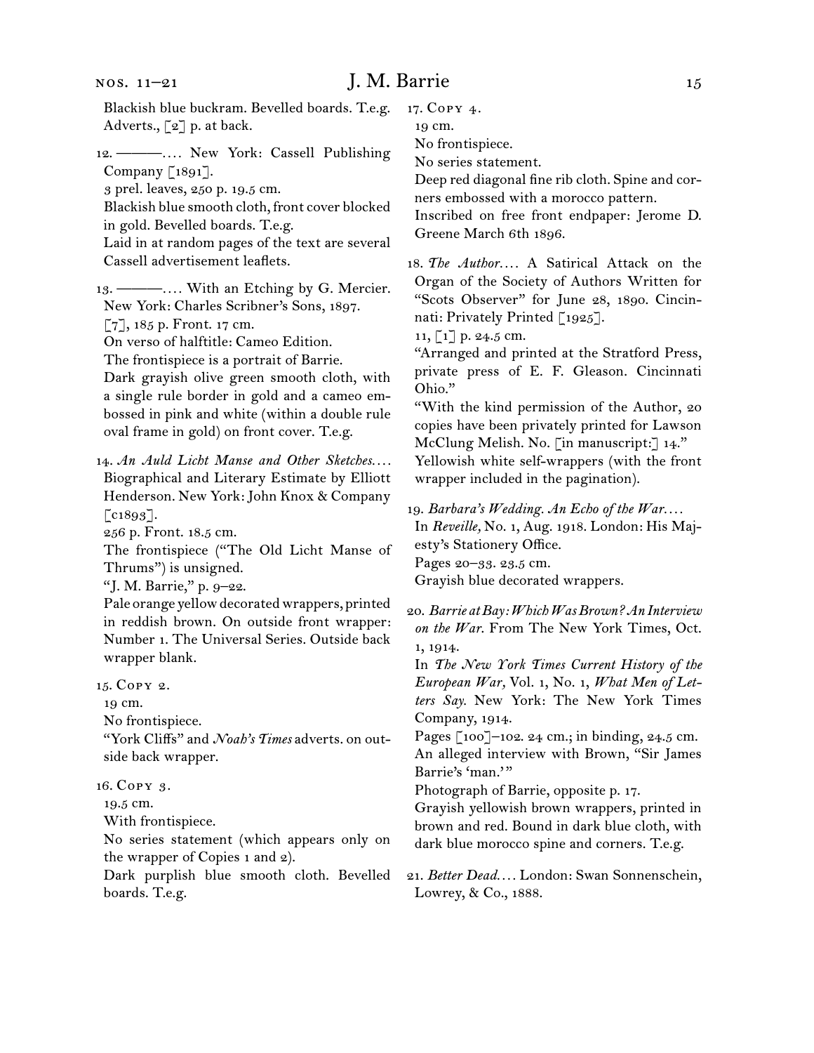Blackish blue buckram. Bevelled boards. T.e.g. Adverts., [2] p. at back.

12. ———. . . . New York: Cassell Publishing Company [1891].
3 prel. leaves, 250 p. 19.5 cm.
Blackish blue smooth cloth, front cover blocked in gold. Bevelled boards. T.e.g.
Laid in at random pages of the text are several Cassell advertisement leaflets.

13. ———. . . . With an Etching by G. Mercier. New York: Charles Scribner's Sons, 1897.
[7], 185 p. Front. 17 cm.
On verso of halftitle: Cameo Edition.
The frontispiece is a portrait of Barrie.
Dark grayish olive green smooth cloth, with a single rule border in gold and a cameo embossed in pink and white (within a double rule oval frame in gold) on front cover. T.e.g.

14. *An Auld Licht Manse and Other Sketches. . . .* Biographical and Literary Estimate by Elliott Henderson. New York: John Knox & Company [c1893].
256 p. Front. 18.5 cm.
The frontispiece ("The Old Licht Manse of Thrums") is unsigned.
"J. M. Barrie," p. 9–22.
Pale orange yellow decorated wrappers, printed in reddish brown. On outside front wrapper: Number 1. The Universal Series. Outside back wrapper blank.

15. Copy 2.
19 cm.
No frontispiece.
"York Cliffs" and *Noah's Times* adverts. on outside back wrapper.

16. Copy 3.
19.5 cm.
With frontispiece.
No series statement (which appears only on the wrapper of Copies 1 and 2).
Dark purplish blue smooth cloth. Bevelled boards. T.e.g.

17. Copy 4.
19 cm.
No frontispiece.
No series statement.
Deep red diagonal fine rib cloth. Spine and corners embossed with a morocco pattern.
Inscribed on free front endpaper: Jerome D. Greene March 6th 1896.

18. *The Author. . . .* A Satirical Attack on the Organ of the Society of Authors Written for "Scots Observer" for June 28, 1890. Cincinnati: Privately Printed [1925].
11, [1] p. 24.5 cm.
"Arranged and printed at the Stratford Press, private press of E. F. Gleason. Cincinnati Ohio."
"With the kind permission of the Author, 20 copies have been privately printed for Lawson McClung Melish. No. [in manuscript:] 14."
Yellowish white self-wrappers (with the front wrapper included in the pagination).

19. *Barbara's Wedding. An Echo of the War. . . .* In *Reveille,* No. 1, Aug. 1918. London: His Majesty's Stationery Office.
Pages 20–33. 23.5 cm.
Grayish blue decorated wrappers.

20. *Barrie at Bay: Which Was Brown? An Interview on the War.* From The New York Times, Oct. 1, 1914.
In *The New York Times Current History of the European War,* Vol. 1, No. 1, *What Men of Letters Say.* New York: The New York Times Company, 1914.
Pages [100]–102. 24 cm.; in binding, 24.5 cm.
An alleged interview with Brown, "Sir James Barrie's 'man.'"
Photograph of Barrie, opposite p. 17.
Grayish yellowish brown wrappers, printed in brown and red. Bound in dark blue cloth, with dark blue morocco spine and corners. T.e.g.

21. *Better Dead. . . .* London: Swan Sonnenschein, Lowrey, & Co., 1888.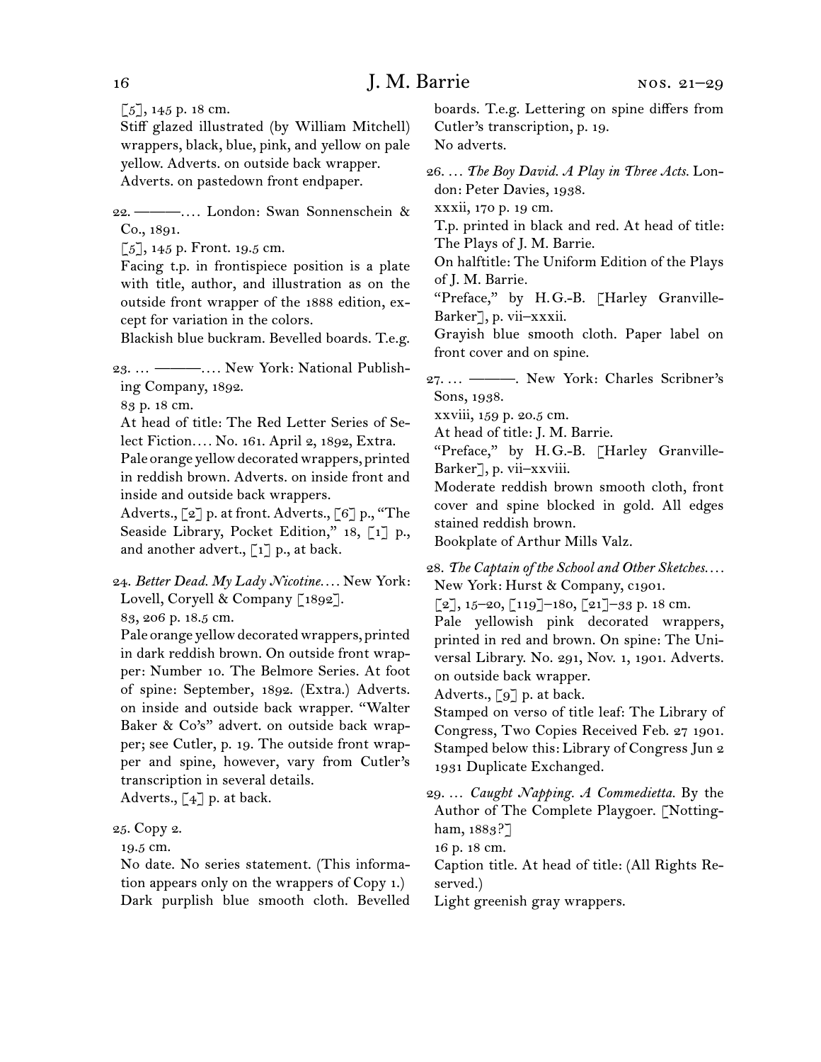[5], 145 p. 18 cm.

Stiff glazed illustrated (by William Mitchell) wrappers, black, blue, pink, and yellow on pale yellow. Adverts. on outside back wrapper.

Adverts. on pastedown front endpaper.

22. ———. … London: Swan Sonnenschein & Co., 1891.

[5], 145 p. Front. 19.5 cm.

Facing t.p. in frontispiece position is a plate with title, author, and illustration as on the outside front wrapper of the 1888 edition, except for variation in the colors.

Blackish blue buckram. Bevelled boards. T.e.g.

23. … ———. … New York: National Publishing Company, 1892.

83 p. 18 cm.

At head of title: The Red Letter Series of Select Fiction. … No. 161. April 2, 1892, Extra.

Pale orange yellow decorated wrappers, printed in reddish brown. Adverts. on inside front and inside and outside back wrappers.

Adverts., [2] p. at front. Adverts., [6] p., "The Seaside Library, Pocket Edition," 18, [1] p., and another advert., [1] p., at back.

24. *Better Dead. My Lady Nicotine.* … New York: Lovell, Coryell & Company [1892].

83, 206 p. 18.5 cm.

Pale orange yellow decorated wrappers, printed in dark reddish brown. On outside front wrapper: Number 10. The Belmore Series. At foot of spine: September, 1892. (Extra.) Adverts. on inside and outside back wrapper. "Walter Baker & Co's" advert. on outside back wrapper; see Cutler, p. 19. The outside front wrapper and spine, however, vary from Cutler's transcription in several details.

Adverts., [4] p. at back.

25. Copy 2.

19.5 cm.

No date. No series statement. (This information appears only on the wrappers of Copy 1.)

Dark purplish blue smooth cloth. Bevelled boards. T.e.g. Lettering on spine differs from Cutler's transcription, p. 19.

No adverts.

26. … *The Boy David. A Play in Three Acts.* London: Peter Davies, 1938.

xxxii, 170 p. 19 cm.

T.p. printed in black and red. At head of title: The Plays of J. M. Barrie.

On halftitle: The Uniform Edition of the Plays of J. M. Barrie.

"Preface," by H. G.-B. [Harley Granville-Barker], p. vii–xxxii.

Grayish blue smooth cloth. Paper label on front cover and on spine.

27. … ———. New York: Charles Scribner's Sons, 1938.

xxviii, 159 p. 20.5 cm.

At head of title: J. M. Barrie.

"Preface," by H. G.-B. [Harley Granville-Barker], p. vii–xxviii.

Moderate reddish brown smooth cloth, front cover and spine blocked in gold. All edges stained reddish brown.

Bookplate of Arthur Mills Valz.

28. *The Captain of the School and Other Sketches.* … New York: Hurst & Company, c1901.

[2], 15–20, [119]–180, [21]–33 p. 18 cm.

Pale yellowish pink decorated wrappers, printed in red and brown. On spine: The Universal Library. No. 291, Nov. 1, 1901. Adverts. on outside back wrapper.

Adverts., [9] p. at back.

Stamped on verso of title leaf: The Library of Congress, Two Copies Received Feb. 27 1901. Stamped below this: Library of Congress Jun 2 1931 Duplicate Exchanged.

29. … *Caught Napping. A Commedietta.* By the Author of The Complete Playgoer. [Nottingham, 1883?]

16 p. 18 cm.

Caption title. At head of title: (All Rights Reserved.)

Light greenish gray wrappers.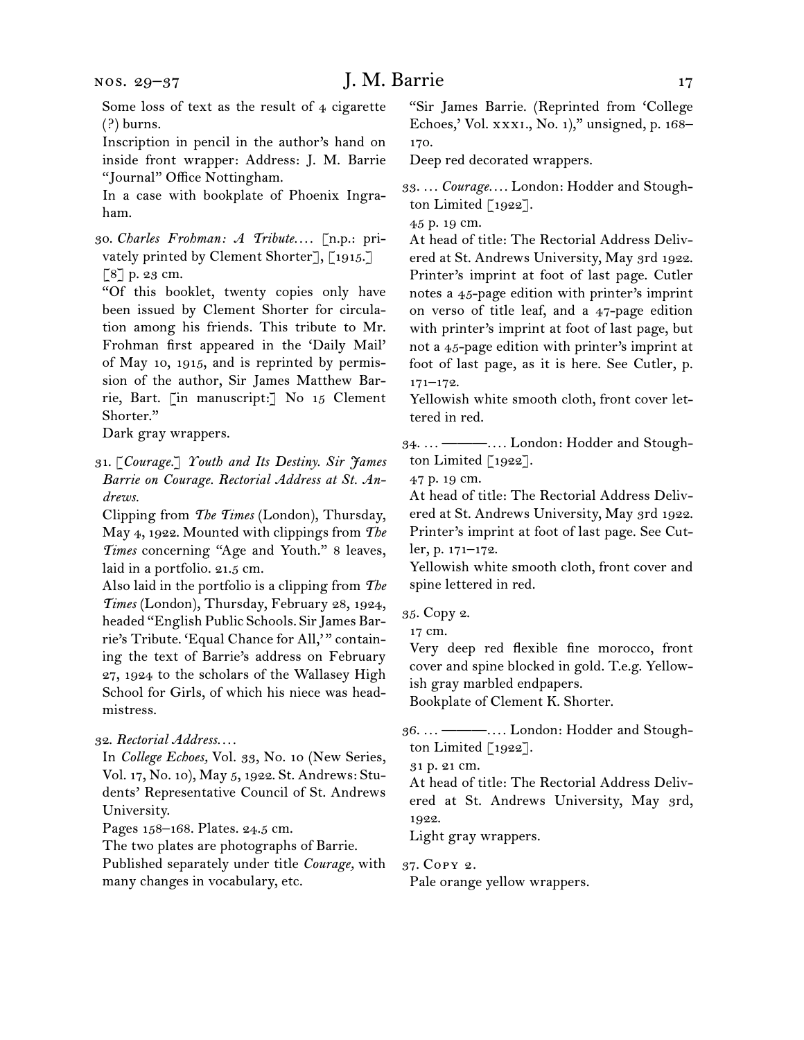Some loss of text as the result of 4 cigarette (?) burns.

Inscription in pencil in the author's hand on inside front wrapper: Address: J. M. Barrie "Journal" Office Nottingham.

In a case with bookplate of Phoenix Ingraham.

30. *Charles Frohman: A Tribute....* [n.p.: privately printed by Clement Shorter], [1915.]

[8] p. 23 cm.

"Of this booklet, twenty copies only have been issued by Clement Shorter for circulation among his friends. This tribute to Mr. Frohman first appeared in the 'Daily Mail' of May 10, 1915, and is reprinted by permission of the author, Sir James Matthew Barrie, Bart. [in manuscript:] No 15 Clement Shorter."

Dark gray wrappers.

31. [*Courage.*] *Youth and Its Destiny. Sir James Barrie on Courage. Rectorial Address at St. Andrews.*

Clipping from *The Times* (London), Thursday, May 4, 1922. Mounted with clippings from *The Times* concerning "Age and Youth." 8 leaves, laid in a portfolio. 21.5 cm.

Also laid in the portfolio is a clipping from *The Times* (London), Thursday, February 28, 1924, headed "English Public Schools. Sir James Barrie's Tribute. 'Equal Chance for All,'" containing the text of Barrie's address on February 27, 1924 to the scholars of the Wallasey High School for Girls, of which his niece was headmistress.

32. *Rectorial Address....*

In *College Echoes,* Vol. 33, No. 10 (New Series, Vol. 17, No. 10), May 5, 1922. St. Andrews: Students' Representative Council of St. Andrews University.

Pages 158–168. Plates. 24.5 cm.

The two plates are photographs of Barrie.

Published separately under title *Courage,* with many changes in vocabulary, etc.

"Sir James Barrie. (Reprinted from 'College Echoes,' Vol. xxxi., No. 1)," unsigned, p. 168–170.

Deep red decorated wrappers.

33. ... *Courage....* London: Hodder and Stoughton Limited [1922].

45 p. 19 cm.

At head of title: The Rectorial Address Delivered at St. Andrews University, May 3rd 1922.

Printer's imprint at foot of last page. Cutler notes a 45-page edition with printer's imprint on verso of title leaf, and a 47-page edition with printer's imprint at foot of last page, but not a 45-page edition with printer's imprint at foot of last page, as it is here. See Cutler, p. 171–172.

Yellowish white smooth cloth, front cover lettered in red.

34. ... ———.... London: Hodder and Stoughton Limited [1922].

47 p. 19 cm.

At head of title: The Rectorial Address Delivered at St. Andrews University, May 3rd 1922.

Printer's imprint at foot of last page. See Cutler, p. 171–172.

Yellowish white smooth cloth, front cover and spine lettered in red.

35. Copy 2.

17 cm.

Very deep red flexible fine morocco, front cover and spine blocked in gold. T.e.g. Yellowish gray marbled endpapers.

Bookplate of Clement K. Shorter.

36. ... ———.... London: Hodder and Stoughton Limited [1922].

31 p. 21 cm.

At head of title: The Rectorial Address Delivered at St. Andrews University, May 3rd, 1922.

Light gray wrappers.

37. Copy 2.

Pale orange yellow wrappers.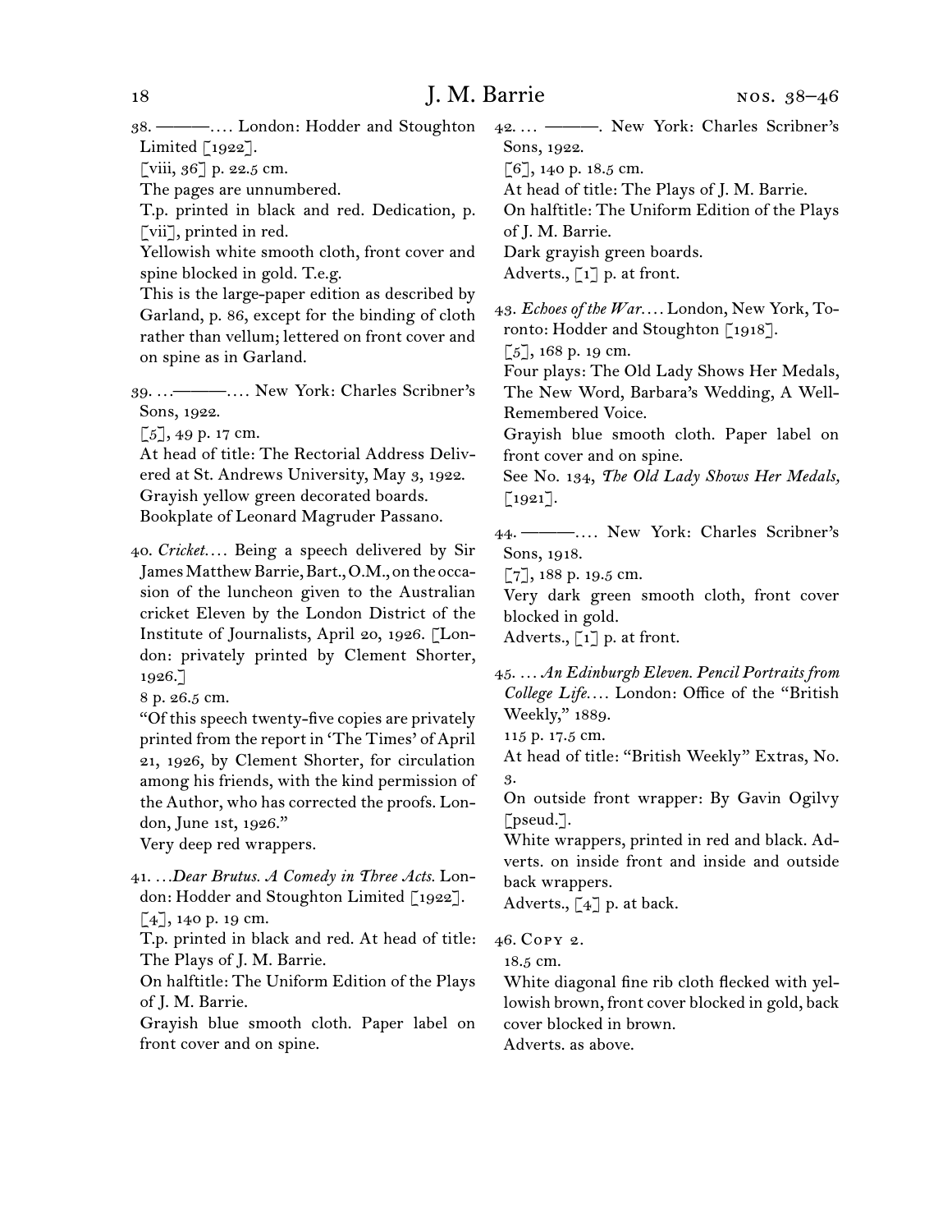38. ———.... London: Hodder and Stoughton Limited [1922].
[viii, 36] p. 22.5 cm.
The pages are unnumbered.
T.p. printed in black and red. Dedication, p. [vii], printed in red.
Yellowish white smooth cloth, front cover and spine blocked in gold. T.e.g.
This is the large-paper edition as described by Garland, p. 86, except for the binding of cloth rather than vellum; lettered on front cover and on spine as in Garland.

39. ...———.... New York: Charles Scribner's Sons, 1922.
[5], 49 p. 17 cm.
At head of title: The Rectorial Address Delivered at St. Andrews University, May 3, 1922.
Grayish yellow green decorated boards.
Bookplate of Leonard Magruder Passano.

40. *Cricket....* Being a speech delivered by Sir James Matthew Barrie, Bart., O.M., on the occasion of the luncheon given to the Australian cricket Eleven by the London District of the Institute of Journalists, April 20, 1926. [London: privately printed by Clement Shorter, 1926.]
8 p. 26.5 cm.
"Of this speech twenty-five copies are privately printed from the report in 'The Times' of April 21, 1926, by Clement Shorter, for circulation among his friends, with the kind permission of the Author, who has corrected the proofs. London, June 1st, 1926."
Very deep red wrappers.

41. ...*Dear Brutus. A Comedy in Three Acts.* London: Hodder and Stoughton Limited [1922].
[4], 140 p. 19 cm.
T.p. printed in black and red. At head of title: The Plays of J. M. Barrie.
On halftitle: The Uniform Edition of the Plays of J. M. Barrie.
Grayish blue smooth cloth. Paper label on front cover and on spine.

42. ... ———. New York: Charles Scribner's Sons, 1922.
[6], 140 p. 18.5 cm.
At head of title: The Plays of J. M. Barrie.
On halftitle: The Uniform Edition of the Plays of J. M. Barrie.
Dark grayish green boards.
Adverts., [1] p. at front.

43. *Echoes of the War....* London, New York, Toronto: Hodder and Stoughton [1918].
[5], 168 p. 19 cm.
Four plays: The Old Lady Shows Her Medals, The New Word, Barbara's Wedding, A Well-Remembered Voice.
Grayish blue smooth cloth. Paper label on front cover and on spine.
See No. 134, *The Old Lady Shows Her Medals,* [1921].

44. ———.... New York: Charles Scribner's Sons, 1918.
[7], 188 p. 19.5 cm.
Very dark green smooth cloth, front cover blocked in gold.
Adverts., [1] p. at front.

45. ... *An Edinburgh Eleven. Pencil Portraits from College Life....* London: Office of the "British Weekly," 1889.
115 p. 17.5 cm.
At head of title: "British Weekly" Extras, No. 3.
On outside front wrapper: By Gavin Ogilvy [pseud.].
White wrappers, printed in red and black. Adverts. on inside front and inside and outside back wrappers.
Adverts., [4] p. at back.

46. Copy 2.
18.5 cm.
White diagonal fine rib cloth flecked with yellowish brown, front cover blocked in gold, back cover blocked in brown.
Adverts. as above.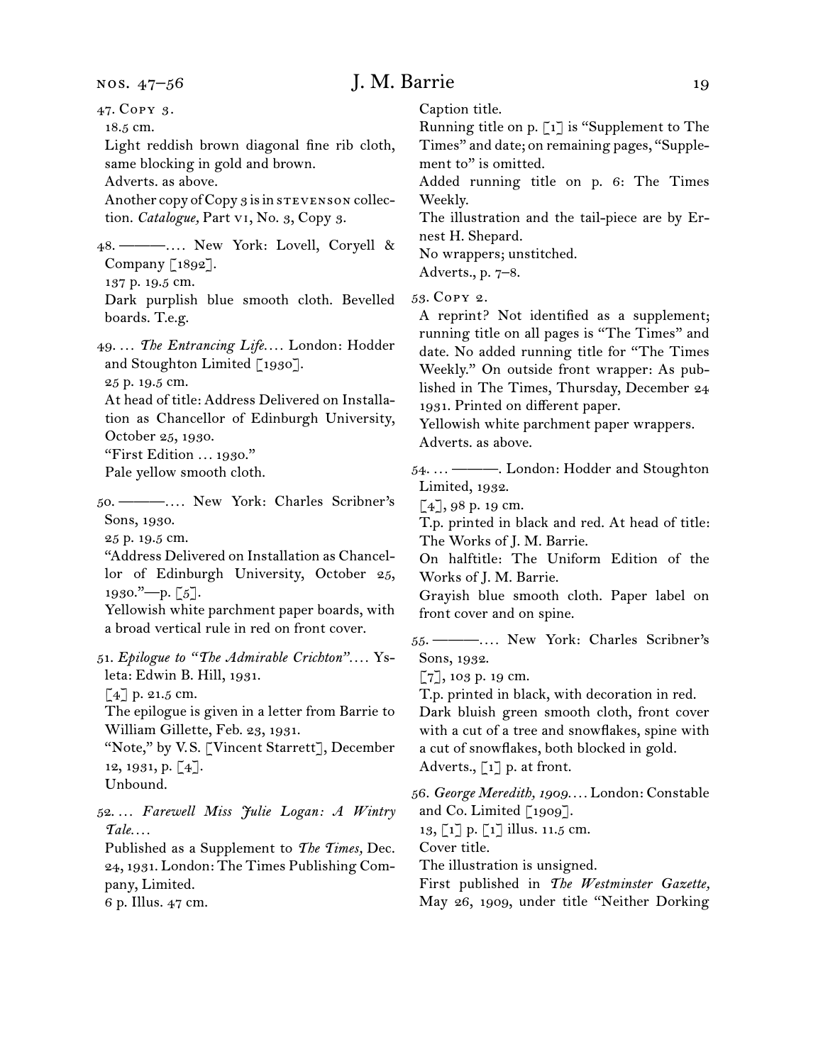47. Copy 3.
18.5 cm.
Light reddish brown diagonal fine rib cloth, same blocking in gold and brown.
Adverts. as above.
Another copy of Copy 3 is in STEVENSON collection. *Catalogue,* Part VI, No. 3, Copy 3.

48. ———.… New York: Lovell, Coryell & Company [1892].
137 p. 19.5 cm.
Dark purplish blue smooth cloth. Bevelled boards. T.e.g.

49. … *The Entrancing Life.…* London: Hodder and Stoughton Limited [1930].
25 p. 19.5 cm.
At head of title: Address Delivered on Installation as Chancellor of Edinburgh University, October 25, 1930.
"First Edition … 1930."
Pale yellow smooth cloth.

50. ———.… New York: Charles Scribner's Sons, 1930.
25 p. 19.5 cm.
"Address Delivered on Installation as Chancellor of Edinburgh University, October 25, 1930."—p. [5].
Yellowish white parchment paper boards, with a broad vertical rule in red on front cover.

51. *Epilogue to "The Admirable Crichton".…* Ysleta: Edwin B. Hill, 1931.
[4] p. 21.5 cm.
The epilogue is given in a letter from Barrie to William Gillette, Feb. 23, 1931.
"Note," by V. S. [Vincent Starrett], December 12, 1931, p. [4].
Unbound.

52. … *Farewell Miss Julie Logan: A Wintry Tale.…*
Published as a Supplement to *The Times,* Dec. 24, 1931. London: The Times Publishing Company, Limited.
6 p. Illus. 47 cm.
Caption title.
Running title on p. [1] is "Supplement to The Times" and date; on remaining pages, "Supplement to" is omitted.
Added running title on p. 6: The Times Weekly.
The illustration and the tail-piece are by Ernest H. Shepard.
No wrappers; unstitched.
Adverts., p. 7–8.

53. Copy 2.
A reprint? Not identified as a supplement; running title on all pages is "The Times" and date. No added running title for "The Times Weekly." On outside front wrapper: As published in The Times, Thursday, December 24 1931. Printed on different paper.
Yellowish white parchment paper wrappers.
Adverts. as above.

54. … ———. London: Hodder and Stoughton Limited, 1932.
[4], 98 p. 19 cm.
T.p. printed in black and red. At head of title: The Works of J. M. Barrie.
On halftitle: The Uniform Edition of the Works of J. M. Barrie.
Grayish blue smooth cloth. Paper label on front cover and on spine.

55. ———.… New York: Charles Scribner's Sons, 1932.
[7], 103 p. 19 cm.
T.p. printed in black, with decoration in red.
Dark bluish green smooth cloth, front cover with a cut of a tree and snowflakes, spine with a cut of snowflakes, both blocked in gold.
Adverts., [1] p. at front.

56. *George Meredith, 1909.…* London: Constable and Co. Limited [1909].
13, [1] p. [1] illus. 11.5 cm.
Cover title.
The illustration is unsigned.
First published in *The Westminster Gazette,* May 26, 1909, under title "Neither Dorking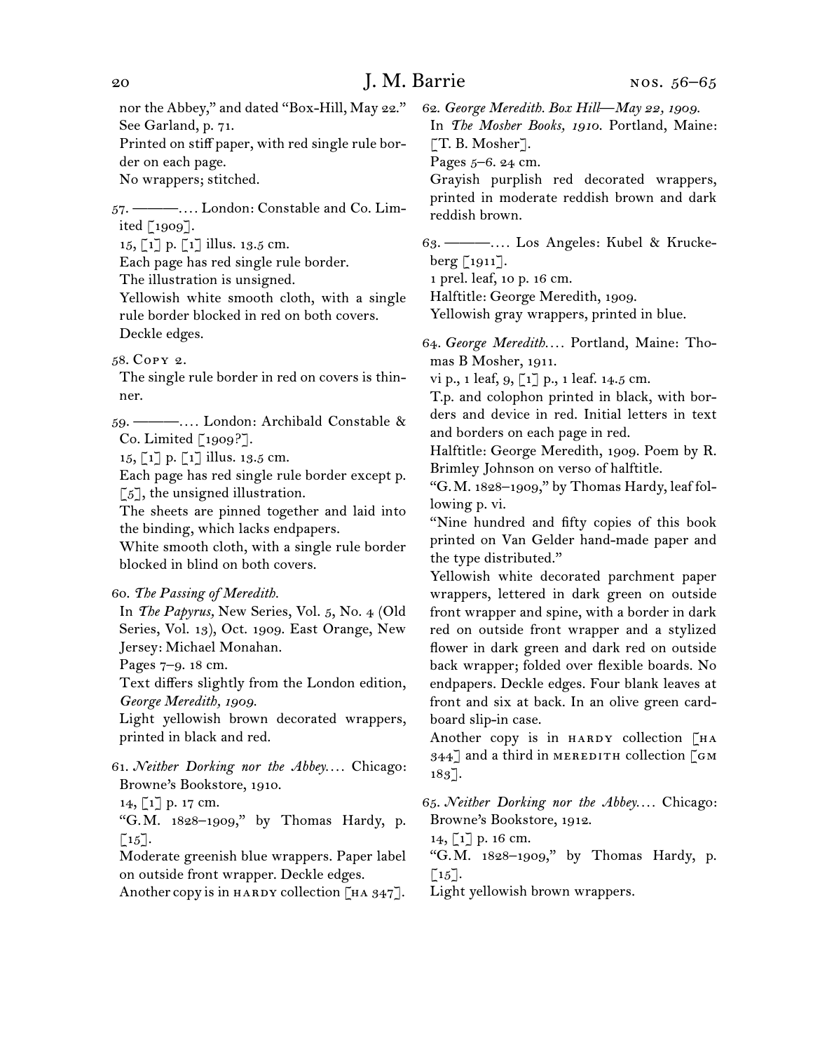nor the Abbey," and dated "Box-Hill, May 22."
See Garland, p. 71.
Printed on stiff paper, with red single rule border on each page.
No wrappers; stitched.

57. ———.... London: Constable and Co. Limited [1909].
15, [1] p. [1] illus. 13.5 cm.
Each page has red single rule border.
The illustration is unsigned.
Yellowish white smooth cloth, with a single rule border blocked in red on both covers.
Deckle edges.

58. Copy 2.
The single rule border in red on covers is thinner.

59. ———.... London: Archibald Constable & Co. Limited [1909?].
15, [1] p. [1] illus. 13.5 cm.
Each page has red single rule border except p. [5], the unsigned illustration.
The sheets are pinned together and laid into the binding, which lacks endpapers.
White smooth cloth, with a single rule border blocked in blind on both covers.

60. *The Passing of Meredith.*
In *The Papyrus,* New Series, Vol. 5, No. 4 (Old Series, Vol. 13), Oct. 1909. East Orange, New Jersey: Michael Monahan.
Pages 7–9. 18 cm.
Text differs slightly from the London edition, *George Meredith, 1909.*
Light yellowish brown decorated wrappers, printed in black and red.

61. *Neither Dorking nor the Abbey....* Chicago: Browne's Bookstore, 1910.
14, [1] p. 17 cm.
"G.M. 1828–1909," by Thomas Hardy, p. [15].
Moderate greenish blue wrappers. Paper label on outside front wrapper. Deckle edges.
Another copy is in HARDY collection [HA 347].

62. *George Meredith. Box Hill—May 22, 1909.*
In *The Mosher Books, 1910.* Portland, Maine: [T. B. Mosher].
Pages 5–6. 24 cm.
Grayish purplish red decorated wrappers, printed in moderate reddish brown and dark reddish brown.

63. ———.... Los Angeles: Kubel & Kruckeberg [1911].
1 prel. leaf, 10 p. 16 cm.
Halftitle: George Meredith, 1909.
Yellowish gray wrappers, printed in blue.

64. *George Meredith....* Portland, Maine: Thomas B Mosher, 1911.
vi p., 1 leaf, 9, [1] p., 1 leaf. 14.5 cm.
T.p. and colophon printed in black, with borders and device in red. Initial letters in text and borders on each page in red.
Halftitle: George Meredith, 1909. Poem by R. Brimley Johnson on verso of halftitle.
"G.M. 1828–1909," by Thomas Hardy, leaf following p. vi.
"Nine hundred and fifty copies of this book printed on Van Gelder hand-made paper and the type distributed."
Yellowish white decorated parchment paper wrappers, lettered in dark green on outside front wrapper and spine, with a border in dark red on outside front wrapper and a stylized flower in dark green and dark red on outside back wrapper; folded over flexible boards. No endpapers. Deckle edges. Four blank leaves at front and six at back. In an olive green cardboard slip-in case.
Another copy is in HARDY collection [HA 344] and a third in MEREDITH collection [GM 183].

65. *Neither Dorking nor the Abbey....* Chicago: Browne's Bookstore, 1912.
14, [1] p. 16 cm.
"G.M. 1828–1909," by Thomas Hardy, p. [15].
Light yellowish brown wrappers.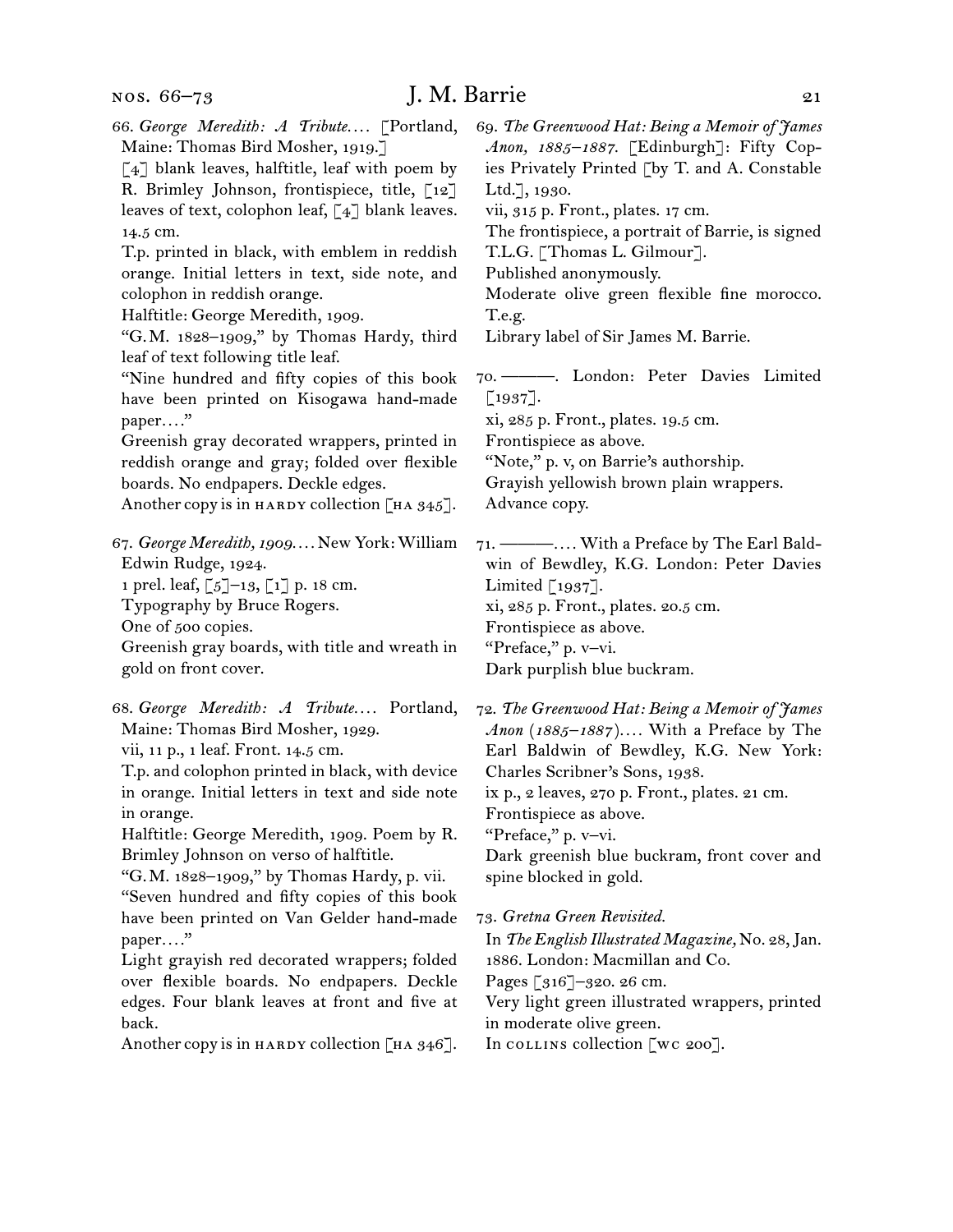66. *George Meredith: A Tribute....* [Portland, Maine: Thomas Bird Mosher, 1919.]
[4] blank leaves, halftitle, leaf with poem by R. Brimley Johnson, frontispiece, title, [12] leaves of text, colophon leaf, [4] blank leaves. 14.5 cm.
T.p. printed in black, with emblem in reddish orange. Initial letters in text, side note, and colophon in reddish orange.
Halftitle: George Meredith, 1909.
"G.M. 1828–1909," by Thomas Hardy, third leaf of text following title leaf.
"Nine hundred and fifty copies of this book have been printed on Kisogawa hand-made paper...."
Greenish gray decorated wrappers, printed in reddish orange and gray; folded over flexible boards. No endpapers. Deckle edges.
Another copy is in HARDY collection [HA 345].

67. *George Meredith, 1909....* New York: William Edwin Rudge, 1924.
1 prel. leaf, [5]–13, [1] p. 18 cm.
Typography by Bruce Rogers.
One of 500 copies.
Greenish gray boards, with title and wreath in gold on front cover.

68. *George Meredith: A Tribute....* Portland, Maine: Thomas Bird Mosher, 1929.
vii, 11 p., 1 leaf. Front. 14.5 cm.
T.p. and colophon printed in black, with device in orange. Initial letters in text and side note in orange.
Halftitle: George Meredith, 1909. Poem by R. Brimley Johnson on verso of halftitle.
"G.M. 1828–1909," by Thomas Hardy, p. vii.
"Seven hundred and fifty copies of this book have been printed on Van Gelder hand-made paper...."
Light grayish red decorated wrappers; folded over flexible boards. No endpapers. Deckle edges. Four blank leaves at front and five at back.
Another copy is in HARDY collection [HA 346].

69. *The Greenwood Hat: Being a Memoir of James Anon, 1885–1887.* [Edinburgh]: Fifty Copies Privately Printed [by T. and A. Constable Ltd.], 1930.
vii, 315 p. Front., plates. 17 cm.
The frontispiece, a portrait of Barrie, is signed T.L.G. [Thomas L. Gilmour].
Published anonymously.
Moderate olive green flexible fine morocco. T.e.g.
Library label of Sir James M. Barrie.

70. ———. London: Peter Davies Limited [1937].
xi, 285 p. Front., plates. 19.5 cm.
Frontispiece as above.
"Note," p. v, on Barrie's authorship.
Grayish yellowish brown plain wrappers.
Advance copy.

71. ———.... With a Preface by The Earl Baldwin of Bewdley, K.G. London: Peter Davies Limited [1937].
xi, 285 p. Front., plates. 20.5 cm.
Frontispiece as above.
"Preface," p. v–vi.
Dark purplish blue buckram.

72. *The Greenwood Hat: Being a Memoir of James Anon (1885–1887)....* With a Preface by The Earl Baldwin of Bewdley, K.G. New York: Charles Scribner's Sons, 1938.
ix p., 2 leaves, 270 p. Front., plates. 21 cm.
Frontispiece as above.
"Preface," p. v–vi.
Dark greenish blue buckram, front cover and spine blocked in gold.

73. *Gretna Green Revisited.*
In *The English Illustrated Magazine,* No. 28, Jan. 1886. London: Macmillan and Co.
Pages [316]–320. 26 cm.
Very light green illustrated wrappers, printed in moderate olive green.
In COLLINS collection [WC 200].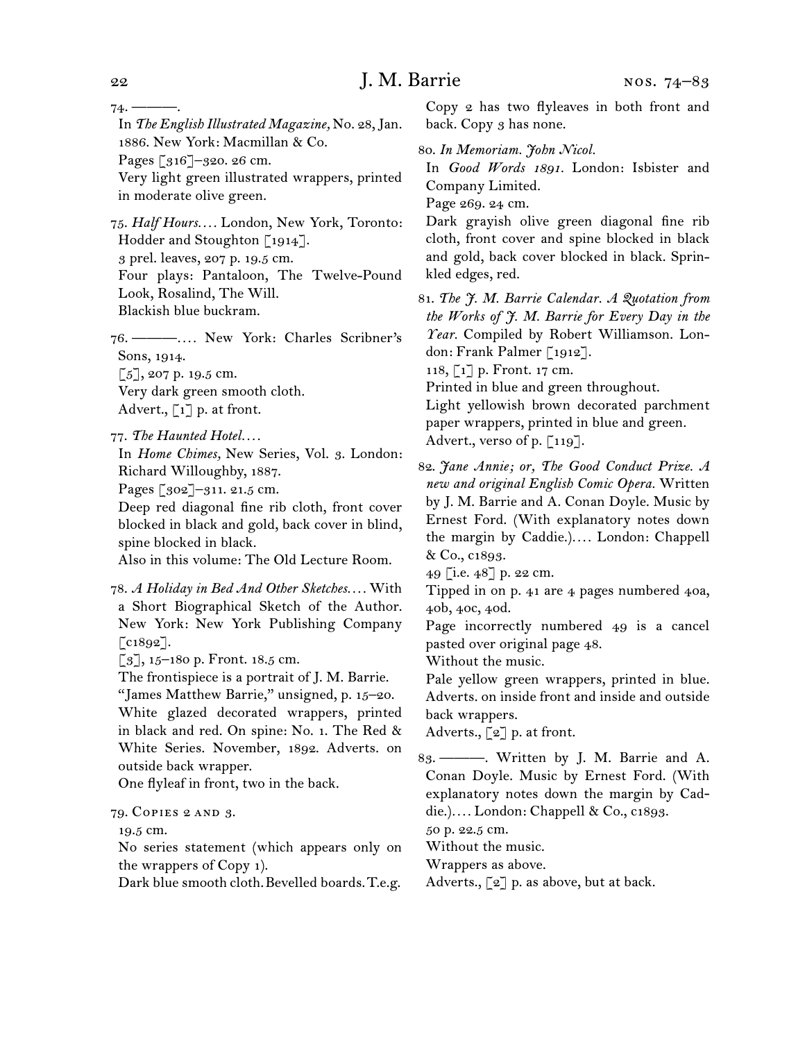74. ———.
In *The English Illustrated Magazine,* No. 28, Jan. 1886. New York: Macmillan & Co.
Pages [316]–320. 26 cm.
Very light green illustrated wrappers, printed in moderate olive green.

75. *Half Hours*.... London, New York, Toronto: Hodder and Stoughton [1914].
3 prel. leaves, 207 p. 19.5 cm.
Four plays: Pantaloon, The Twelve-Pound Look, Rosalind, The Will.
Blackish blue buckram.

76. ———.... New York: Charles Scribner's Sons, 1914.
[5], 207 p. 19.5 cm.
Very dark green smooth cloth.
Advert., [1] p. at front.

77. *The Haunted Hotel*....
In *Home Chimes,* New Series, Vol. 3. London: Richard Willoughby, 1887.
Pages [302]–311. 21.5 cm.
Deep red diagonal fine rib cloth, front cover blocked in black and gold, back cover in blind, spine blocked in black.
Also in this volume: The Old Lecture Room.

78. *A Holiday in Bed And Other Sketches*.... With a Short Biographical Sketch of the Author. New York: New York Publishing Company [c1892].
[3], 15–180 p. Front. 18.5 cm.
The frontispiece is a portrait of J. M. Barrie.
"James Matthew Barrie," unsigned, p. 15–20.
White glazed decorated wrappers, printed in black and red. On spine: No. 1. The Red & White Series. November, 1892. Adverts. on outside back wrapper.
One flyleaf in front, two in the back.

79. Copies 2 and 3.
19.5 cm.
No series statement (which appears only on the wrappers of Copy 1).
Dark blue smooth cloth. Bevelled boards. T.e.g.
Copy 2 has two flyleaves in both front and back. Copy 3 has none.

80. *In Memoriam. John Nicol.*
In *Good Words 1891.* London: Isbister and Company Limited.
Page 269. 24 cm.
Dark grayish olive green diagonal fine rib cloth, front cover and spine blocked in black and gold, back cover blocked in black. Sprinkled edges, red.

81. *The J. M. Barrie Calendar. A Quotation from the Works of J. M. Barrie for Every Day in the Year.* Compiled by Robert Williamson. London: Frank Palmer [1912].
118, [1] p. Front. 17 cm.
Printed in blue and green throughout.
Light yellowish brown decorated parchment paper wrappers, printed in blue and green.
Advert., verso of p. [119].

82. *Jane Annie; or, The Good Conduct Prize. A new and original English Comic Opera.* Written by J. M. Barrie and A. Conan Doyle. Music by Ernest Ford. (With explanatory notes down the margin by Caddie.).... London: Chappell & Co., c1893.
49 [i.e. 48] p. 22 cm.
Tipped in on p. 41 are 4 pages numbered 40a, 40b, 40c, 40d.
Page incorrectly numbered 49 is a cancel pasted over original page 48.
Without the music.
Pale yellow green wrappers, printed in blue. Adverts. on inside front and inside and outside back wrappers.
Adverts., [2] p. at front.

83. ———. Written by J. M. Barrie and A. Conan Doyle. Music by Ernest Ford. (With explanatory notes down the margin by Caddie.).... London: Chappell & Co., c1893.
50 p. 22.5 cm.
Without the music.
Wrappers as above.
Adverts., [2] p. as above, but at back.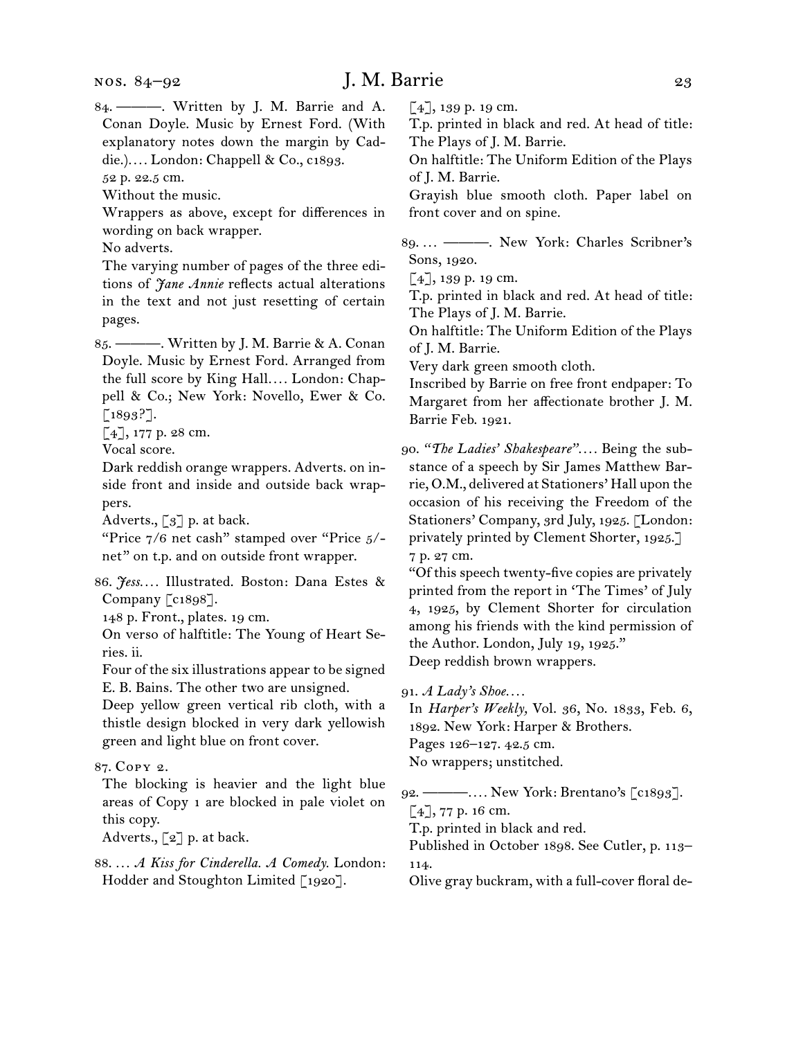84. ———. Written by J. M. Barrie and A. Conan Doyle. Music by Ernest Ford. (With explanatory notes down the margin by Caddie.)…. London: Chappell & Co., c1893.
52 p. 22.5 cm.
Without the music.
Wrappers as above, except for differences in wording on back wrapper.
No adverts.
The varying number of pages of the three editions of *Jane Annie* reflects actual alterations in the text and not just resetting of certain pages.

85. ———. Written by J. M. Barrie & A. Conan Doyle. Music by Ernest Ford. Arranged from the full score by King Hall…. London: Chappell & Co.; New York: Novello, Ewer & Co. [1893?].
[4], 177 p. 28 cm.
Vocal score.
Dark reddish orange wrappers. Adverts. on inside front and inside and outside back wrappers.
Adverts., [3] p. at back.
"Price 7/6 net cash" stamped over "Price 5/- net" on t.p. and on outside front wrapper.

86. *Jess*…. Illustrated. Boston: Dana Estes & Company [c1898].
148 p. Front., plates. 19 cm.
On verso of halftitle: The Young of Heart Series. ii.
Four of the six illustrations appear to be signed E. B. Bains. The other two are unsigned.
Deep yellow green vertical rib cloth, with a thistle design blocked in very dark yellowish green and light blue on front cover.

87. Copy 2.
The blocking is heavier and the light blue areas of Copy 1 are blocked in pale violet on this copy.
Adverts., [2] p. at back.

88. … *A Kiss for Cinderella. A Comedy.* London: Hodder and Stoughton Limited [1920].
[4], 139 p. 19 cm.
T.p. printed in black and red. At head of title: The Plays of J. M. Barrie.
On halftitle: The Uniform Edition of the Plays of J. M. Barrie.
Grayish blue smooth cloth. Paper label on front cover and on spine.

89. … ———. New York: Charles Scribner's Sons, 1920.
[4], 139 p. 19 cm.
T.p. printed in black and red. At head of title: The Plays of J. M. Barrie.
On halftitle: The Uniform Edition of the Plays of J. M. Barrie.
Very dark green smooth cloth.
Inscribed by Barrie on free front endpaper: To Margaret from her affectionate brother J. M. Barrie Feb. 1921.

90. *"The Ladies' Shakespeare"*…. Being the substance of a speech by Sir James Matthew Barrie, O.M., delivered at Stationers' Hall upon the occasion of his receiving the Freedom of the Stationers' Company, 3rd July, 1925. [London: privately printed by Clement Shorter, 1925.]
7 p. 27 cm.
"Of this speech twenty-five copies are privately printed from the report in 'The Times' of July 4, 1925, by Clement Shorter for circulation among his friends with the kind permission of the Author. London, July 19, 1925."
Deep reddish brown wrappers.

91. *A Lady's Shoe*….
In *Harper's Weekly,* Vol. 36, No. 1833, Feb. 6, 1892. New York: Harper & Brothers.
Pages 126–127. 42.5 cm.
No wrappers; unstitched.

92. ———…. New York: Brentano's [c1893].
[4], 77 p. 16 cm.
T.p. printed in black and red.
Published in October 1898. See Cutler, p. 113–114.
Olive gray buckram, with a full-cover floral de-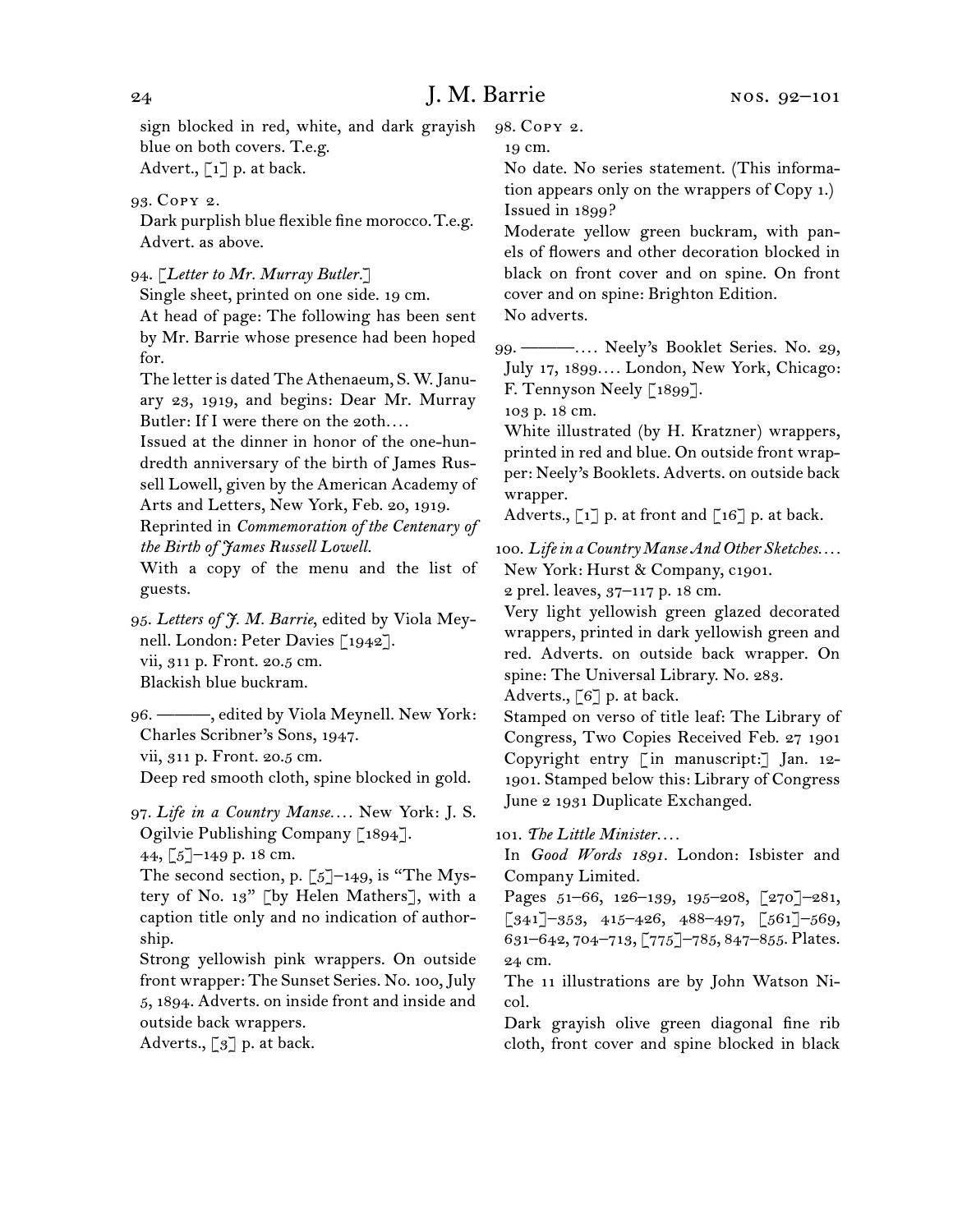sign blocked in red, white, and dark grayish blue on both covers. T.e.g.
Advert., [1] p. at back.

93. Copy 2.
Dark purplish blue flexible fine morocco. T.e.g.
Advert. as above.

94. [*Letter to Mr. Murray Butler.*]
Single sheet, printed on one side. 19 cm.
At head of page: The following has been sent by Mr. Barrie whose presence had been hoped for.
The letter is dated The Athenaeum, S. W. January 23, 1919, and begins: Dear Mr. Murray Butler: If I were there on the 20th....
Issued at the dinner in honor of the one-hundredth anniversary of the birth of James Russell Lowell, given by the American Academy of Arts and Letters, New York, Feb. 20, 1919.
Reprinted in *Commemoration of the Centenary of the Birth of James Russell Lowell.*
With a copy of the menu and the list of guests.

95. *Letters of J. M. Barrie*, edited by Viola Meynell. London: Peter Davies [1942].
vii, 311 p. Front. 20.5 cm.
Blackish blue buckram.

96. ———, edited by Viola Meynell. New York: Charles Scribner's Sons, 1947.
vii, 311 p. Front. 20.5 cm.
Deep red smooth cloth, spine blocked in gold.

97. *Life in a Country Manse....* New York: J. S. Ogilvie Publishing Company [1894].
44, [5]–149 p. 18 cm.
The second section, p. [5]–149, is "The Mystery of No. 13" [by Helen Mathers], with a caption title only and no indication of authorship.
Strong yellowish pink wrappers. On outside front wrapper: The Sunset Series. No. 100, July 5, 1894. Adverts. on inside front and inside and outside back wrappers.
Adverts., [3] p. at back.

98. Copy 2.
19 cm.
No date. No series statement. (This information appears only on the wrappers of Copy 1.) Issued in 1899?
Moderate yellow green buckram, with panels of flowers and other decoration blocked in black on front cover and on spine. On front cover and on spine: Brighton Edition.
No adverts.

99. ———.... Neely's Booklet Series. No. 29, July 17, 1899.... London, New York, Chicago: F. Tennyson Neely [1899].
103 p. 18 cm.
White illustrated (by H. Kratzner) wrappers, printed in red and blue. On outside front wrapper: Neely's Booklets. Adverts. on outside back wrapper.
Adverts., [1] p. at front and [16] p. at back.

100. *Life in a Country Manse And Other Sketches....* New York: Hurst & Company, c1901.
2 prel. leaves, 37–117 p. 18 cm.
Very light yellowish green glazed decorated wrappers, printed in dark yellowish green and red. Adverts. on outside back wrapper. On spine: The Universal Library. No. 283.
Adverts., [6] p. at back.
Stamped on verso of title leaf: The Library of Congress, Two Copies Received Feb. 27 1901 Copyright entry [in manuscript:] Jan. 12-1901. Stamped below this: Library of Congress June 2 1931 Duplicate Exchanged.

101. *The Little Minister....*
In *Good Words 1891*. London: Isbister and Company Limited.
Pages 51–66, 126–139, 195–208, [270]–281, [341]–353, 415–426, 488–497, [561]–569, 631–642, 704–713, [775]–785, 847–855. Plates. 24 cm.
The 11 illustrations are by John Watson Nicol.
Dark grayish olive green diagonal fine rib cloth, front cover and spine blocked in black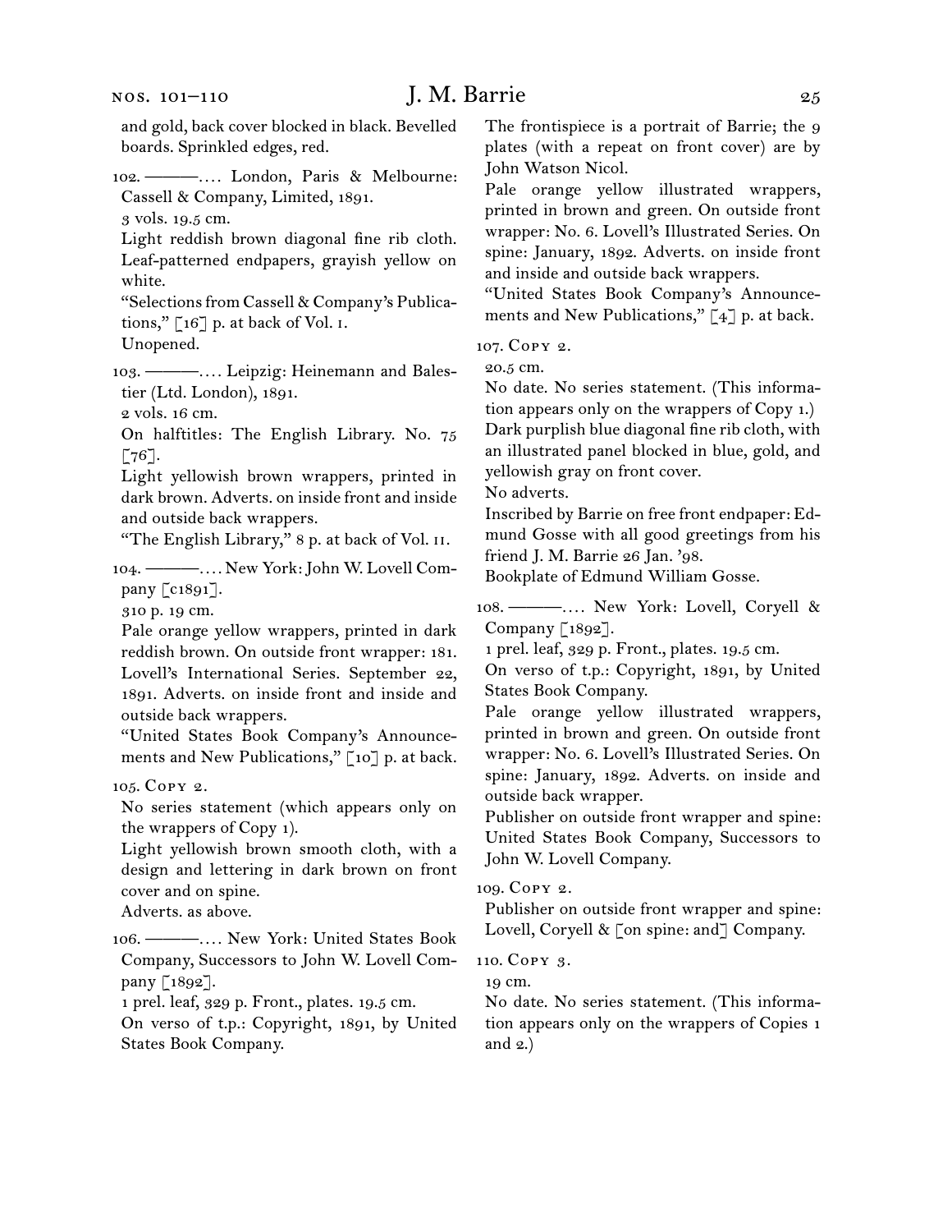and gold, back cover blocked in black. Bevelled boards. Sprinkled edges, red.

102. ———. . . . London, Paris & Melbourne: Cassell & Company, Limited, 1891.
3 vols. 19.5 cm.
Light reddish brown diagonal fine rib cloth. Leaf-patterned endpapers, grayish yellow on white.
"Selections from Cassell & Company's Publications," [16] p. at back of Vol. I.
Unopened.

103. ———. . . . Leipzig: Heinemann and Balestier (Ltd. London), 1891.
2 vols. 16 cm.
On halftitles: The English Library. No. 75 [76].
Light yellowish brown wrappers, printed in dark brown. Adverts. on inside front and inside and outside back wrappers.
"The English Library," 8 p. at back of Vol. II.

104. ———. . . . New York: John W. Lovell Company [c1891].
310 p. 19 cm.
Pale orange yellow wrappers, printed in dark reddish brown. On outside front wrapper: 181. Lovell's International Series. September 22, 1891. Adverts. on inside front and inside and outside back wrappers.
"United States Book Company's Announcements and New Publications," [10] p. at back.

105. Copy 2.
No series statement (which appears only on the wrappers of Copy 1).
Light yellowish brown smooth cloth, with a design and lettering in dark brown on front cover and on spine.
Adverts. as above.

106. ———. . . . New York: United States Book Company, Successors to John W. Lovell Company [1892].
1 prel. leaf, 329 p. Front., plates. 19.5 cm.
On verso of t.p.: Copyright, 1891, by United States Book Company.
The frontispiece is a portrait of Barrie; the 9 plates (with a repeat on front cover) are by John Watson Nicol.
Pale orange yellow illustrated wrappers, printed in brown and green. On outside front wrapper: No. 6. Lovell's Illustrated Series. On spine: January, 1892. Adverts. on inside front and inside and outside back wrappers.
"United States Book Company's Announcements and New Publications," [4] p. at back.

107. Copy 2.
20.5 cm.
No date. No series statement. (This information appears only on the wrappers of Copy 1.)
Dark purplish blue diagonal fine rib cloth, with an illustrated panel blocked in blue, gold, and yellowish gray on front cover.
No adverts.
Inscribed by Barrie on free front endpaper: Edmund Gosse with all good greetings from his friend J. M. Barrie 26 Jan. '98.
Bookplate of Edmund William Gosse.

108. ———. . . . New York: Lovell, Coryell & Company [1892].
1 prel. leaf, 329 p. Front., plates. 19.5 cm.
On verso of t.p.: Copyright, 1891, by United States Book Company.
Pale orange yellow illustrated wrappers, printed in brown and green. On outside front wrapper: No. 6. Lovell's Illustrated Series. On spine: January, 1892. Adverts. on inside and outside back wrapper.
Publisher on outside front wrapper and spine: United States Book Company, Successors to John W. Lovell Company.

109. Copy 2.
Publisher on outside front wrapper and spine: Lovell, Coryell & [on spine: and] Company.

110. Copy 3.
19 cm.
No date. No series statement. (This information appears only on the wrappers of Copies 1 and 2.)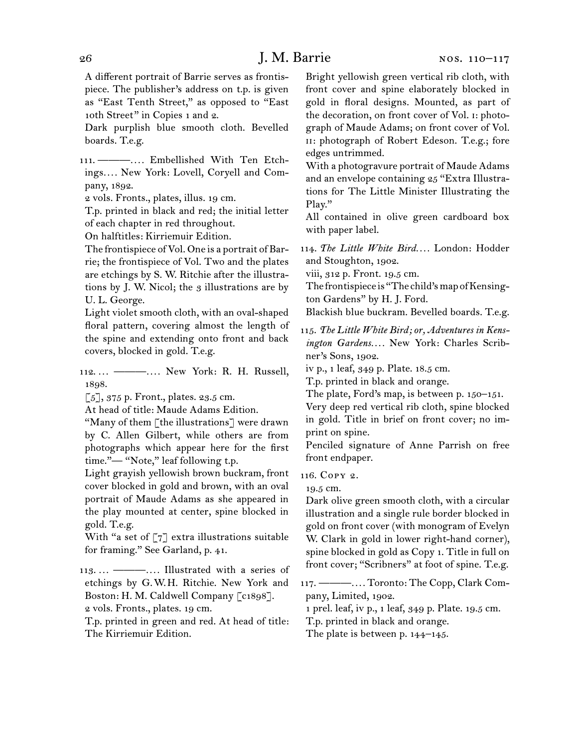A different portrait of Barrie serves as frontispiece. The publisher's address on t.p. is given as "East Tenth Street," as opposed to "East 10th Street" in Copies 1 and 2.

Dark purplish blue smooth cloth. Bevelled boards. T.e.g.

111. ———.… Embellished With Ten Etchings.… New York: Lovell, Coryell and Company, 1892.

2 vols. Fronts., plates, illus. 19 cm.

T.p. printed in black and red; the initial letter of each chapter in red throughout.

On halftitles: Kirriemuir Edition.

The frontispiece of Vol. One is a portrait of Barrie; the frontispiece of Vol. Two and the plates are etchings by S. W. Ritchie after the illustrations by J. W. Nicol; the 3 illustrations are by U. L. George.

Light violet smooth cloth, with an oval-shaped floral pattern, covering almost the length of the spine and extending onto front and back covers, blocked in gold. T.e.g.

112. … ———.… New York: R. H. Russell, 1898.

[5], 375 p. Front., plates. 23.5 cm.

At head of title: Maude Adams Edition.

"Many of them [the illustrations] were drawn by C. Allen Gilbert, while others are from photographs which appear here for the first time."— "Note," leaf following t.p.

Light grayish yellowish brown buckram, front cover blocked in gold and brown, with an oval portrait of Maude Adams as she appeared in the play mounted at center, spine blocked in gold. T.e.g.

With "a set of [7] extra illustrations suitable for framing." See Garland, p. 41.

113. … ———.… Illustrated with a series of etchings by G.W.H. Ritchie. New York and Boston: H. M. Caldwell Company [c1898].

2 vols. Fronts., plates. 19 cm.

T.p. printed in green and red. At head of title: The Kirriemuir Edition.

Bright yellowish green vertical rib cloth, with front cover and spine elaborately blocked in gold in floral designs. Mounted, as part of the decoration, on front cover of Vol. I: photograph of Maude Adams; on front cover of Vol. II: photograph of Robert Edeson. T.e.g.; fore edges untrimmed.

With a photogravure portrait of Maude Adams and an envelope containing 25 "Extra Illustrations for The Little Minister Illustrating the Play."

All contained in olive green cardboard box with paper label.

114. *The Little White Bird*.… London: Hodder and Stoughton, 1902.

viii, 312 p. Front. 19.5 cm.

The frontispiece is "The child's map of Kensington Gardens" by H. J. Ford.

Blackish blue buckram. Bevelled boards. T.e.g.

115. *The Little White Bird; or, Adventures in Kensington Gardens*.… New York: Charles Scribner's Sons, 1902.

iv p., 1 leaf, 349 p. Plate. 18.5 cm.

T.p. printed in black and orange.

The plate, Ford's map, is between p. 150–151.

Very deep red vertical rib cloth, spine blocked in gold. Title in brief on front cover; no imprint on spine.

Penciled signature of Anne Parrish on free front endpaper.

116. Copy 2.

19.5 cm.

Dark olive green smooth cloth, with a circular illustration and a single rule border blocked in gold on front cover (with monogram of Evelyn W. Clark in gold in lower right-hand corner), spine blocked in gold as Copy 1. Title in full on front cover; "Scribners" at foot of spine. T.e.g.

117. ———.… Toronto: The Copp, Clark Company, Limited, 1902.

1 prel. leaf, iv p., 1 leaf, 349 p. Plate. 19.5 cm.

T.p. printed in black and orange.

The plate is between p. 144–145.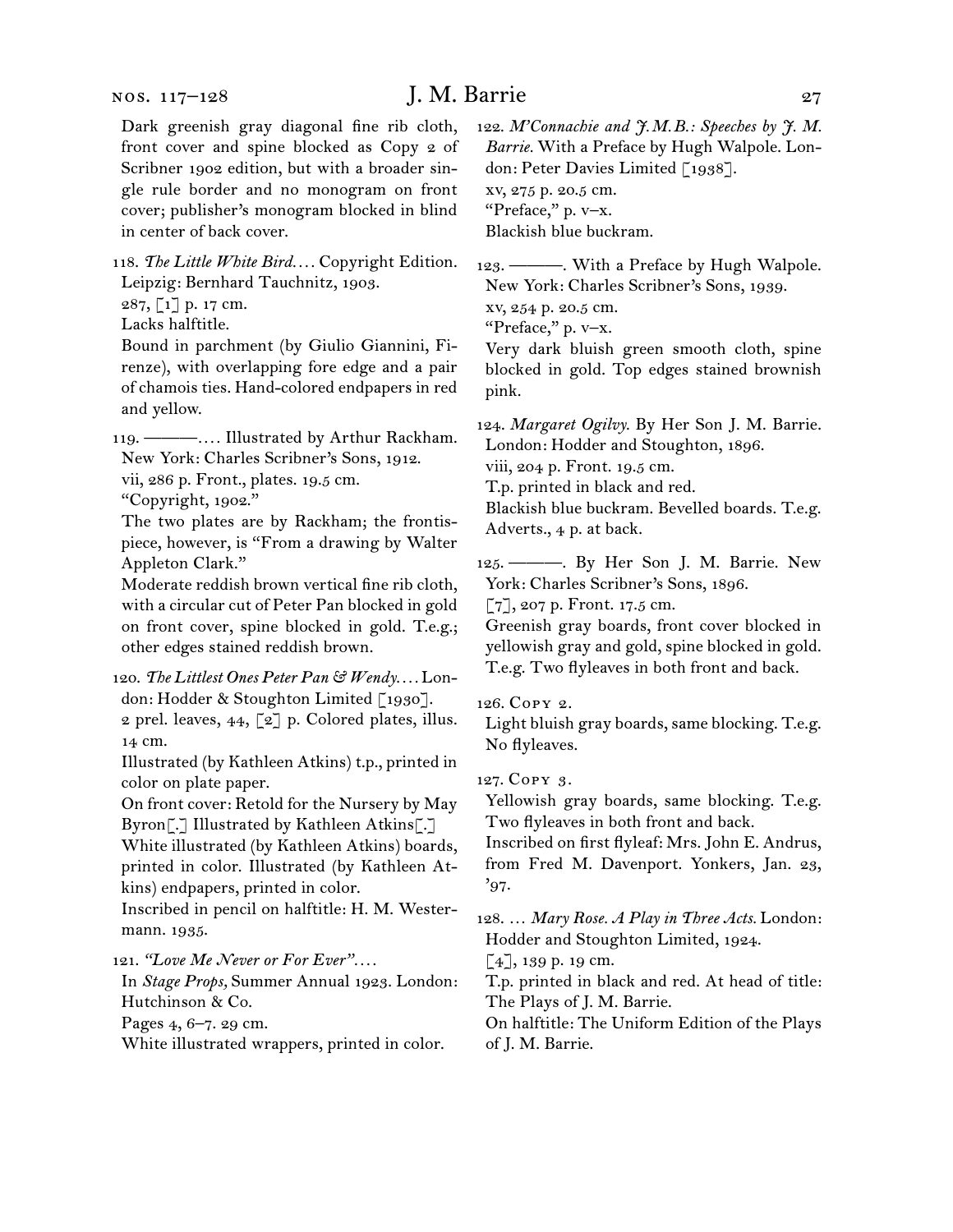Dark greenish gray diagonal fine rib cloth, front cover and spine blocked as Copy 2 of Scribner 1902 edition, but with a broader single rule border and no monogram on front cover; publisher's monogram blocked in blind in center of back cover.

118. *The Little White Bird*. . . . Copyright Edition. Leipzig: Bernhard Tauchnitz, 1903.
287, [1] p. 17 cm.
Lacks halftitle.
Bound in parchment (by Giulio Giannini, Firenze), with overlapping fore edge and a pair of chamois ties. Hand-colored endpapers in red and yellow.

119. ———. . . . Illustrated by Arthur Rackham. New York: Charles Scribner's Sons, 1912.
vii, 286 p. Front., plates. 19.5 cm.
"Copyright, 1902."
The two plates are by Rackham; the frontispiece, however, is "From a drawing by Walter Appleton Clark."
Moderate reddish brown vertical fine rib cloth, with a circular cut of Peter Pan blocked in gold on front cover, spine blocked in gold. T.e.g.; other edges stained reddish brown.

120. *The Littlest Ones Peter Pan & Wendy*. . . . London: Hodder & Stoughton Limited [1930].
2 prel. leaves, 44, [2] p. Colored plates, illus. 14 cm.
Illustrated (by Kathleen Atkins) t.p., printed in color on plate paper.
On front cover: Retold for the Nursery by May Byron[.] Illustrated by Kathleen Atkins[.]
White illustrated (by Kathleen Atkins) boards, printed in color. Illustrated (by Kathleen Atkins) endpapers, printed in color.
Inscribed in pencil on halftitle: H. M. Westermann. 1935.

121. *"Love Me Never or For Ever"*. . . .
In *Stage Props,* Summer Annual 1923. London: Hutchinson & Co.
Pages 4, 6–7. 29 cm.
White illustrated wrappers, printed in color.

122. *M'Connachie and J.M.B.: Speeches by J. M. Barrie.* With a Preface by Hugh Walpole. London: Peter Davies Limited [1938].
xv, 275 p. 20.5 cm.
"Preface," p. v–x.
Blackish blue buckram.

123. ———. With a Preface by Hugh Walpole. New York: Charles Scribner's Sons, 1939.
xv, 254 p. 20.5 cm.
"Preface," p. v–x.
Very dark bluish green smooth cloth, spine blocked in gold. Top edges stained brownish pink.

124. *Margaret Ogilvy.* By Her Son J. M. Barrie. London: Hodder and Stoughton, 1896.
viii, 204 p. Front. 19.5 cm.
T.p. printed in black and red.
Blackish blue buckram. Bevelled boards. T.e.g. Adverts., 4 p. at back.

125. ———. By Her Son J. M. Barrie. New York: Charles Scribner's Sons, 1896.
[7], 207 p. Front. 17.5 cm.
Greenish gray boards, front cover blocked in yellowish gray and gold, spine blocked in gold. T.e.g. Two flyleaves in both front and back.

126. Copy 2.
Light bluish gray boards, same blocking. T.e.g. No flyleaves.

127. Copy 3.
Yellowish gray boards, same blocking. T.e.g. Two flyleaves in both front and back.
Inscribed on first flyleaf: Mrs. John E. Andrus, from Fred M. Davenport. Yonkers, Jan. 23, '97.

128. . . . *Mary Rose. A Play in Three Acts.* London: Hodder and Stoughton Limited, 1924.
[4], 139 p. 19 cm.
T.p. printed in black and red. At head of title: The Plays of J. M. Barrie.
On halftitle: The Uniform Edition of the Plays of J. M. Barrie.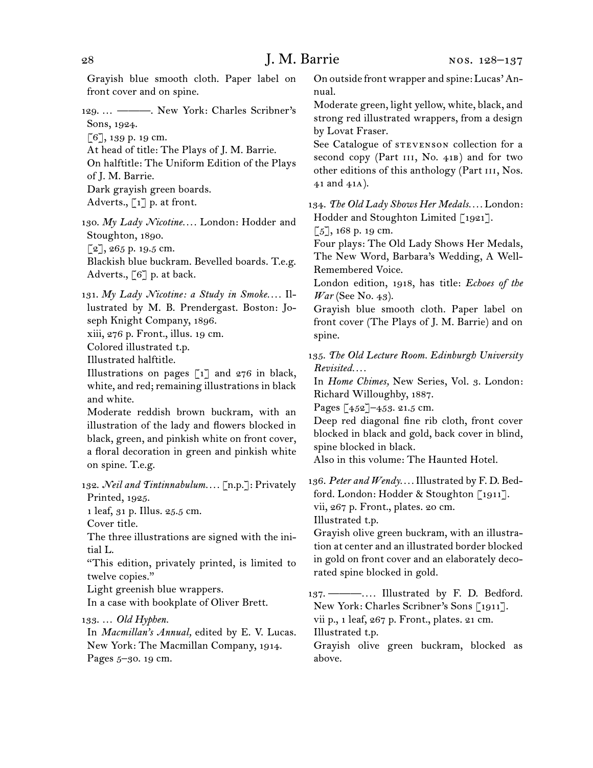Grayish blue smooth cloth. Paper label on front cover and on spine.

129. … ———. New York: Charles Scribner's Sons, 1924.
[6], 139 p. 19 cm.
At head of title: The Plays of J. M. Barrie.
On halftitle: The Uniform Edition of the Plays of J. M. Barrie.
Dark grayish green boards.
Adverts., [1] p. at front.

130. *My Lady Nicotine.*… London: Hodder and Stoughton, 1890.
[2], 265 p. 19.5 cm.
Blackish blue buckram. Bevelled boards. T.e.g.
Adverts., [6] p. at back.

131. *My Lady Nicotine: a Study in Smoke.*… Illustrated by M. B. Prendergast. Boston: Joseph Knight Company, 1896.
xiii, 276 p. Front., illus. 19 cm.
Colored illustrated t.p.
Illustrated halftitle.
Illustrations on pages [1] and 276 in black, white, and red; remaining illustrations in black and white.
Moderate reddish brown buckram, with an illustration of the lady and flowers blocked in black, green, and pinkish white on front cover, a floral decoration in green and pinkish white on spine. T.e.g.

132. *Neil and Tintinnabulum.*… [n.p.]: Privately Printed, 1925.
1 leaf, 31 p. Illus. 25.5 cm.
Cover title.
The three illustrations are signed with the initial L.
"This edition, privately printed, is limited to twelve copies."
Light greenish blue wrappers.
In a case with bookplate of Oliver Brett.

133. … *Old Hyphen.*
In *Macmillan's Annual,* edited by E. V. Lucas. New York: The Macmillan Company, 1914.
Pages 5–30. 19 cm.
On outside front wrapper and spine: Lucas' Annual.
Moderate green, light yellow, white, black, and strong red illustrated wrappers, from a design by Lovat Fraser.
See Catalogue of STEVENSON collection for a second copy (Part III, No. 41B) and for two other editions of this anthology (Part III, Nos. 41 and 41A).

134. *The Old Lady Shows Her Medals.*… London: Hodder and Stoughton Limited [1921].
[5], 168 p. 19 cm.
Four plays: The Old Lady Shows Her Medals, The New Word, Barbara's Wedding, A Well-Remembered Voice.
London edition, 1918, has title: *Echoes of the War* (See No. 43).
Grayish blue smooth cloth. Paper label on front cover (The Plays of J. M. Barrie) and on spine.

135. *The Old Lecture Room. Edinburgh University Revisited.*…
In *Home Chimes,* New Series, Vol. 3. London: Richard Willoughby, 1887.
Pages [452]–453. 21.5 cm.
Deep red diagonal fine rib cloth, front cover blocked in black and gold, back cover in blind, spine blocked in black.
Also in this volume: The Haunted Hotel.

136. *Peter and Wendy.*… Illustrated by F. D. Bedford. London: Hodder & Stoughton [1911].
vii, 267 p. Front., plates. 20 cm.
Illustrated t.p.
Grayish olive green buckram, with an illustration at center and an illustrated border blocked in gold on front cover and an elaborately decorated spine blocked in gold.

137. ———.… Illustrated by F. D. Bedford. New York: Charles Scribner's Sons [1911].
vii p., 1 leaf, 267 p. Front., plates. 21 cm.
Illustrated t.p.
Grayish olive green buckram, blocked as above.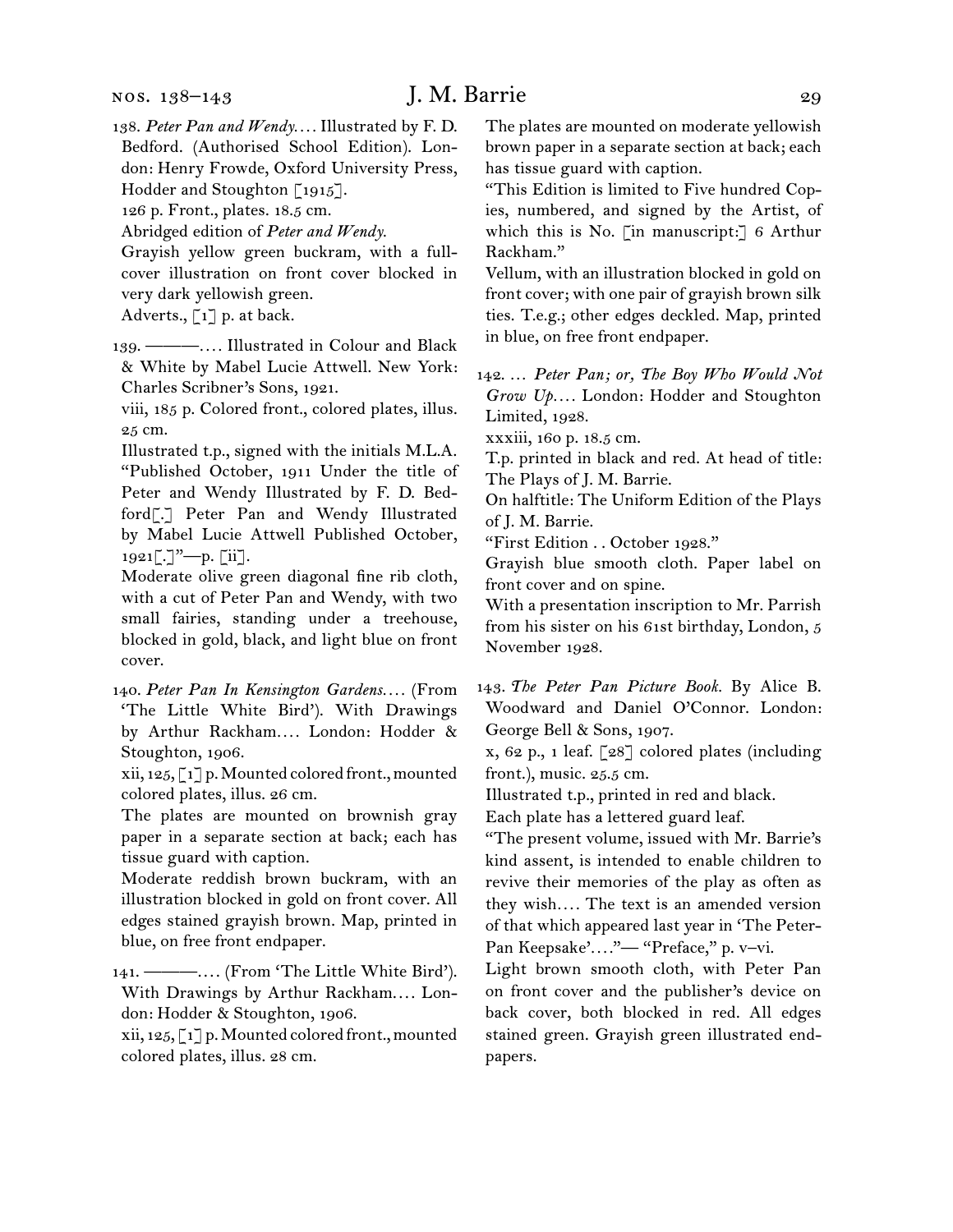138. *Peter Pan and Wendy.*… Illustrated by F. D. Bedford. (Authorised School Edition). London: Henry Frowde, Oxford University Press, Hodder and Stoughton [1915].

126 p. Front., plates. 18.5 cm.

Abridged edition of *Peter and Wendy.*

Grayish yellow green buckram, with a full-cover illustration on front cover blocked in very dark yellowish green.

Adverts., [1] p. at back.

139. ———.… Illustrated in Colour and Black & White by Mabel Lucie Attwell. New York: Charles Scribner's Sons, 1921.

viii, 185 p. Colored front., colored plates, illus. 25 cm.

Illustrated t.p., signed with the initials M.L.A.

"Published October, 1911 Under the title of Peter and Wendy Illustrated by F. D. Bedford[.] Peter Pan and Wendy Illustrated by Mabel Lucie Attwell Published October, 1921[.]"—p. [ii].

Moderate olive green diagonal fine rib cloth, with a cut of Peter Pan and Wendy, with two small fairies, standing under a treehouse, blocked in gold, black, and light blue on front cover.

140. *Peter Pan In Kensington Gardens.*… (From 'The Little White Bird'). With Drawings by Arthur Rackham.… London: Hodder & Stoughton, 1906.

xii, 125, [1] p. Mounted colored front., mounted colored plates, illus. 26 cm.

The plates are mounted on brownish gray paper in a separate section at back; each has tissue guard with caption.

Moderate reddish brown buckram, with an illustration blocked in gold on front cover. All edges stained grayish brown. Map, printed in blue, on free front endpaper.

141. ———.… (From 'The Little White Bird'). With Drawings by Arthur Rackham.… London: Hodder & Stoughton, 1906.

xii, 125, [1] p. Mounted colored front., mounted colored plates, illus. 28 cm.

The plates are mounted on moderate yellowish brown paper in a separate section at back; each has tissue guard with caption.

"This Edition is limited to Five hundred Copies, numbered, and signed by the Artist, of which this is No. [in manuscript:] 6 Arthur Rackham."

Vellum, with an illustration blocked in gold on front cover; with one pair of grayish brown silk ties. T.e.g.; other edges deckled. Map, printed in blue, on free front endpaper.

142. … *Peter Pan; or, The Boy Who Would Not Grow Up.*… London: Hodder and Stoughton Limited, 1928.

xxxiii, 160 p. 18.5 cm.

T.p. printed in black and red. At head of title: The Plays of J. M. Barrie.

On halftitle: The Uniform Edition of the Plays of J. M. Barrie.

"First Edition . . October 1928."

Grayish blue smooth cloth. Paper label on front cover and on spine.

With a presentation inscription to Mr. Parrish from his sister on his 61st birthday, London, 5 November 1928.

143. *The Peter Pan Picture Book.* By Alice B. Woodward and Daniel O'Connor. London: George Bell & Sons, 1907.

x, 62 p., 1 leaf. [28] colored plates (including front.), music. 25.5 cm.

Illustrated t.p., printed in red and black.

Each plate has a lettered guard leaf.

"The present volume, issued with Mr. Barrie's kind assent, is intended to enable children to revive their memories of the play as often as they wish.… The text is an amended version of that which appeared last year in 'The Peter-Pan Keepsake'.…"— "Preface," p. v–vi.

Light brown smooth cloth, with Peter Pan on front cover and the publisher's device on back cover, both blocked in red. All edges stained green. Grayish green illustrated endpapers.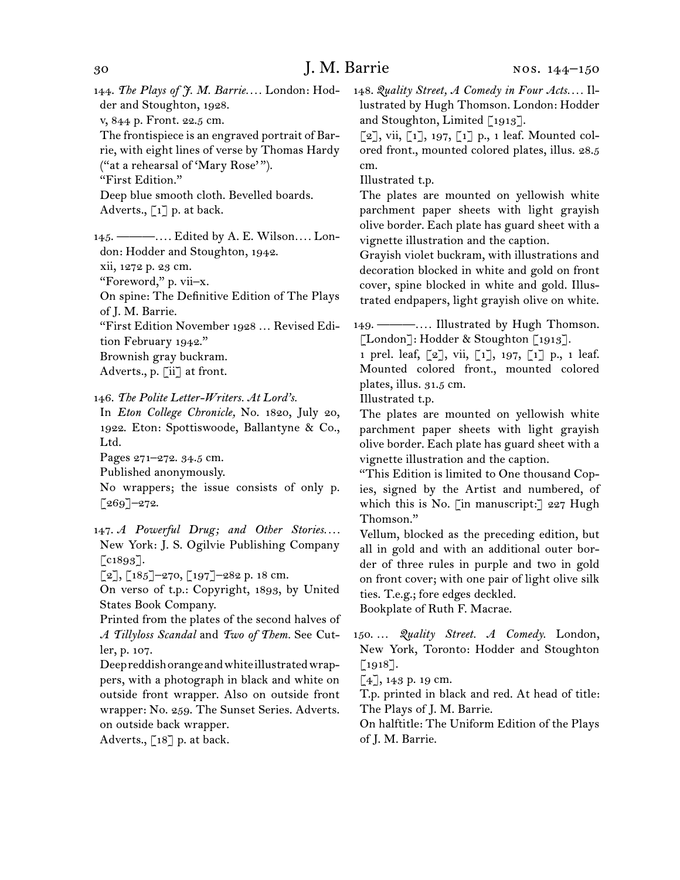144. *The Plays of J. M. Barrie.*... London: Hodder and Stoughton, 1928.
v, 844 p. Front. 22.5 cm.
The frontispiece is an engraved portrait of Barrie, with eight lines of verse by Thomas Hardy ("at a rehearsal of 'Mary Rose' ").
"First Edition."
Deep blue smooth cloth. Bevelled boards.
Adverts., [1] p. at back.

145. ———.... Edited by A. E. Wilson.... London: Hodder and Stoughton, 1942.
xii, 1272 p. 23 cm.
"Foreword," p. vii–x.
On spine: The Definitive Edition of The Plays of J. M. Barrie.
"First Edition November 1928 ... Revised Edition February 1942."
Brownish gray buckram.
Adverts., p. [ii] at front.

146. *The Polite Letter-Writers. At Lord's.*
In *Eton College Chronicle,* No. 1820, July 20, 1922. Eton: Spottiswoode, Ballantyne & Co., Ltd.
Pages 271–272. 34.5 cm.
Published anonymously.
No wrappers; the issue consists of only p. [269]–272.

147. *A Powerful Drug; and Other Stories....* New York: J. S. Ogilvie Publishing Company [c1893].
[2], [185]–270, [197]–282 p. 18 cm.
On verso of t.p.: Copyright, 1893, by United States Book Company.
Printed from the plates of the second halves of *A Tillyloss Scandal* and *Two of Them.* See Cutler, p. 107.
Deep reddish orange and white illustrated wrappers, with a photograph in black and white on outside front wrapper. Also on outside front wrapper: No. 259. The Sunset Series. Adverts. on outside back wrapper.
Adverts., [18] p. at back.

148. *Quality Street, A Comedy in Four Acts....* Illustrated by Hugh Thomson. London: Hodder and Stoughton, Limited [1913].
[2], vii, [1], 197, [1] p., 1 leaf. Mounted colored front., mounted colored plates, illus. 28.5 cm.
Illustrated t.p.
The plates are mounted on yellowish white parchment paper sheets with light grayish olive border. Each plate has guard sheet with a vignette illustration and the caption.
Grayish violet buckram, with illustrations and decoration blocked in white and gold on front cover, spine blocked in white and gold. Illustrated endpapers, light grayish olive on white.

149. ———.... Illustrated by Hugh Thomson. [London]: Hodder & Stoughton [1913].
1 prel. leaf, [2], vii, [1], 197, [1] p., 1 leaf. Mounted colored front., mounted colored plates, illus. 31.5 cm.
Illustrated t.p.
The plates are mounted on yellowish white parchment paper sheets with light grayish olive border. Each plate has guard sheet with a vignette illustration and the caption.
"This Edition is limited to One thousand Copies, signed by the Artist and numbered, of which this is No. [in manuscript:] 227 Hugh Thomson."
Vellum, blocked as the preceding edition, but all in gold and with an additional outer border of three rules in purple and two in gold on front cover; with one pair of light olive silk ties. T.e.g.; fore edges deckled.
Bookplate of Ruth F. Macrae.

150. ... *Quality Street. A Comedy.* London, New York, Toronto: Hodder and Stoughton [1918].
[4], 143 p. 19 cm.
T.p. printed in black and red. At head of title: The Plays of J. M. Barrie.
On halftitle: The Uniform Edition of the Plays of J. M. Barrie.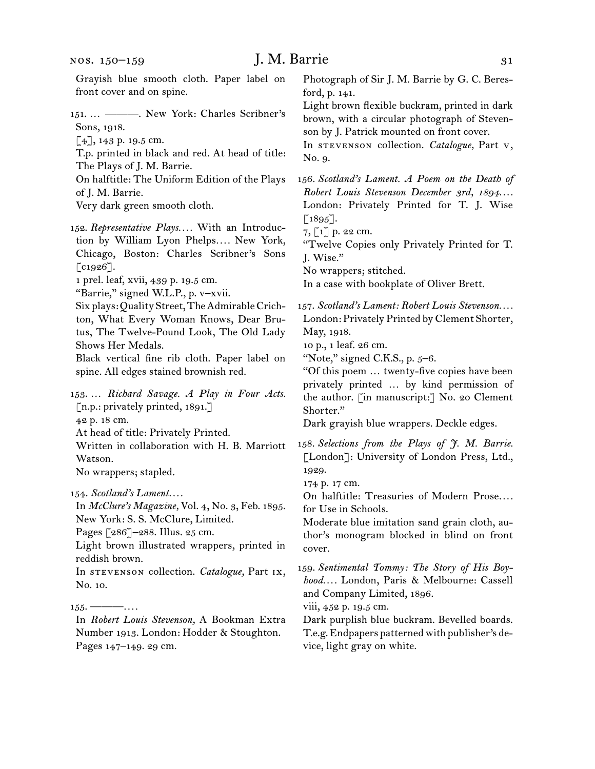Grayish blue smooth cloth. Paper label on front cover and on spine.

151. … ———. New York: Charles Scribner's Sons, 1918.
[4], 143 p. 19.5 cm.
T.p. printed in black and red. At head of title: The Plays of J. M. Barrie.
On halftitle: The Uniform Edition of the Plays of J. M. Barrie.
Very dark green smooth cloth.

152. *Representative Plays.*… With an Introduction by William Lyon Phelps.… New York, Chicago, Boston: Charles Scribner's Sons [c1926].
1 prel. leaf, xvii, 439 p. 19.5 cm.
"Barrie," signed W.L.P., p. v–xvii.
Six plays: Quality Street, The Admirable Crichton, What Every Woman Knows, Dear Brutus, The Twelve-Pound Look, The Old Lady Shows Her Medals.
Black vertical fine rib cloth. Paper label on spine. All edges stained brownish red.

153. … *Richard Savage. A Play in Four Acts.* [n.p.: privately printed, 1891.]
42 p. 18 cm.
At head of title: Privately Printed.
Written in collaboration with H. B. Marriott Watson.
No wrappers; stapled.

154. *Scotland's Lament.*…
In *McClure's Magazine,* Vol. 4, No. 3, Feb. 1895. New York: S. S. McClure, Limited.
Pages [286]–288. Illus. 25 cm.
Light brown illustrated wrappers, printed in reddish brown.
In STEVENSON collection. *Catalogue,* Part IX, No. 10.

155. ———.…
In *Robert Louis Stevenson,* A Bookman Extra Number 1913. London: Hodder & Stoughton.
Pages 147–149. 29 cm.
Photograph of Sir J. M. Barrie by G. C. Beresford, p. 141.
Light brown flexible buckram, printed in dark brown, with a circular photograph of Stevenson by J. Patrick mounted on front cover.
In STEVENSON collection. *Catalogue,* Part V, No. 9.

156. *Scotland's Lament. A Poem on the Death of Robert Louis Stevenson December 3rd, 1894.*… London: Privately Printed for T. J. Wise [1895].
7, [1] p. 22 cm.
"Twelve Copies only Privately Printed for T. J. Wise."
No wrappers; stitched.
In a case with bookplate of Oliver Brett.

157. *Scotland's Lament: Robert Louis Stevenson.*… London: Privately Printed by Clement Shorter, May, 1918.
10 p., 1 leaf. 26 cm.
"Note," signed C.K.S., p. 5–6.
"Of this poem … twenty-five copies have been privately printed … by kind permission of the author. [in manuscript:] No. 20 Clement Shorter."
Dark grayish blue wrappers. Deckle edges.

158. *Selections from the Plays of J. M. Barrie.* [London]: University of London Press, Ltd., 1929.
174 p. 17 cm.
On halftitle: Treasuries of Modern Prose.… for Use in Schools.
Moderate blue imitation sand grain cloth, author's monogram blocked in blind on front cover.

159. *Sentimental Tommy: The Story of His Boyhood.*… London, Paris & Melbourne: Cassell and Company Limited, 1896.
viii, 452 p. 19.5 cm.
Dark purplish blue buckram. Bevelled boards. T.e.g. Endpapers patterned with publisher's device, light gray on white.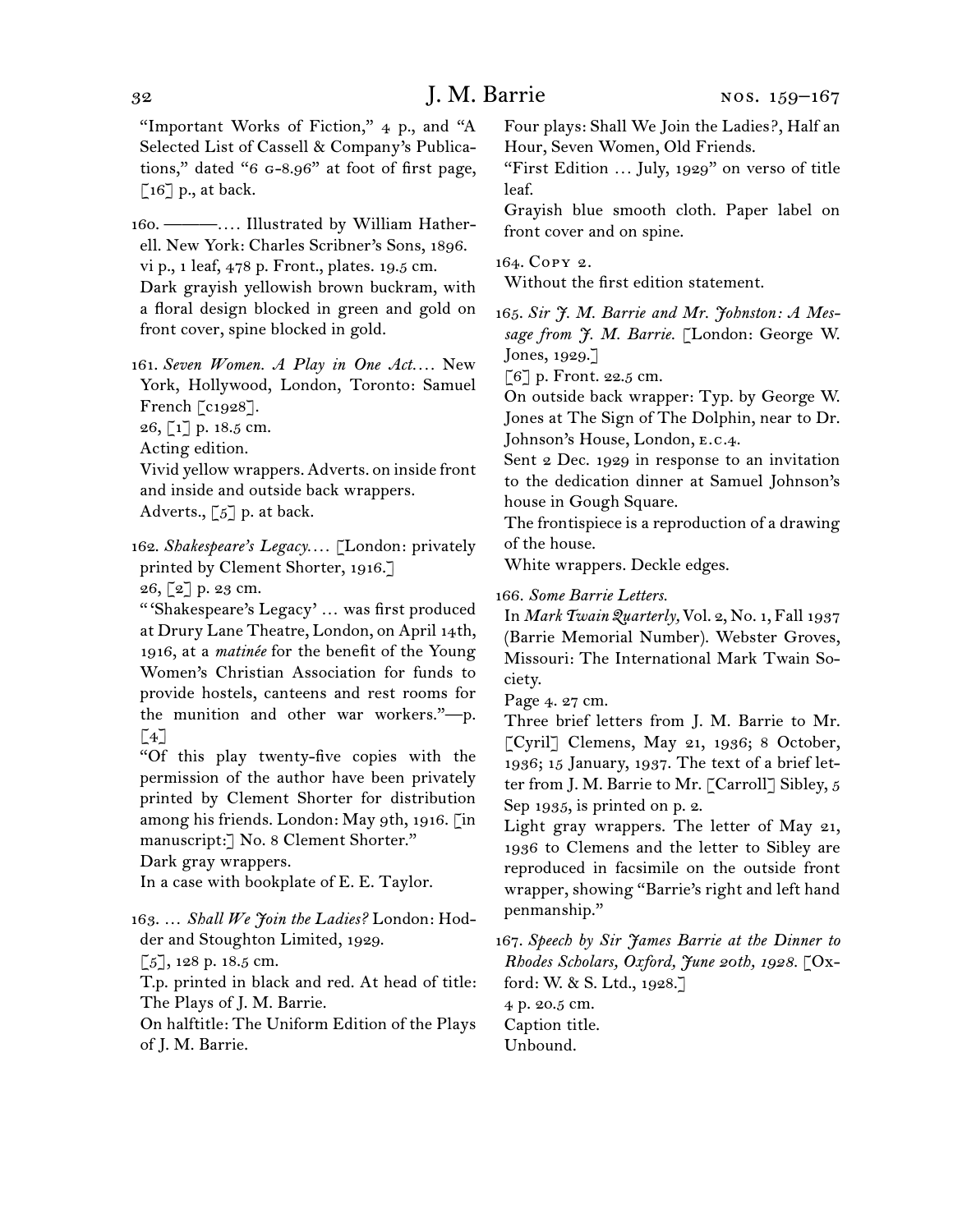“Important Works of Fiction,” 4 p., and “A Selected List of Cassell & Company’s Publications,” dated “6 G-8.96” at foot of first page, [16] p., at back.

160. ———. . . . Illustrated by William Hatherell. New York: Charles Scribner’s Sons, 1896.
vi p., 1 leaf, 478 p. Front., plates. 19.5 cm.
Dark grayish yellowish brown buckram, with a floral design blocked in green and gold on front cover, spine blocked in gold.

161. *Seven Women. A Play in One Act. . . .* New York, Hollywood, London, Toronto: Samuel French [c1928].
26, [1] p. 18.5 cm.
Acting edition.
Vivid yellow wrappers. Adverts. on inside front and inside and outside back wrappers.
Adverts., [5] p. at back.

162. *Shakespeare’s Legacy. . . .* [London: privately printed by Clement Shorter, 1916.]
26, [2] p. 23 cm.
“ ‘Shakespeare’s Legacy’ . . . was first produced at Drury Lane Theatre, London, on April 14th, 1916, at a *matinée* for the benefit of the Young Women’s Christian Association for funds to provide hostels, canteens and rest rooms for the munition and other war workers.”—p. [4]
“Of this play twenty-five copies with the permission of the author have been privately printed by Clement Shorter for distribution among his friends. London: May 9th, 1916. [in manuscript:] No. 8 Clement Shorter.”
Dark gray wrappers.
In a case with bookplate of E. E. Taylor.

163. . . . *Shall We Join the Ladies?* London: Hodder and Stoughton Limited, 1929.
[5], 128 p. 18.5 cm.
T.p. printed in black and red. At head of title: The Plays of J. M. Barrie.
On halftitle: The Uniform Edition of the Plays of J. M. Barrie.
Four plays: Shall We Join the Ladies?, Half an Hour, Seven Women, Old Friends.
“First Edition . . . July, 1929” on verso of title leaf.
Grayish blue smooth cloth. Paper label on front cover and on spine.

164. Copy 2.
Without the first edition statement.

165. *Sir J. M. Barrie and Mr. Johnston: A Message from J. M. Barrie.* [London: George W. Jones, 1929.]
[6] p. Front. 22.5 cm.
On outside back wrapper: Typ. by George W. Jones at The Sign of The Dolphin, near to Dr. Johnson’s House, London, E.C.4.
Sent 2 Dec. 1929 in response to an invitation to the dedication dinner at Samuel Johnson’s house in Gough Square.
The frontispiece is a reproduction of a drawing of the house.
White wrappers. Deckle edges.

166. *Some Barrie Letters.*
In *Mark Twain Quarterly,* Vol. 2, No. 1, Fall 1937 (Barrie Memorial Number). Webster Groves, Missouri: The International Mark Twain Society.
Page 4. 27 cm.
Three brief letters from J. M. Barrie to Mr. [Cyril] Clemens, May 21, 1936; 8 October, 1936; 15 January, 1937. The text of a brief letter from J. M. Barrie to Mr. [Carroll] Sibley, 5 Sep 1935, is printed on p. 2.
Light gray wrappers. The letter of May 21, 1936 to Clemens and the letter to Sibley are reproduced in facsimile on the outside front wrapper, showing “Barrie’s right and left hand penmanship.”

167. *Speech by Sir James Barrie at the Dinner to Rhodes Scholars, Oxford, June 20th, 1928.* [Oxford: W. & S. Ltd., 1928.]
4 p. 20.5 cm.
Caption title.
Unbound.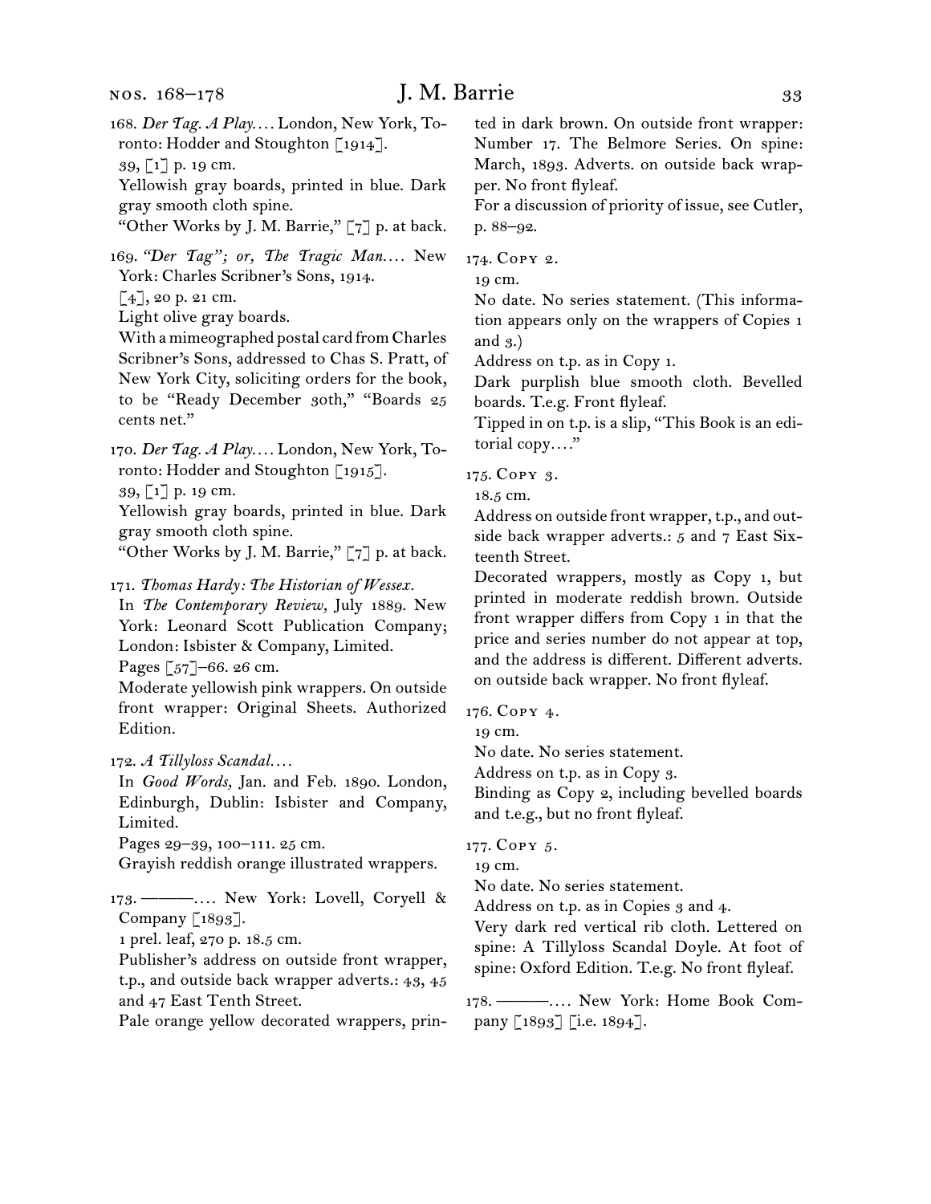168. *Der Tag. A Play.* . . . London, New York, Toronto: Hodder and Stoughton [1914].
39, [1] p. 19 cm.
Yellowish gray boards, printed in blue. Dark gray smooth cloth spine.
"Other Works by J. M. Barrie," [7] p. at back.

169. *"Der Tag"; or, The Tragic Man.* . . . New York: Charles Scribner's Sons, 1914.
[4], 20 p. 21 cm.
Light olive gray boards.
With a mimeographed postal card from Charles Scribner's Sons, addressed to Chas S. Pratt, of New York City, soliciting orders for the book, to be "Ready December 30th," "Boards 25 cents net."

170. *Der Tag. A Play.* . . . London, New York, Toronto: Hodder and Stoughton [1915].
39, [1] p. 19 cm.
Yellowish gray boards, printed in blue. Dark gray smooth cloth spine.
"Other Works by J. M. Barrie," [7] p. at back.

171. *Thomas Hardy: The Historian of Wessex.*
In *The Contemporary Review,* July 1889. New York: Leonard Scott Publication Company; London: Isbister & Company, Limited.
Pages [57]–66. 26 cm.
Moderate yellowish pink wrappers. On outside front wrapper: Original Sheets. Authorized Edition.

172. *A Tillyloss Scandal.* . . .
In *Good Words,* Jan. and Feb. 1890. London, Edinburgh, Dublin: Isbister and Company, Limited.
Pages 29–39, 100–111. 25 cm.
Grayish reddish orange illustrated wrappers.

173. ———. . . . New York: Lovell, Coryell & Company [1893].
1 prel. leaf, 270 p. 18.5 cm.
Publisher's address on outside front wrapper, t.p., and outside back wrapper adverts.: 43, 45 and 47 East Tenth Street.
Pale orange yellow decorated wrappers, printed in dark brown. On outside front wrapper: Number 17. The Belmore Series. On spine: March, 1893. Adverts. on outside back wrapper. No front flyleaf.
For a discussion of priority of issue, see Cutler, p. 88–92.

174. Copy 2.
19 cm.
No date. No series statement. (This information appears only on the wrappers of Copies 1 and 3.)
Address on t.p. as in Copy 1.
Dark purplish blue smooth cloth. Bevelled boards. T.e.g. Front flyleaf.
Tipped in on t.p. is a slip, "This Book is an editorial copy. . . ."

175. Copy 3.
18.5 cm.
Address on outside front wrapper, t.p., and outside back wrapper adverts.: 5 and 7 East Sixteenth Street.
Decorated wrappers, mostly as Copy 1, but printed in moderate reddish brown. Outside front wrapper differs from Copy 1 in that the price and series number do not appear at top, and the address is different. Different adverts. on outside back wrapper. No front flyleaf.

176. Copy 4.
19 cm.
No date. No series statement.
Address on t.p. as in Copy 3.
Binding as Copy 2, including bevelled boards and t.e.g., but no front flyleaf.

177. Copy 5.
19 cm.
No date. No series statement.
Address on t.p. as in Copies 3 and 4.
Very dark red vertical rib cloth. Lettered on spine: A Tillyloss Scandal Doyle. At foot of spine: Oxford Edition. T.e.g. No front flyleaf.

178. ———. . . . New York: Home Book Company [1893] [i.e. 1894].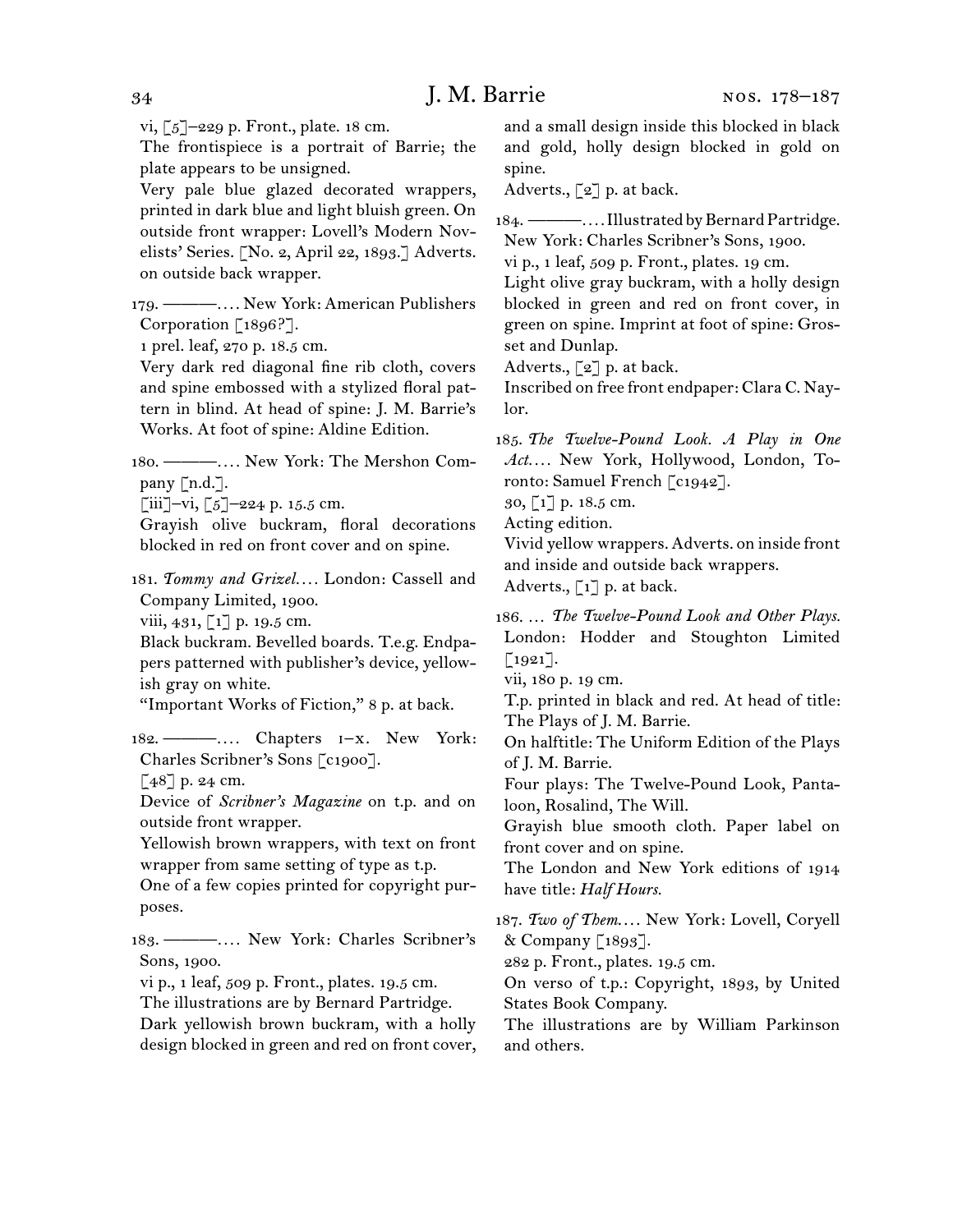vi, [5]–229 p. Front., plate. 18 cm.
The frontispiece is a portrait of Barrie; the plate appears to be unsigned.
Very pale blue glazed decorated wrappers, printed in dark blue and light bluish green. On outside front wrapper: Lovell's Modern Novelists' Series. [No. 2, April 22, 1893.] Adverts. on outside back wrapper.

179. ———. . . . New York: American Publishers Corporation [1896?].
1 prel. leaf, 270 p. 18.5 cm.
Very dark red diagonal fine rib cloth, covers and spine embossed with a stylized floral pattern in blind. At head of spine: J. M. Barrie's Works. At foot of spine: Aldine Edition.

180. ———. . . . New York: The Mershon Company [n.d.].
[iii]–vi, [5]–224 p. 15.5 cm.
Grayish olive buckram, floral decorations blocked in red on front cover and on spine.

181. *Tommy and Grizel*. . . . London: Cassell and Company Limited, 1900.
viii, 431, [1] p. 19.5 cm.
Black buckram. Bevelled boards. T.e.g. Endpapers patterned with publisher's device, yellowish gray on white.
"Important Works of Fiction," 8 p. at back.

182. ———. . . . Chapters i–x. New York: Charles Scribner's Sons [c1900].
[48] p. 24 cm.
Device of *Scribner's Magazine* on t.p. and on outside front wrapper.
Yellowish brown wrappers, with text on front wrapper from same setting of type as t.p.
One of a few copies printed for copyright purposes.

183. ———. . . . New York: Charles Scribner's Sons, 1900.
vi p., 1 leaf, 509 p. Front., plates. 19.5 cm.
The illustrations are by Bernard Partridge.
Dark yellowish brown buckram, with a holly design blocked in green and red on front cover, and a small design inside this blocked in black and gold, holly design blocked in gold on spine.
Adverts., [2] p. at back.

184. ———. . . . Illustrated by Bernard Partridge. New York: Charles Scribner's Sons, 1900.
vi p., 1 leaf, 509 p. Front., plates. 19 cm.
Light olive gray buckram, with a holly design blocked in green and red on front cover, in green on spine. Imprint at foot of spine: Grosset and Dunlap.
Adverts., [2] p. at back.
Inscribed on free front endpaper: Clara C. Naylor.

185. *The Twelve-Pound Look. A Play in One Act*. . . . New York, Hollywood, London, Toronto: Samuel French [c1942].
30, [1] p. 18.5 cm.
Acting edition.
Vivid yellow wrappers. Adverts. on inside front and inside and outside back wrappers.
Adverts., [1] p. at back.

186. . . . *The Twelve-Pound Look and Other Plays*. London: Hodder and Stoughton Limited [1921].
vii, 180 p. 19 cm.
T.p. printed in black and red. At head of title: The Plays of J. M. Barrie.
On halftitle: The Uniform Edition of the Plays of J. M. Barrie.
Four plays: The Twelve-Pound Look, Pantaloon, Rosalind, The Will.
Grayish blue smooth cloth. Paper label on front cover and on spine.
The London and New York editions of 1914 have title: *Half Hours*.

187. *Two of Them*. . . . New York: Lovell, Coryell & Company [1893].
282 p. Front., plates. 19.5 cm.
On verso of t.p.: Copyright, 1893, by United States Book Company.
The illustrations are by William Parkinson and others.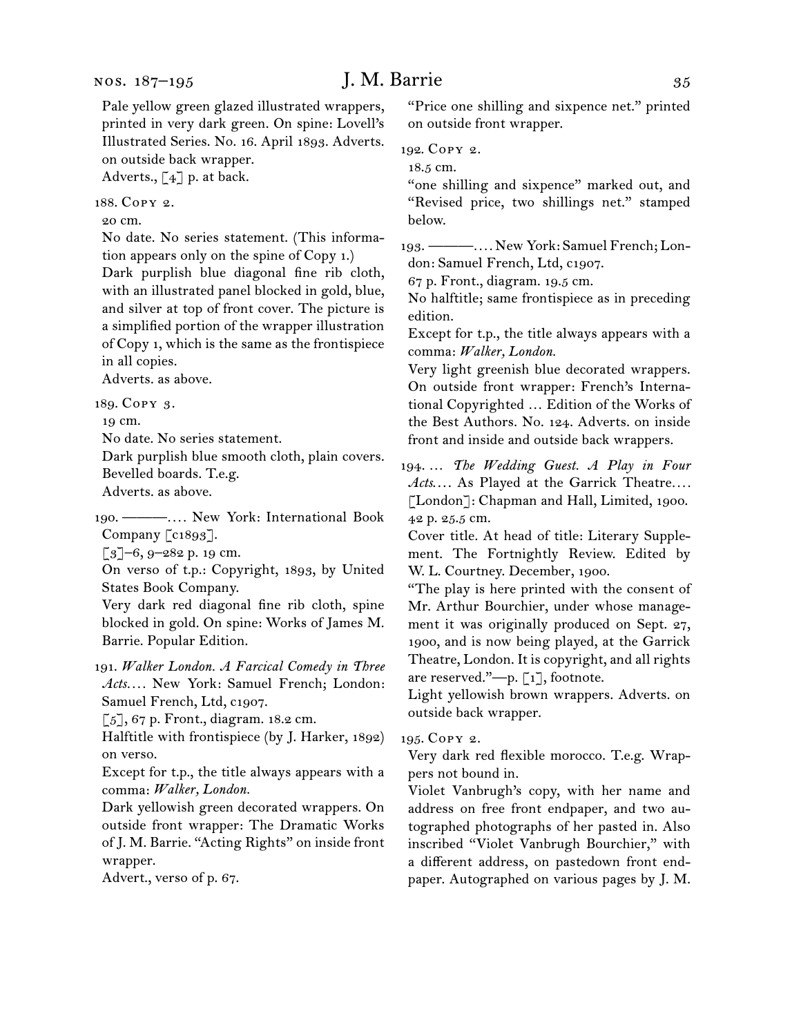Pale yellow green glazed illustrated wrappers, printed in very dark green. On spine: Lovell's Illustrated Series. No. 16. April 1893. Adverts. on outside back wrapper.
Adverts., [4] p. at back.

188. Copy 2.
20 cm.
No date. No series statement. (This information appears only on the spine of Copy 1.)
Dark purplish blue diagonal fine rib cloth, with an illustrated panel blocked in gold, blue, and silver at top of front cover. The picture is a simplified portion of the wrapper illustration of Copy 1, which is the same as the frontispiece in all copies.
Adverts. as above.

189. Copy 3.
19 cm.
No date. No series statement.
Dark purplish blue smooth cloth, plain covers. Bevelled boards. T.e.g.
Adverts. as above.

190. ———. . . . New York: International Book Company [c1893].
[3]–6, 9–282 p. 19 cm.
On verso of t.p.: Copyright, 1893, by United States Book Company.
Very dark red diagonal fine rib cloth, spine blocked in gold. On spine: Works of James M. Barrie. Popular Edition.

191. *Walker London. A Farcical Comedy in Three Acts. . . .* New York: Samuel French; London: Samuel French, Ltd, c1907.
[5], 67 p. Front., diagram. 18.2 cm.
Halftitle with frontispiece (by J. Harker, 1892) on verso.
Except for t.p., the title always appears with a comma: *Walker, London.*
Dark yellowish green decorated wrappers. On outside front wrapper: The Dramatic Works of J. M. Barrie. "Acting Rights" on inside front wrapper.
Advert., verso of p. 67.
"Price one shilling and sixpence net." printed on outside front wrapper.

192. Copy 2.
18.5 cm.
"one shilling and sixpence" marked out, and "Revised price, two shillings net." stamped below.

193. ———. . . . New York: Samuel French; London: Samuel French, Ltd, c1907.
67 p. Front., diagram. 19.5 cm.
No halftitle; same frontispiece as in preceding edition.
Except for t.p., the title always appears with a comma: *Walker, London.*
Very light greenish blue decorated wrappers. On outside front wrapper: French's International Copyrighted . . . Edition of the Works of the Best Authors. No. 124. Adverts. on inside front and inside and outside back wrappers.

194. . . . *The Wedding Guest. A Play in Four Acts. . . .* As Played at the Garrick Theatre. . . . [London]: Chapman and Hall, Limited, 1900.
42 p. 25.5 cm.
Cover title. At head of title: Literary Supplement. The Fortnightly Review. Edited by W. L. Courtney. December, 1900.
"The play is here printed with the consent of Mr. Arthur Bourchier, under whose management it was originally produced on Sept. 27, 1900, and is now being played, at the Garrick Theatre, London. It is copyright, and all rights are reserved."—p. [1], footnote.
Light yellowish brown wrappers. Adverts. on outside back wrapper.

195. Copy 2.
Very dark red flexible morocco. T.e.g. Wrappers not bound in.
Violet Vanbrugh's copy, with her name and address on free front endpaper, and two autographed photographs of her pasted in. Also inscribed "Violet Vanbrugh Bourchier," with a different address, on pastedown front endpaper. Autographed on various pages by J. M.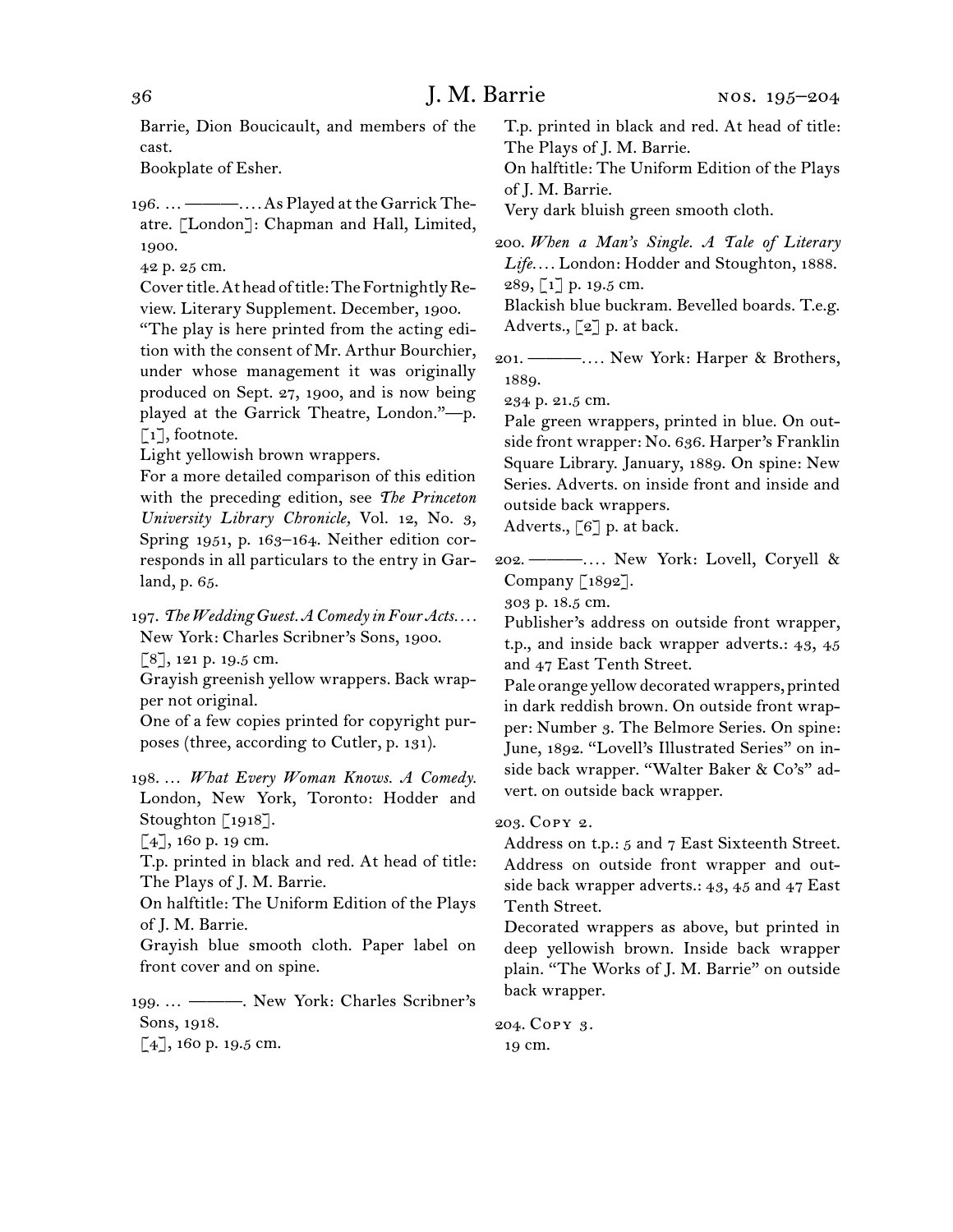Barrie, Dion Boucicault, and members of the cast.

Bookplate of Esher.

196. … ———. … As Played at the Garrick Theatre. [London]: Chapman and Hall, Limited, 1900.

42 p. 25 cm.

Cover title. At head of title: The Fortnightly Review. Literary Supplement. December, 1900.

"The play is here printed from the acting edition with the consent of Mr. Arthur Bourchier, under whose management it was originally produced on Sept. 27, 1900, and is now being played at the Garrick Theatre, London."—p. [1], footnote.

Light yellowish brown wrappers.

For a more detailed comparison of this edition with the preceding edition, see *The Princeton University Library Chronicle,* Vol. 12, No. 3, Spring 1951, p. 163–164. Neither edition corresponds in all particulars to the entry in Garland, p. 65.

197. *The Wedding Guest. A Comedy in Four Acts.* … New York: Charles Scribner's Sons, 1900.

[8], 121 p. 19.5 cm.

Grayish greenish yellow wrappers. Back wrapper not original.

One of a few copies printed for copyright purposes (three, according to Cutler, p. 131).

198. … *What Every Woman Knows. A Comedy.* London, New York, Toronto: Hodder and Stoughton [1918].

[4], 160 p. 19 cm.

T.p. printed in black and red. At head of title: The Plays of J. M. Barrie.

On halftitle: The Uniform Edition of the Plays of J. M. Barrie.

Grayish blue smooth cloth. Paper label on front cover and on spine.

199. … ———. New York: Charles Scribner's Sons, 1918.

[4], 160 p. 19.5 cm.

T.p. printed in black and red. At head of title: The Plays of J. M. Barrie.

On halftitle: The Uniform Edition of the Plays of J. M. Barrie.

Very dark bluish green smooth cloth.

200. *When a Man's Single. A Tale of Literary Life.* … London: Hodder and Stoughton, 1888.

289, [1] p. 19.5 cm.

Blackish blue buckram. Bevelled boards. T.e.g.

Adverts., [2] p. at back.

201. ———. … New York: Harper & Brothers, 1889.

234 p. 21.5 cm.

Pale green wrappers, printed in blue. On outside front wrapper: No. 636. Harper's Franklin Square Library. January, 1889. On spine: New Series. Adverts. on inside front and inside and outside back wrappers.

Adverts., [6] p. at back.

202. ———. … New York: Lovell, Coryell & Company [1892].

303 p. 18.5 cm.

Publisher's address on outside front wrapper, t.p., and inside back wrapper adverts.: 43, 45 and 47 East Tenth Street.

Pale orange yellow decorated wrappers, printed in dark reddish brown. On outside front wrapper: Number 3. The Belmore Series. On spine: June, 1892. "Lovell's Illustrated Series" on inside back wrapper. "Walter Baker & Co's" advert. on outside back wrapper.

203. Copy 2.

Address on t.p.: 5 and 7 East Sixteenth Street. Address on outside front wrapper and outside back wrapper adverts.: 43, 45 and 47 East Tenth Street.

Decorated wrappers as above, but printed in deep yellowish brown. Inside back wrapper plain. "The Works of J. M. Barrie" on outside back wrapper.

204. Copy 3.

19 cm.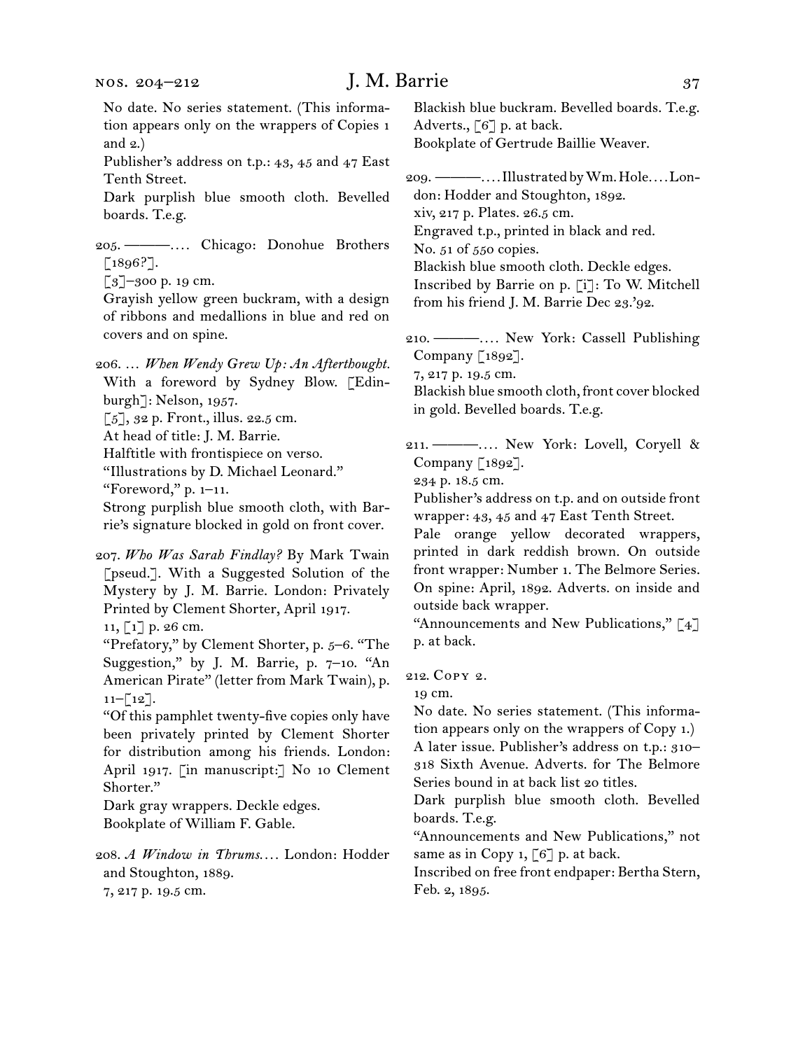No date. No series statement. (This information appears only on the wrappers of Copies 1 and 2.)
Publisher's address on t.p.: 43, 45 and 47 East Tenth Street.
Dark purplish blue smooth cloth. Bevelled boards. T.e.g.

205. ———. . . . Chicago: Donohue Brothers [1896?].
[3]–300 p. 19 cm.
Grayish yellow green buckram, with a design of ribbons and medallions in blue and red on covers and on spine.

206. . . . *When Wendy Grew Up: An Afterthought.* With a foreword by Sydney Blow. [Edinburgh]: Nelson, 1957.
[5], 32 p. Front., illus. 22.5 cm.
At head of title: J. M. Barrie.
Halftitle with frontispiece on verso.
"Illustrations by D. Michael Leonard."
"Foreword," p. 1–11.
Strong purplish blue smooth cloth, with Barrie's signature blocked in gold on front cover.

207. *Who Was Sarah Findlay?* By Mark Twain [pseud.]. With a Suggested Solution of the Mystery by J. M. Barrie. London: Privately Printed by Clement Shorter, April 1917.
11, [1] p. 26 cm.
"Prefatory," by Clement Shorter, p. 5–6. "The Suggestion," by J. M. Barrie, p. 7–10. "An American Pirate" (letter from Mark Twain), p. 11–[12].
"Of this pamphlet twenty-five copies only have been privately printed by Clement Shorter for distribution among his friends. London: April 1917. [in manuscript:] No 10 Clement Shorter."
Dark gray wrappers. Deckle edges.
Bookplate of William F. Gable.

208. *A Window in Thrums.* . . . London: Hodder and Stoughton, 1889.
7, 217 p. 19.5 cm.
Blackish blue buckram. Bevelled boards. T.e.g.
Adverts., [6] p. at back.
Bookplate of Gertrude Baillie Weaver.

209. ———. . . . Illustrated by Wm. Hole. . . . London: Hodder and Stoughton, 1892.
xiv, 217 p. Plates. 26.5 cm.
Engraved t.p., printed in black and red.
No. 51 of 550 copies.
Blackish blue smooth cloth. Deckle edges.
Inscribed by Barrie on p. [i]: To W. Mitchell from his friend J. M. Barrie Dec 23.'92.

210. ———. . . . New York: Cassell Publishing Company [1892].
7, 217 p. 19.5 cm.
Blackish blue smooth cloth, front cover blocked in gold. Bevelled boards. T.e.g.

211. ———. . . . New York: Lovell, Coryell & Company [1892].
234 p. 18.5 cm.
Publisher's address on t.p. and on outside front wrapper: 43, 45 and 47 East Tenth Street.
Pale orange yellow decorated wrappers, printed in dark reddish brown. On outside front wrapper: Number 1. The Belmore Series. On spine: April, 1892. Adverts. on inside and outside back wrapper.
"Announcements and New Publications," [4] p. at back.

212. Copy 2.
19 cm.
No date. No series statement. (This information appears only on the wrappers of Copy 1.)
A later issue. Publisher's address on t.p.: 310–318 Sixth Avenue. Adverts. for The Belmore Series bound in at back list 20 titles.
Dark purplish blue smooth cloth. Bevelled boards. T.e.g.
"Announcements and New Publications," not same as in Copy 1, [6] p. at back.
Inscribed on free front endpaper: Bertha Stern, Feb. 2, 1895.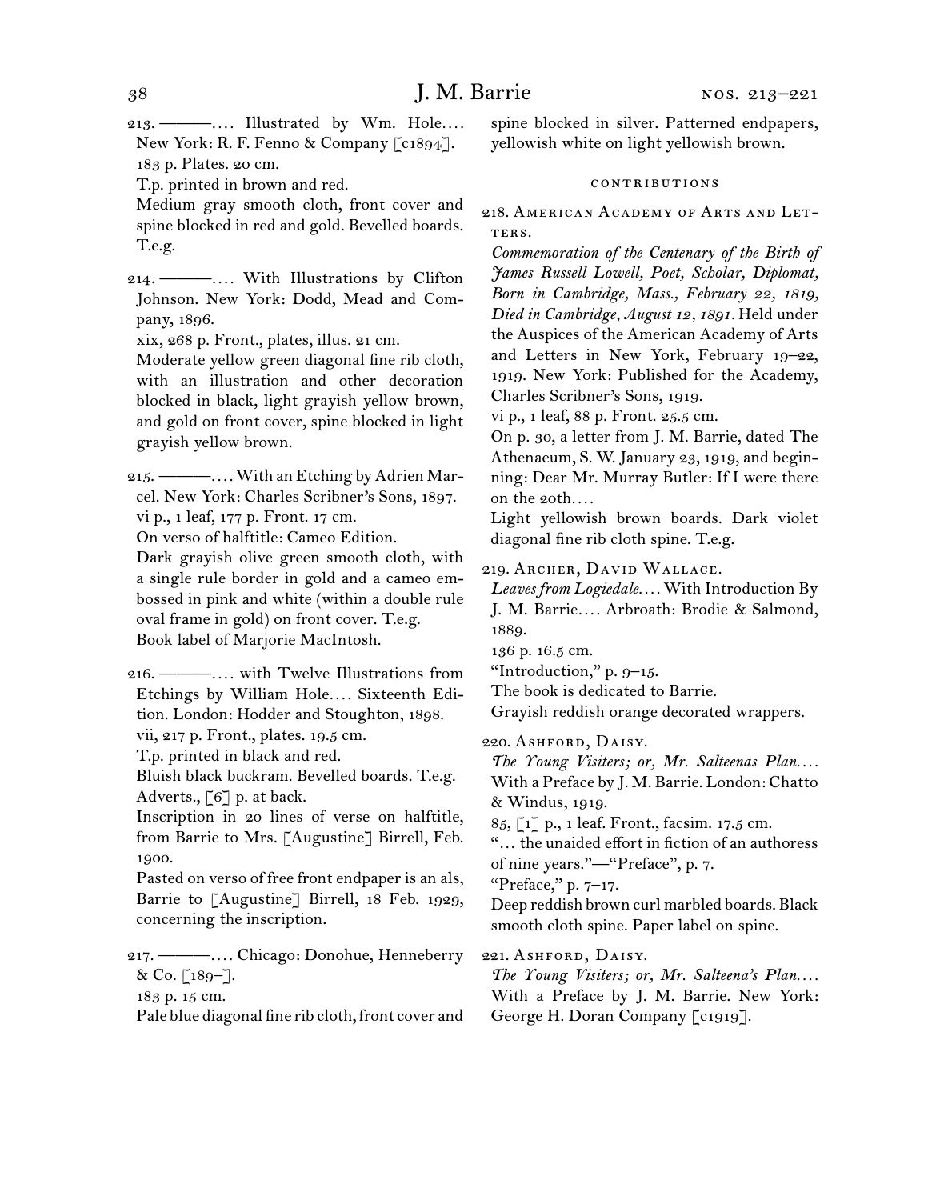213. ———.... Illustrated by Wm. Hole.... New York: R. F. Fenno & Company [c1894].
183 p. Plates. 20 cm.
T.p. printed in brown and red.
Medium gray smooth cloth, front cover and spine blocked in red and gold. Bevelled boards. T.e.g.

214. ———.... With Illustrations by Clifton Johnson. New York: Dodd, Mead and Company, 1896.
xix, 268 p. Front., plates, illus. 21 cm.
Moderate yellow green diagonal fine rib cloth, with an illustration and other decoration blocked in black, light grayish yellow brown, and gold on front cover, spine blocked in light grayish yellow brown.

215. ———.... With an Etching by Adrien Marcel. New York: Charles Scribner's Sons, 1897.
vi p., 1 leaf, 177 p. Front. 17 cm.
On verso of halftitle: Cameo Edition.
Dark grayish olive green smooth cloth, with a single rule border in gold and a cameo embossed in pink and white (within a double rule oval frame in gold) on front cover. T.e.g.
Book label of Marjorie MacIntosh.

216. ———.... with Twelve Illustrations from Etchings by William Hole.... Sixteenth Edition. London: Hodder and Stoughton, 1898.
vii, 217 p. Front., plates. 19.5 cm.
T.p. printed in black and red.
Bluish black buckram. Bevelled boards. T.e.g.
Adverts., [6] p. at back.
Inscription in 20 lines of verse on halftitle, from Barrie to Mrs. [Augustine] Birrell, Feb. 1900.
Pasted on verso of free front endpaper is an als, Barrie to [Augustine] Birrell, 18 Feb. 1929, concerning the inscription.

217. ———.... Chicago: Donohue, Henneberry & Co. [189–].
183 p. 15 cm.
Pale blue diagonal fine rib cloth, front cover and spine blocked in silver. Patterned endpapers, yellowish white on light yellowish brown.

### CONTRIBUTIONS

218. American Academy of Arts and Letters.
*Commemoration of the Centenary of the Birth of James Russell Lowell, Poet, Scholar, Diplomat, Born in Cambridge, Mass., February 22, 1819, Died in Cambridge, August 12, 1891*. Held under the Auspices of the American Academy of Arts and Letters in New York, February 19–22, 1919. New York: Published for the Academy, Charles Scribner's Sons, 1919.
vi p., 1 leaf, 88 p. Front. 25.5 cm.
On p. 30, a letter from J. M. Barrie, dated The Athenaeum, S. W. January 23, 1919, and beginning: Dear Mr. Murray Butler: If I were there on the 20th....
Light yellowish brown boards. Dark violet diagonal fine rib cloth spine. T.e.g.

219. Archer, David Wallace.
*Leaves from Logiedale*.... With Introduction By J. M. Barrie.... Arbroath: Brodie & Salmond, 1889.
136 p. 16.5 cm.
"Introduction," p. 9–15.
The book is dedicated to Barrie.
Grayish reddish orange decorated wrappers.

220. Ashford, Daisy.
*The Young Visiters; or, Mr. Salteenas Plan*.... With a Preface by J. M. Barrie. London: Chatto & Windus, 1919.
85, [1] p., 1 leaf. Front., facsim. 17.5 cm.
"... the unaided effort in fiction of an authoress of nine years."—"Preface", p. 7.
"Preface," p. 7–17.
Deep reddish brown curl marbled boards. Black smooth cloth spine. Paper label on spine.

221. Ashford, Daisy.
*The Young Visiters; or, Mr. Salteena's Plan*.... With a Preface by J. M. Barrie. New York: George H. Doran Company [c1919].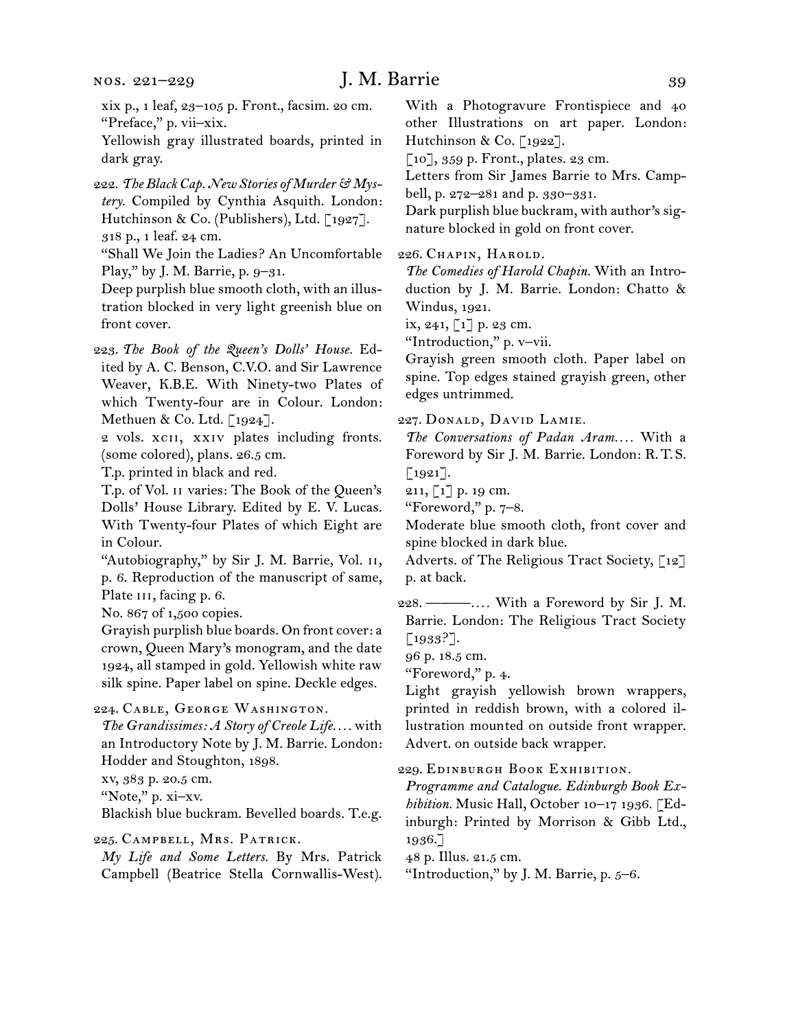xix p., 1 leaf, 23–105 p. Front., facsim. 20 cm.
"Preface," p. vii–xix.
Yellowish gray illustrated boards, printed in dark gray.

222. *The Black Cap. New Stories of Murder & Mystery.* Compiled by Cynthia Asquith. London: Hutchinson & Co. (Publishers), Ltd. [1927].
318 p., 1 leaf. 24 cm.
"Shall We Join the Ladies? An Uncomfortable Play," by J. M. Barrie, p. 9–31.
Deep purplish blue smooth cloth, with an illustration blocked in very light greenish blue on front cover.

223. *The Book of the Queen's Dolls' House.* Edited by A. C. Benson, C.V.O. and Sir Lawrence Weaver, K.B.E. With Ninety-two Plates of which Twenty-four are in Colour. London: Methuen & Co. Ltd. [1924].
2 vols. xcii, xxiv plates including fronts. (some colored), plans. 26.5 cm.
T.p. printed in black and red.
T.p. of Vol. ii varies: The Book of the Queen's Dolls' House Library. Edited by E. V. Lucas. With Twenty-four Plates of which Eight are in Colour.
"Autobiography," by Sir J. M. Barrie, Vol. ii, p. 6. Reproduction of the manuscript of same, Plate iii, facing p. 6.
No. 867 of 1,500 copies.
Grayish purplish blue boards. On front cover: a crown, Queen Mary's monogram, and the date 1924, all stamped in gold. Yellowish white raw silk spine. Paper label on spine. Deckle edges.

224. Cable, George Washington.
*The Grandissimes: A Story of Creole Life.…* with an Introductory Note by J. M. Barrie. London: Hodder and Stoughton, 1898.
xv, 383 p. 20.5 cm.
"Note," p. xi–xv.
Blackish blue buckram. Bevelled boards. T.e.g.

225. Campbell, Mrs. Patrick.
*My Life and Some Letters.* By Mrs. Patrick Campbell (Beatrice Stella Cornwallis-West). With a Photogravure Frontispiece and 40 other Illustrations on art paper. London: Hutchinson & Co. [1922].
[10], 359 p. Front., plates. 23 cm.
Letters from Sir James Barrie to Mrs. Campbell, p. 272–281 and p. 330–331.
Dark purplish blue buckram, with author's signature blocked in gold on front cover.

226. Chapin, Harold.
*The Comedies of Harold Chapin.* With an Introduction by J. M. Barrie. London: Chatto & Windus, 1921.
ix, 241, [1] p. 23 cm.
"Introduction," p. v–vii.
Grayish green smooth cloth. Paper label on spine. Top edges stained grayish green, other edges untrimmed.

227. Donald, David Lamie.
*The Conversations of Padan Aram.…* With a Foreword by Sir J. M. Barrie. London: R.T.S. [1921].
211, [1] p. 19 cm.
"Foreword," p. 7–8.
Moderate blue smooth cloth, front cover and spine blocked in dark blue.
Adverts. of The Religious Tract Society, [12] p. at back.

228. ———.… With a Foreword by Sir J. M. Barrie. London: The Religious Tract Society [1933?].
96 p. 18.5 cm.
"Foreword," p. 4.
Light grayish yellowish brown wrappers, printed in reddish brown, with a colored illustration mounted on outside front wrapper. Advert. on outside back wrapper.

229. Edinburgh Book Exhibition.
*Programme and Catalogue. Edinburgh Book Exhibition.* Music Hall, October 10–17 1936. [Edinburgh: Printed by Morrison & Gibb Ltd., 1936.]
48 p. Illus. 21.5 cm.
"Introduction," by J. M. Barrie, p. 5–6.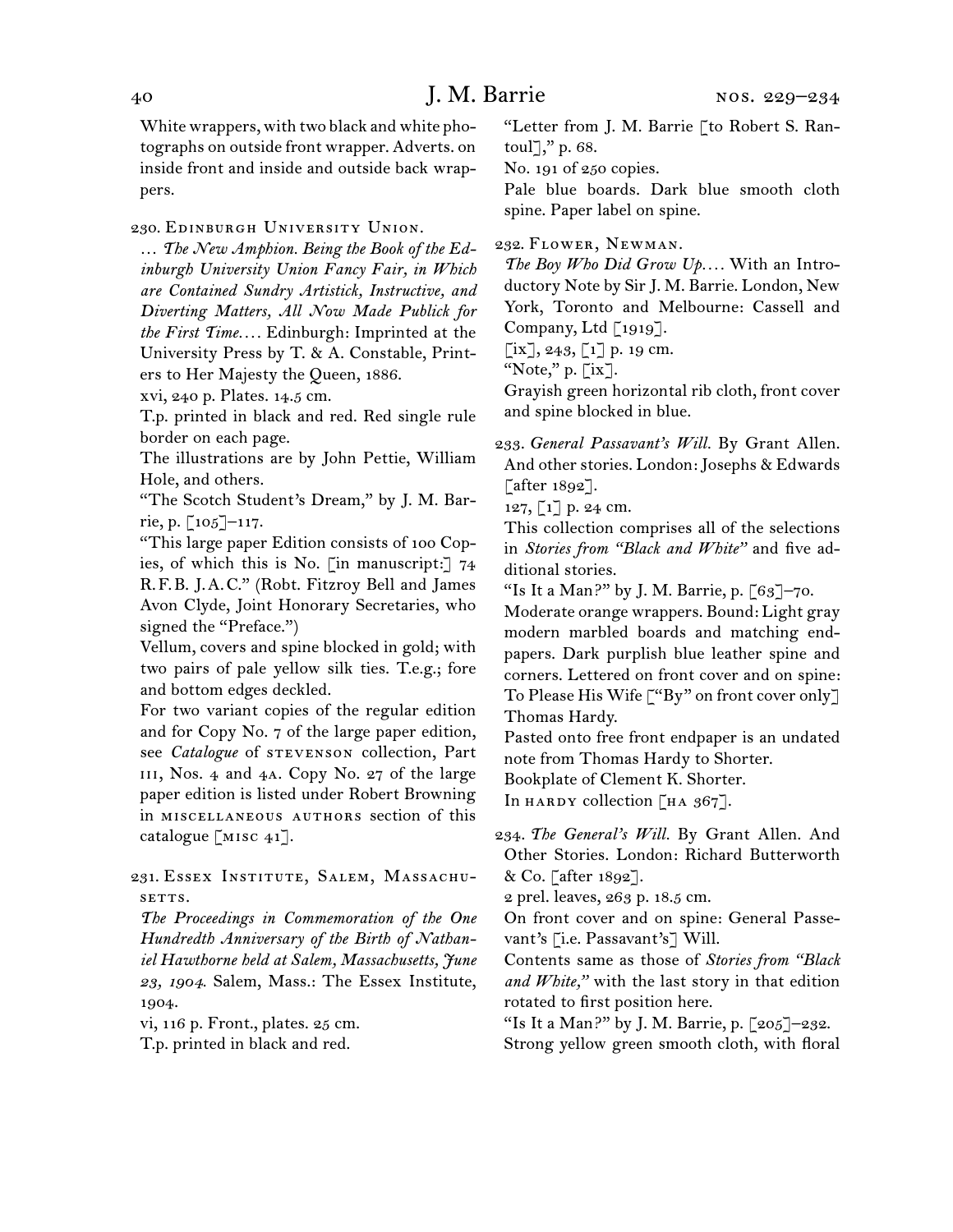White wrappers, with two black and white photographs on outside front wrapper. Adverts. on inside front and inside and outside back wrappers.

230. Edinburgh University Union.
… *The New Amphion. Being the Book of the Edinburgh University Union Fancy Fair, in Which are Contained Sundry Artistick, Instructive, and Diverting Matters, All Now Made Publick for the First Time.*… Edinburgh: Imprinted at the University Press by T. & A. Constable, Printers to Her Majesty the Queen, 1886.
xvi, 240 p. Plates. 14.5 cm.
T.p. printed in black and red. Red single rule border on each page.
The illustrations are by John Pettie, William Hole, and others.
"The Scotch Student's Dream," by J. M. Barrie, p. [105]–117.
"This large paper Edition consists of 100 Copies, of which this is No. [in manuscript:] 74 R.F.B. J.A.C." (Robt. Fitzroy Bell and James Avon Clyde, Joint Honorary Secretaries, who signed the "Preface.")
Vellum, covers and spine blocked in gold; with two pairs of pale yellow silk ties. T.e.g.; fore and bottom edges deckled.
For two variant copies of the regular edition and for Copy No. 7 of the large paper edition, see *Catalogue* of stevenson collection, Part iii, Nos. 4 and 4a. Copy No. 27 of the large paper edition is listed under Robert Browning in miscellaneous authors section of this catalogue [misc 41].

231. Essex Institute, Salem, Massachusetts.
*The Proceedings in Commemoration of the One Hundredth Anniversary of the Birth of Nathaniel Hawthorne held at Salem, Massachusetts, June 23, 1904.* Salem, Mass.: The Essex Institute, 1904.
vi, 116 p. Front., plates. 25 cm.
T.p. printed in black and red.
"Letter from J. M. Barrie [to Robert S. Rantoul]," p. 68.
No. 191 of 250 copies.
Pale blue boards. Dark blue smooth cloth spine. Paper label on spine.

232. Flower, Newman.
*The Boy Who Did Grow Up.*… With an Introductory Note by Sir J. M. Barrie. London, New York, Toronto and Melbourne: Cassell and Company, Ltd [1919].
[ix], 243, [1] p. 19 cm.
"Note," p. [ix].
Grayish green horizontal rib cloth, front cover and spine blocked in blue.

233. *General Passavant's Will.* By Grant Allen. And other stories. London: Josephs & Edwards [after 1892].
127, [1] p. 24 cm.
This collection comprises all of the selections in *Stories from "Black and White"* and five additional stories.
"Is It a Man?" by J. M. Barrie, p. [63]–70.
Moderate orange wrappers. Bound: Light gray modern marbled boards and matching endpapers. Dark purplish blue leather spine and corners. Lettered on front cover and on spine: To Please His Wife ["By" on front cover only] Thomas Hardy.
Pasted onto free front endpaper is an undated note from Thomas Hardy to Shorter.
Bookplate of Clement K. Shorter.
In hardy collection [ha 367].

234. *The General's Will.* By Grant Allen. And Other Stories. London: Richard Butterworth & Co. [after 1892].
2 prel. leaves, 263 p. 18.5 cm.
On front cover and on spine: General Passevant's [i.e. Passavant's] Will.
Contents same as those of *Stories from "Black and White,"* with the last story in that edition rotated to first position here.
"Is It a Man?" by J. M. Barrie, p. [205]–232.
Strong yellow green smooth cloth, with floral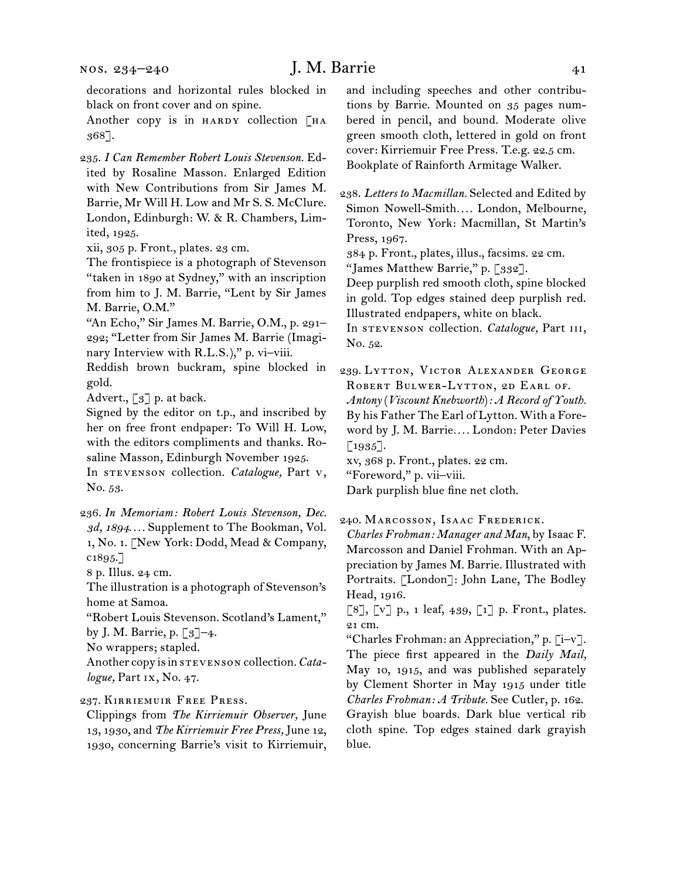decorations and horizontal rules blocked in black on front cover and on spine.

Another copy is in HARDY collection [HA 368].

235. *I Can Remember Robert Louis Stevenson.* Edited by Rosaline Masson. Enlarged Edition with New Contributions from Sir James M. Barrie, Mr Will H. Low and Mr S. S. McClure. London, Edinburgh: W. & R. Chambers, Limited, 1925.

xii, 305 p. Front., plates. 23 cm.

The frontispiece is a photograph of Stevenson "taken in 1890 at Sydney," with an inscription from him to J. M. Barrie, "Lent by Sir James M. Barrie, O.M."

"An Echo," Sir James M. Barrie, O.M., p. 291–292; "Letter from Sir James M. Barrie (Imaginary Interview with R.L.S.)," p. vi–viii.

Reddish brown buckram, spine blocked in gold.

Advert., [3] p. at back.

Signed by the editor on t.p., and inscribed by her on free front endpaper: To Will H. Low, with the editors compliments and thanks. Rosaline Masson, Edinburgh November 1925.

In STEVENSON collection. *Catalogue,* Part V, No. 53.

236. *In Memoriam: Robert Louis Stevenson, Dec. 3d, 1894.*… Supplement to The Bookman, Vol. 1, No. 1. [New York: Dodd, Mead & Company, c1895.]

8 p. Illus. 24 cm.

The illustration is a photograph of Stevenson's home at Samoa.

"Robert Louis Stevenson. Scotland's Lament," by J. M. Barrie, p. [3]–4.

No wrappers; stapled.

Another copy is in STEVENSON collection. *Catalogue,* Part IX, No. 47.

237. Kirriemuir Free Press.

Clippings from *The Kirriemuir Observer,* June 13, 1930, and *The Kirriemuir Free Press,* June 12, 1930, concerning Barrie's visit to Kirriemuir, and including speeches and other contributions by Barrie. Mounted on 35 pages numbered in pencil, and bound. Moderate olive green smooth cloth, lettered in gold on front cover: Kirriemuir Free Press. T.e.g. 22.5 cm.

Bookplate of Rainforth Armitage Walker.

238. *Letters to Macmillan.* Selected and Edited by Simon Nowell-Smith.… London, Melbourne, Toronto, New York: Macmillan, St Martin's Press, 1967.

384 p. Front., plates, illus., facsims. 22 cm.

"James Matthew Barrie," p. [332].

Deep purplish red smooth cloth, spine blocked in gold. Top edges stained deep purplish red. Illustrated endpapers, white on black.

In STEVENSON collection. *Catalogue,* Part III, No. 52.

239. Lytton, Victor Alexander George Robert Bulwer-Lytton, 2d Earl of.

*Antony (Viscount Knebworth): A Record of Youth.* By his Father The Earl of Lytton. With a Foreword by J. M. Barrie.… London: Peter Davies [1935].

xv, 368 p. Front., plates. 22 cm.

"Foreword," p. vii–viii.

Dark purplish blue fine net cloth.

240. Marcosson, Isaac Frederick.

*Charles Frohman: Manager and Man,* by Isaac F. Marcosson and Daniel Frohman. With an Appreciation by James M. Barrie. Illustrated with Portraits. [London]: John Lane, The Bodley Head, 1916.

[8], [v] p., 1 leaf, 439, [1] p. Front., plates. 21 cm.

"Charles Frohman: an Appreciation," p. [i–v].

The piece first appeared in the *Daily Mail,* May 10, 1915, and was published separately by Clement Shorter in May 1915 under title *Charles Frohman: A Tribute.* See Cutler, p. 162.

Grayish blue boards. Dark blue vertical rib cloth spine. Top edges stained dark grayish blue.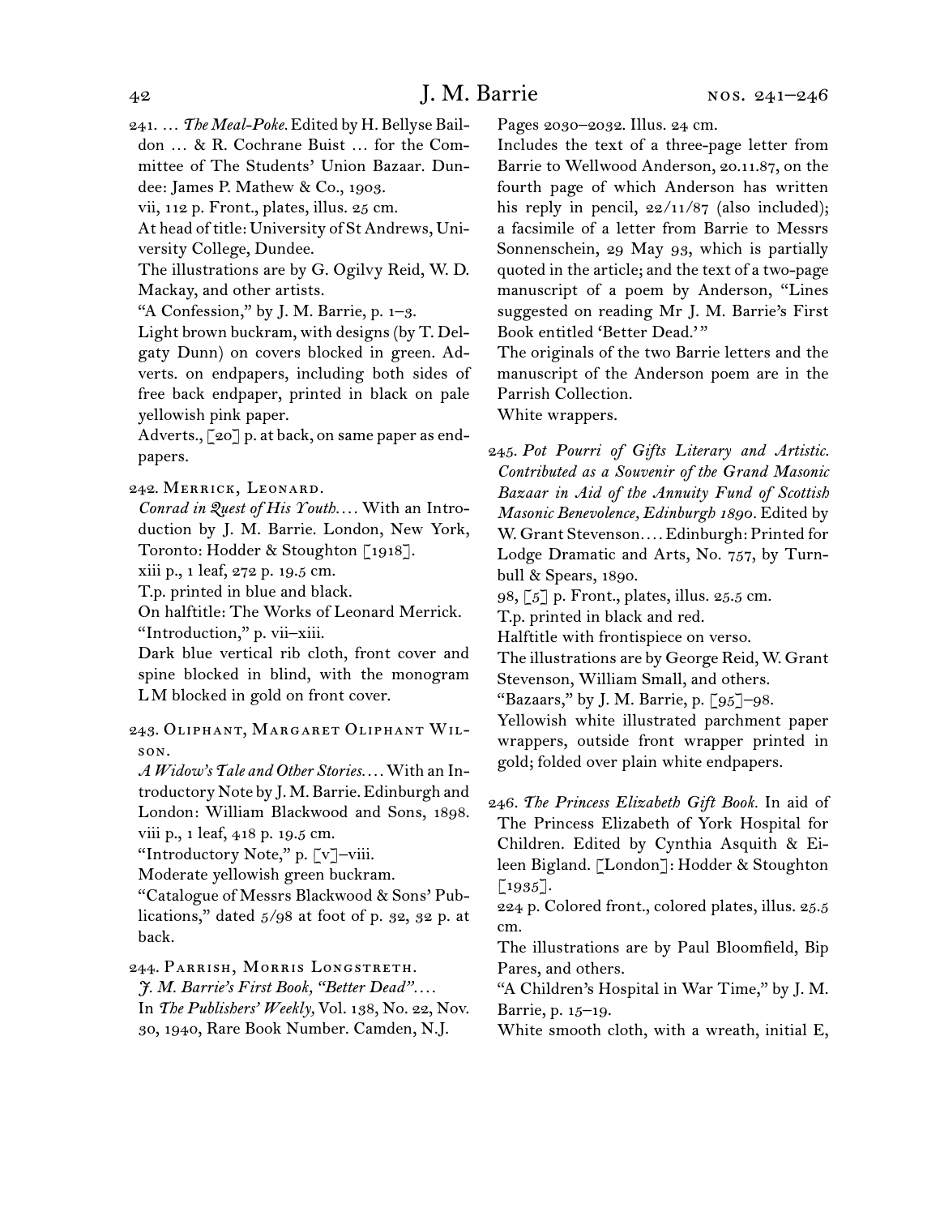241. … *The Meal-Poke.* Edited by H. Bellyse Baildon … & R. Cochrane Buist … for the Committee of The Students' Union Bazaar. Dundee: James P. Mathew & Co., 1903.
vii, 112 p. Front., plates, illus. 25 cm.
At head of title: University of St Andrews, University College, Dundee.
The illustrations are by G. Ogilvy Reid, W. D. Mackay, and other artists.
"A Confession," by J. M. Barrie, p. 1–3.
Light brown buckram, with designs (by T. Delgaty Dunn) on covers blocked in green. Adverts. on endpapers, including both sides of free back endpaper, printed in black on pale yellowish pink paper.
Adverts., [20] p. at back, on same paper as endpapers.

242. Merrick, Leonard.
*Conrad in Quest of His Youth.…* With an Introduction by J. M. Barrie. London, New York, Toronto: Hodder & Stoughton [1918].
xiii p., 1 leaf, 272 p. 19.5 cm.
T.p. printed in blue and black.
On halftitle: The Works of Leonard Merrick.
"Introduction," p. vii–xiii.
Dark blue vertical rib cloth, front cover and spine blocked in blind, with the monogram LM blocked in gold on front cover.

243. Oliphant, Margaret Oliphant Wilson.
*A Widow's Tale and Other Stories.…* With an Introductory Note by J. M. Barrie. Edinburgh and London: William Blackwood and Sons, 1898.
viii p., 1 leaf, 418 p. 19.5 cm.
"Introductory Note," p. [v]–viii.
Moderate yellowish green buckram.
"Catalogue of Messrs Blackwood & Sons' Publications," dated 5/98 at foot of p. 32, 32 p. at back.

244. Parrish, Morris Longstreth.
*J. M. Barrie's First Book, "Better Dead".…*
In *The Publishers' Weekly,* Vol. 138, No. 22, Nov. 30, 1940, Rare Book Number. Camden, N.J.
Pages 2030–2032. Illus. 24 cm.
Includes the text of a three-page letter from Barrie to Wellwood Anderson, 20.11.87, on the fourth page of which Anderson has written his reply in pencil, 22/11/87 (also included); a facsimile of a letter from Barrie to Messrs Sonnenschein, 29 May 93, which is partially quoted in the article; and the text of a two-page manuscript of a poem by Anderson, "Lines suggested on reading Mr J. M. Barrie's First Book entitled 'Better Dead.'"
The originals of the two Barrie letters and the manuscript of the Anderson poem are in the Parrish Collection.
White wrappers.

245. *Pot Pourri of Gifts Literary and Artistic. Contributed as a Souvenir of the Grand Masonic Bazaar in Aid of the Annuity Fund of Scottish Masonic Benevolence, Edinburgh 1890.* Edited by W. Grant Stevenson.… Edinburgh: Printed for Lodge Dramatic and Arts, No. 757, by Turnbull & Spears, 1890.
98, [5] p. Front., plates, illus. 25.5 cm.
T.p. printed in black and red.
Halftitle with frontispiece on verso.
The illustrations are by George Reid, W. Grant Stevenson, William Small, and others.
"Bazaars," by J. M. Barrie, p. [95]–98.
Yellowish white illustrated parchment paper wrappers, outside front wrapper printed in gold; folded over plain white endpapers.

246. *The Princess Elizabeth Gift Book.* In aid of The Princess Elizabeth of York Hospital for Children. Edited by Cynthia Asquith & Eileen Bigland. [London]: Hodder & Stoughton [1935].
224 p. Colored front., colored plates, illus. 25.5 cm.
The illustrations are by Paul Bloomfield, Bip Pares, and others.
"A Children's Hospital in War Time," by J. M. Barrie, p. 15–19.
White smooth cloth, with a wreath, initial E,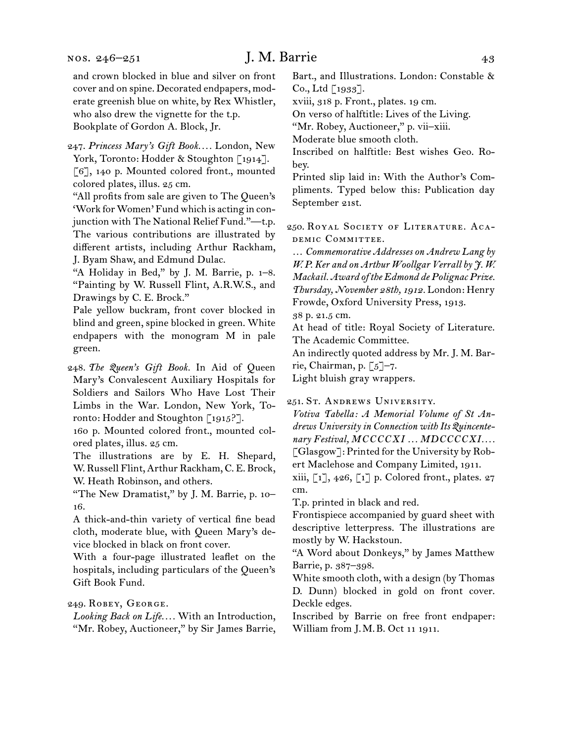and crown blocked in blue and silver on front cover and on spine. Decorated endpapers, moderate greenish blue on white, by Rex Whistler, who also drew the vignette for the t.p.
Bookplate of Gordon A. Block, Jr.

247. *Princess Mary's Gift Book.*… London, New York, Toronto: Hodder & Stoughton [1914].
[6], 140 p. Mounted colored front., mounted colored plates, illus. 25 cm.
"All profits from sale are given to The Queen's 'Work for Women' Fund which is acting in conjunction with The National Relief Fund."—t.p.
The various contributions are illustrated by different artists, including Arthur Rackham, J. Byam Shaw, and Edmund Dulac.
"A Holiday in Bed," by J. M. Barrie, p. 1–8. "Painting by W. Russell Flint, A.R.W.S., and Drawings by C. E. Brock."
Pale yellow buckram, front cover blocked in blind and green, spine blocked in green. White endpapers with the monogram M in pale green.

248. *The Queen's Gift Book.* In Aid of Queen Mary's Convalescent Auxiliary Hospitals for Soldiers and Sailors Who Have Lost Their Limbs in the War. London, New York, Toronto: Hodder and Stoughton [1915?].
160 p. Mounted colored front., mounted colored plates, illus. 25 cm.
The illustrations are by E. H. Shepard, W. Russell Flint, Arthur Rackham, C. E. Brock, W. Heath Robinson, and others.
"The New Dramatist," by J. M. Barrie, p. 10–16.
A thick-and-thin variety of vertical fine bead cloth, moderate blue, with Queen Mary's device blocked in black on front cover.
With a four-page illustrated leaflet on the hospitals, including particulars of the Queen's Gift Book Fund.

249. Robey, George.
*Looking Back on Life.*… With an Introduction, "Mr. Robey, Auctioneer," by Sir James Barrie, Bart., and Illustrations. London: Constable & Co., Ltd [1933].
xviii, 318 p. Front., plates. 19 cm.
On verso of halftitle: Lives of the Living.
"Mr. Robey, Auctioneer," p. vii–xiii.
Moderate blue smooth cloth.
Inscribed on halftitle: Best wishes Geo. Robey.
Printed slip laid in: With the Author's Compliments. Typed below this: Publication day September 21st.

250. Royal Society of Literature. Academic Committee.
… *Commemorative Addresses on Andrew Lang by W. P. Ker and on Arthur Woollgar Verrall by J. W. Mackail. Award of the Edmond de Polignac Prize. Thursday, November 28th, 1912.* London: Henry Frowde, Oxford University Press, 1913.
38 p. 21.5 cm.
At head of title: Royal Society of Literature. The Academic Committee.
An indirectly quoted address by Mr. J. M. Barrie, Chairman, p. [5]–7.
Light bluish gray wrappers.

251. St. Andrews University.
*Votiva Tabella: A Memorial Volume of St Andrews University in Connection with Its Quincentenary Festival, MCCCCXI … MDCCCCXI.*… [Glasgow]: Printed for the University by Robert Maclehose and Company Limited, 1911.
xiii, [1], 426, [1] p. Colored front., plates. 27 cm.
T.p. printed in black and red.
Frontispiece accompanied by guard sheet with descriptive letterpress. The illustrations are mostly by W. Hackstoun.
"A Word about Donkeys," by James Matthew Barrie, p. 387–398.
White smooth cloth, with a design (by Thomas D. Dunn) blocked in gold on front cover. Deckle edges.
Inscribed by Barrie on free front endpaper: William from J. M. B. Oct 11 1911.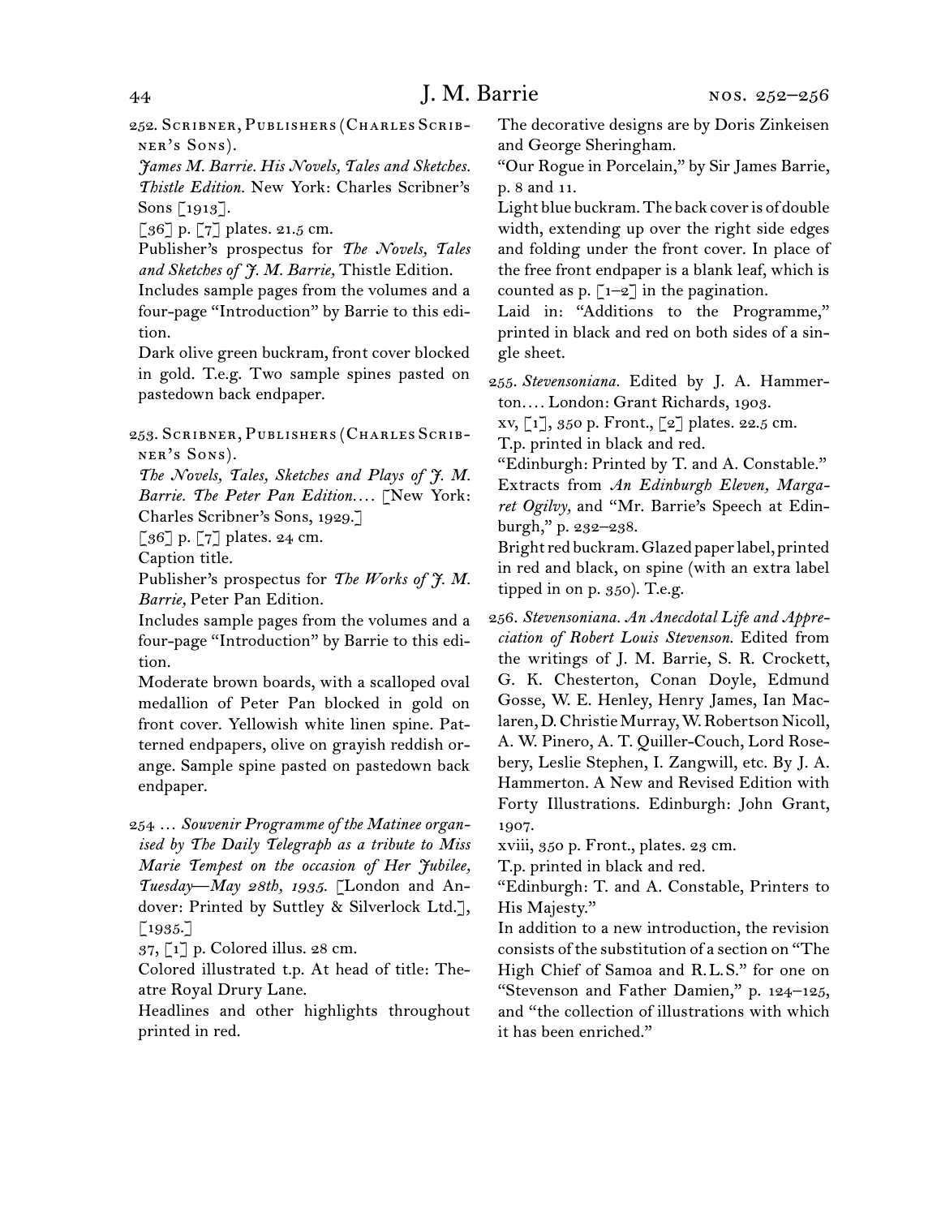252. Scribner, Publishers (Charles Scribner's Sons).

*James M. Barrie. His Novels, Tales and Sketches. Thistle Edition.* New York: Charles Scribner's Sons [1913].

[36] p. [7] plates. 21.5 cm.

Publisher's prospectus for *The Novels, Tales and Sketches of J. M. Barrie,* Thistle Edition.

Includes sample pages from the volumes and a four-page "Introduction" by Barrie to this edition.

Dark olive green buckram, front cover blocked in gold. T.e.g. Two sample spines pasted on pastedown back endpaper.

253. Scribner, Publishers (Charles Scribner's Sons).

*The Novels, Tales, Sketches and Plays of J. M. Barrie. The Peter Pan Edition.* . . . [New York: Charles Scribner's Sons, 1929.]

[36] p. [7] plates. 24 cm.

Caption title.

Publisher's prospectus for *The Works of J. M. Barrie,* Peter Pan Edition.

Includes sample pages from the volumes and a four-page "Introduction" by Barrie to this edition.

Moderate brown boards, with a scalloped oval medallion of Peter Pan blocked in gold on front cover. Yellowish white linen spine. Patterned endpapers, olive on grayish reddish orange. Sample spine pasted on pastedown back endpaper.

254 . . . *Souvenir Programme of the Matinee organised by The Daily Telegraph as a tribute to Miss Marie Tempest on the occasion of Her Jubilee, Tuesday—May 28th, 1935.* [London and Andover: Printed by Suttley & Silverlock Ltd.], [1935.]

37, [1] p. Colored illus. 28 cm.

Colored illustrated t.p. At head of title: Theatre Royal Drury Lane.

Headlines and other highlights throughout printed in red.

The decorative designs are by Doris Zinkeisen and George Sheringham.

"Our Rogue in Porcelain," by Sir James Barrie, p. 8 and 11.

Light blue buckram. The back cover is of double width, extending up over the right side edges and folding under the front cover. In place of the free front endpaper is a blank leaf, which is counted as p. [1–2] in the pagination.

Laid in: "Additions to the Programme," printed in black and red on both sides of a single sheet.

255. *Stevensoniana.* Edited by J. A. Hammerton. . . . London: Grant Richards, 1903.

xv, [1], 350 p. Front., [2] plates. 22.5 cm.

T.p. printed in black and red.

"Edinburgh: Printed by T. and A. Constable."

Extracts from *An Edinburgh Eleven, Margaret Ogilvy,* and "Mr. Barrie's Speech at Edinburgh," p. 232–238.

Bright red buckram. Glazed paper label, printed in red and black, on spine (with an extra label tipped in on p. 350). T.e.g.

256. *Stevensoniana. An Anecdotal Life and Appreciation of Robert Louis Stevenson.* Edited from the writings of J. M. Barrie, S. R. Crockett, G. K. Chesterton, Conan Doyle, Edmund Gosse, W. E. Henley, Henry James, Ian Maclaren, D. Christie Murray, W. Robertson Nicoll, A. W. Pinero, A. T. Quiller-Couch, Lord Rosebery, Leslie Stephen, I. Zangwill, etc. By J. A. Hammerton. A New and Revised Edition with Forty Illustrations. Edinburgh: John Grant, 1907.

xviii, 350 p. Front., plates. 23 cm.

T.p. printed in black and red.

"Edinburgh: T. and A. Constable, Printers to His Majesty."

In addition to a new introduction, the revision consists of the substitution of a section on "The High Chief of Samoa and R. L. S." for one on "Stevenson and Father Damien," p. 124–125, and "the collection of illustrations with which it has been enriched."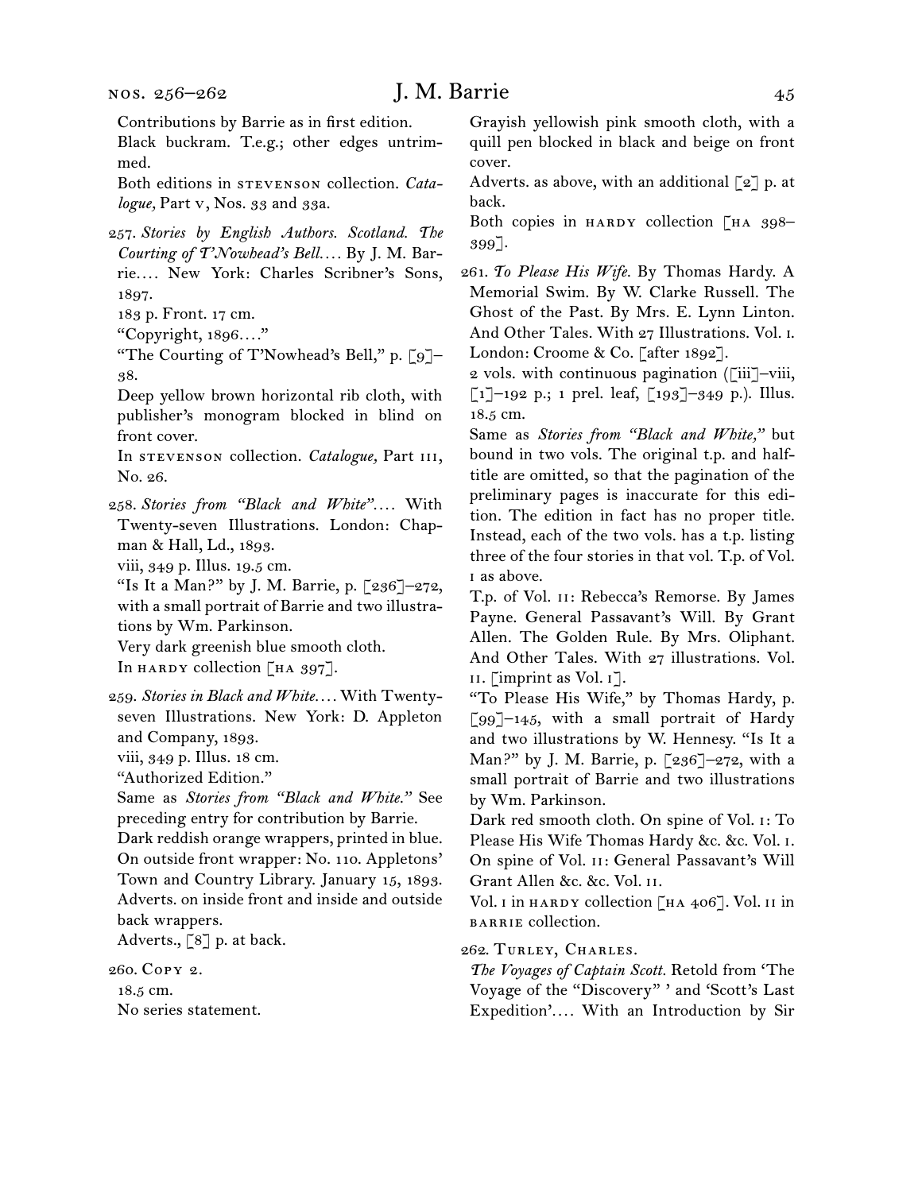Contributions by Barrie as in first edition.

Black buckram. T.e.g.; other edges untrimmed.

Both editions in STEVENSON collection. *Catalogue,* Part V, Nos. 33 and 33a.

257. *Stories by English Authors. Scotland. The Courting of T'Nowhead's Bell*. . . . By J. M. Barrie. . . . New York: Charles Scribner's Sons, 1897.

183 p. Front. 17 cm.

"Copyright, 1896. . . ."

"The Courting of T'Nowhead's Bell," p. [9]–38.

Deep yellow brown horizontal rib cloth, with publisher's monogram blocked in blind on front cover.

In STEVENSON collection. *Catalogue,* Part III, No. 26.

258. *Stories from "Black and White"*. . . . With Twenty-seven Illustrations. London: Chapman & Hall, Ld., 1893.

viii, 349 p. Illus. 19.5 cm.

"Is It a Man?" by J. M. Barrie, p. [236]–272, with a small portrait of Barrie and two illustrations by Wm. Parkinson.

Very dark greenish blue smooth cloth.

In HARDY collection [HA 397].

259. *Stories in Black and White*. . . . With Twenty-seven Illustrations. New York: D. Appleton and Company, 1893.

viii, 349 p. Illus. 18 cm.

"Authorized Edition."

Same as *Stories from "Black and White."* See preceding entry for contribution by Barrie.

Dark reddish orange wrappers, printed in blue. On outside front wrapper: No. 110. Appletons' Town and Country Library. January 15, 1893. Adverts. on inside front and inside and outside back wrappers.

Adverts., [8] p. at back.

260. COPY 2.

18.5 cm.

No series statement.

Grayish yellowish pink smooth cloth, with a quill pen blocked in black and beige on front cover.

Adverts. as above, with an additional [2] p. at back.

Both copies in HARDY collection [HA 398–399].

261. *To Please His Wife.* By Thomas Hardy. A Memorial Swim. By W. Clarke Russell. The Ghost of the Past. By Mrs. E. Lynn Linton. And Other Tales. With 27 Illustrations. Vol. I. London: Croome & Co. [after 1892].

2 vols. with continuous pagination ([iii]–viii, [1]–192 p.; 1 prel. leaf, [193]–349 p.). Illus. 18.5 cm.

Same as *Stories from "Black and White,"* but bound in two vols. The original t.p. and half-title are omitted, so that the pagination of the preliminary pages is inaccurate for this edition. The edition in fact has no proper title. Instead, each of the two vols. has a t.p. listing three of the four stories in that vol. T.p. of Vol. I as above.

T.p. of Vol. II: Rebecca's Remorse. By James Payne. General Passavant's Will. By Grant Allen. The Golden Rule. By Mrs. Oliphant. And Other Tales. With 27 illustrations. Vol. II. [imprint as Vol. I].

"To Please His Wife," by Thomas Hardy, p. [99]–145, with a small portrait of Hardy and two illustrations by W. Hennesy. "Is It a Man?" by J. M. Barrie, p. [236]–272, with a small portrait of Barrie and two illustrations by Wm. Parkinson.

Dark red smooth cloth. On spine of Vol. I: To Please His Wife Thomas Hardy &c. &c. Vol. I. On spine of Vol. II: General Passavant's Will Grant Allen &c. &c. Vol. II.

Vol. I in HARDY collection [HA 406]. Vol. II in BARRIE collection.

262. TURLEY, CHARLES.

*The Voyages of Captain Scott.* Retold from 'The Voyage of the "Discovery" ' and 'Scott's Last Expedition'. . . . With an Introduction by Sir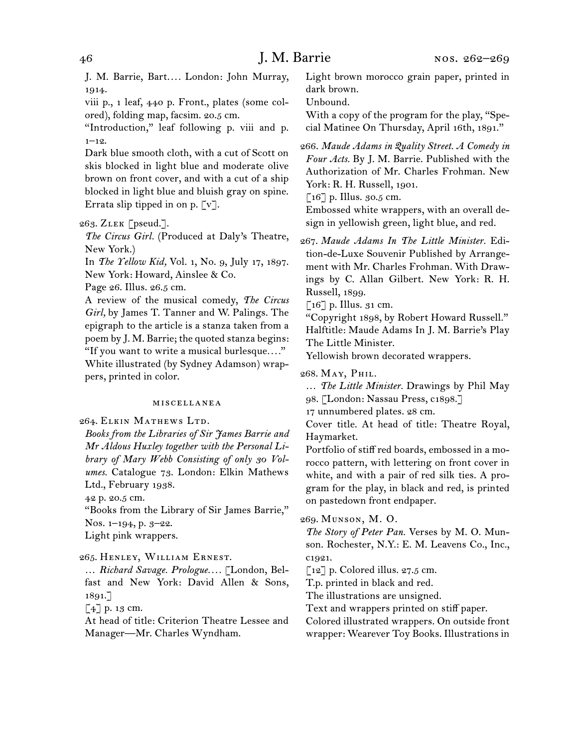J. M. Barrie, Bart.… London: John Murray, 1914.

viii p., 1 leaf, 440 p. Front., plates (some colored), folding map, facsim. 20.5 cm.

"Introduction," leaf following p. viii and p. 1–12.

Dark blue smooth cloth, with a cut of Scott on skis blocked in light blue and moderate olive brown on front cover, and with a cut of a ship blocked in light blue and bluish gray on spine. Errata slip tipped in on p. [v].

263. Zlek [pseud.].

*The Circus Girl.* (Produced at Daly's Theatre, New York.)

In *The Yellow Kid,* Vol. 1, No. 9, July 17, 1897. New York: Howard, Ainslee & Co.

Page 26. Illus. 26.5 cm.

A review of the musical comedy, *The Circus Girl,* by James T. Tanner and W. Palings. The epigraph to the article is a stanza taken from a poem by J. M. Barrie; the quoted stanza begins: "If you want to write a musical burlesque.…"

White illustrated (by Sydney Adamson) wrappers, printed in color.

## miscellanea

264. Elkin Mathews Ltd.

*Books from the Libraries of Sir James Barrie and Mr Aldous Huxley together with the Personal Library of Mary Webb Consisting of only 30 Volumes.* Catalogue 73. London: Elkin Mathews Ltd., February 1938.

42 p. 20.5 cm.

"Books from the Library of Sir James Barrie," Nos. 1–194, p. 3–22.

Light pink wrappers.

265. Henley, William Ernest.

… *Richard Savage. Prologue.…* [London, Belfast and New York: David Allen & Sons, 1891.]

[4] p. 13 cm.

At head of title: Criterion Theatre Lessee and Manager—Mr. Charles Wyndham.

Light brown morocco grain paper, printed in dark brown.

Unbound.

With a copy of the program for the play, "Special Matinee On Thursday, April 16th, 1891."

266. *Maude Adams in Quality Street. A Comedy in Four Acts.* By J. M. Barrie. Published with the Authorization of Mr. Charles Frohman. New York: R. H. Russell, 1901.

[16] p. Illus. 30.5 cm.

Embossed white wrappers, with an overall design in yellowish green, light blue, and red.

267. *Maude Adams In The Little Minister.* Edition-de-Luxe Souvenir Published by Arrangement with Mr. Charles Frohman. With Drawings by C. Allan Gilbert. New York: R. H. Russell, 1899.

[16] p. Illus. 31 cm.

"Copyright 1898, by Robert Howard Russell."

Halftitle: Maude Adams In J. M. Barrie's Play The Little Minister.

Yellowish brown decorated wrappers.

268. May, Phil.

… *The Little Minister.* Drawings by Phil May 98. [London: Nassau Press, c1898.]

17 unnumbered plates. 28 cm.

Cover title. At head of title: Theatre Royal, Haymarket.

Portfolio of stiff red boards, embossed in a morocco pattern, with lettering on front cover in white, and with a pair of red silk ties. A program for the play, in black and red, is printed on pastedown front endpaper.

269. Munson, M. O.

*The Story of Peter Pan.* Verses by M. O. Munson. Rochester, N.Y.: E. M. Leavens Co., Inc., c1921.

[12] p. Colored illus. 27.5 cm.

T.p. printed in black and red.

The illustrations are unsigned.

Text and wrappers printed on stiff paper.

Colored illustrated wrappers. On outside front wrapper: Wearever Toy Books. Illustrations in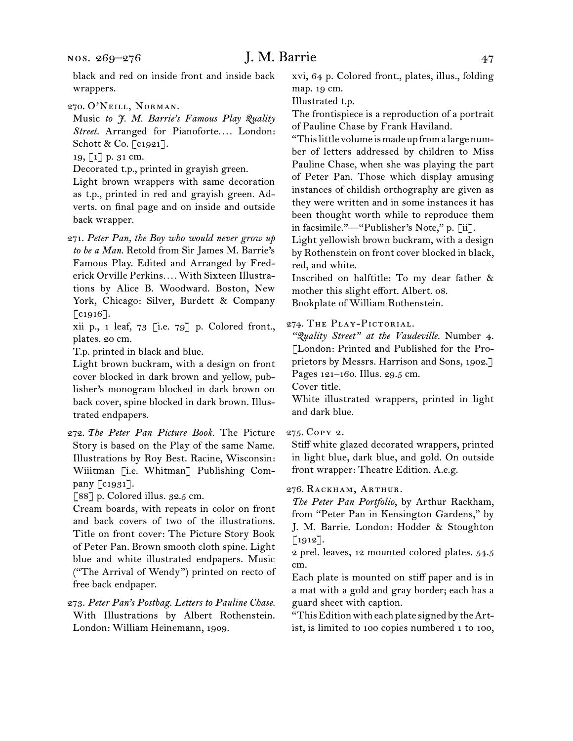black and red on inside front and inside back wrappers.

270. O'Neill, Norman.

Music *to J. M. Barrie's Famous Play Quality Street.* Arranged for Pianoforte.... London: Schott & Co. [c1921].

19, [1] p. 31 cm.

Decorated t.p., printed in grayish green.

Light brown wrappers with same decoration as t.p., printed in red and grayish green. Adverts. on final page and on inside and outside back wrapper.

271. *Peter Pan, the Boy who would never grow up to be a Man.* Retold from Sir James M. Barrie's Famous Play. Edited and Arranged by Frederick Orville Perkins.... With Sixteen Illustrations by Alice B. Woodward. Boston, New York, Chicago: Silver, Burdett & Company [c1916].

xii p., 1 leaf, 73 [i.e. 79] p. Colored front., plates. 20 cm.

T.p. printed in black and blue.

Light brown buckram, with a design on front cover blocked in dark brown and yellow, publisher's monogram blocked in dark brown on back cover, spine blocked in dark brown. Illustrated endpapers.

272. *The Peter Pan Picture Book.* The Picture Story is based on the Play of the same Name. Illustrations by Roy Best. Racine, Wisconsin: Wiiitman [i.e. Whitman] Publishing Company [c1931].

[88] p. Colored illus. 32.5 cm.

Cream boards, with repeats in color on front and back covers of two of the illustrations. Title on front cover: The Picture Story Book of Peter Pan. Brown smooth cloth spine. Light blue and white illustrated endpapers. Music ("The Arrival of Wendy") printed on recto of free back endpaper.

273. *Peter Pan's Postbag. Letters to Pauline Chase.* With Illustrations by Albert Rothenstein. London: William Heinemann, 1909.

xvi, 64 p. Colored front., plates, illus., folding map. 19 cm.

Illustrated t.p.

The frontispiece is a reproduction of a portrait of Pauline Chase by Frank Haviland.

"This little volume is made up from a large number of letters addressed by children to Miss Pauline Chase, when she was playing the part of Peter Pan. Those which display amusing instances of childish orthography are given as they were written and in some instances it has been thought worth while to reproduce them in facsimile."—"Publisher's Note," p. [ii].

Light yellowish brown buckram, with a design by Rothenstein on front cover blocked in black, red, and white.

Inscribed on halftitle: To my dear father & mother this slight effort. Albert. 08.

Bookplate of William Rothenstein.

274. The Play-Pictorial.

*"Quality Street" at the Vaudeville.* Number 4. [London: Printed and Published for the Proprietors by Messrs. Harrison and Sons, 1902.]

Pages 121–160. Illus. 29.5 cm.

Cover title.

White illustrated wrappers, printed in light and dark blue.

275. Copy 2.

Stiff white glazed decorated wrappers, printed in light blue, dark blue, and gold. On outside front wrapper: Theatre Edition. A.e.g.

276. Rackham, Arthur.

*The Peter Pan Portfolio*, by Arthur Rackham, from "Peter Pan in Kensington Gardens," by J. M. Barrie. London: Hodder & Stoughton [1912].

2 prel. leaves, 12 mounted colored plates. 54.5 cm.

Each plate is mounted on stiff paper and is in a mat with a gold and gray border; each has a guard sheet with caption.

"This Edition with each plate signed by the Artist, is limited to 100 copies numbered 1 to 100,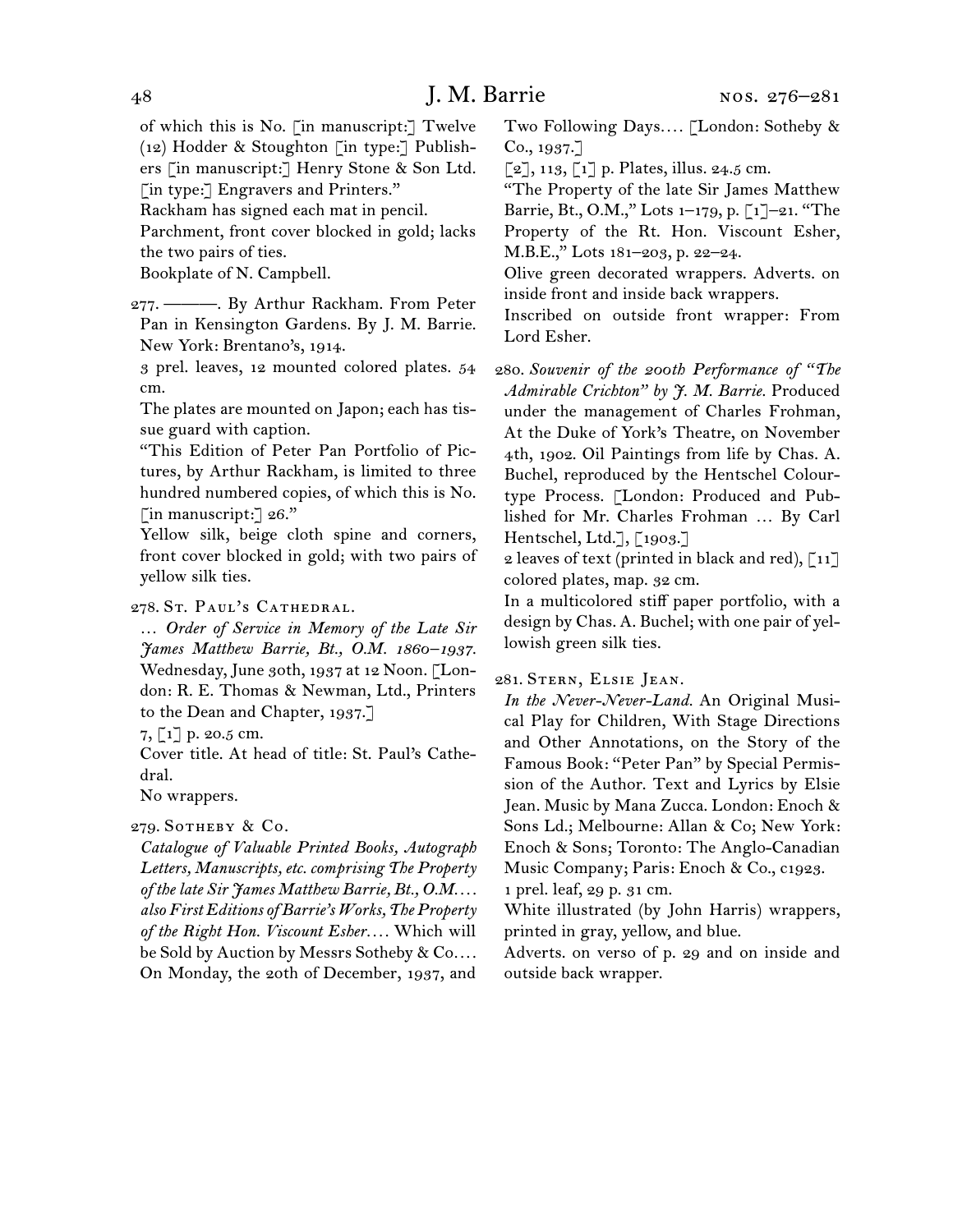of which this is No. [in manuscript:] Twelve (12) Hodder & Stoughton [in type:] Publishers [in manuscript:] Henry Stone & Son Ltd. [in type:] Engravers and Printers."

Rackham has signed each mat in pencil.

Parchment, front cover blocked in gold; lacks the two pairs of ties.

Bookplate of N. Campbell.

277. ———. By Arthur Rackham. From Peter Pan in Kensington Gardens. By J. M. Barrie. New York: Brentano's, 1914.

3 prel. leaves, 12 mounted colored plates. 54 cm.

The plates are mounted on Japon; each has tissue guard with caption.

"This Edition of Peter Pan Portfolio of Pictures, by Arthur Rackham, is limited to three hundred numbered copies, of which this is No. [in manuscript:] 26."

Yellow silk, beige cloth spine and corners, front cover blocked in gold; with two pairs of yellow silk ties.

278. St. Paul's Cathedral.

… *Order of Service in Memory of the Late Sir James Matthew Barrie, Bt., O.M. 1860–1937.* Wednesday, June 30th, 1937 at 12 Noon. [London: R. E. Thomas & Newman, Ltd., Printers to the Dean and Chapter, 1937.]

7, [1] p. 20.5 cm.

Cover title. At head of title: St. Paul's Cathedral.

No wrappers.

279. Sotheby & Co.

*Catalogue of Valuable Printed Books, Autograph Letters, Manuscripts, etc. comprising The Property of the late Sir James Matthew Barrie, Bt., O.M.… also First Editions of Barrie's Works, The Property of the Right Hon. Viscount Esher.…* Which will be Sold by Auction by Messrs Sotheby & Co.… On Monday, the 20th of December, 1937, and Two Following Days.… [London: Sotheby & Co., 1937.]

[2], 113, [1] p. Plates, illus. 24.5 cm.

"The Property of the late Sir James Matthew Barrie, Bt., O.M.," Lots 1–179, p. [1]–21. "The Property of the Rt. Hon. Viscount Esher, M.B.E.," Lots 181–203, p. 22–24.

Olive green decorated wrappers. Adverts. on inside front and inside back wrappers.

Inscribed on outside front wrapper: From Lord Esher.

280. *Souvenir of the 200th Performance of "The Admirable Crichton" by J. M. Barrie.* Produced under the management of Charles Frohman, At the Duke of York's Theatre, on November 4th, 1902. Oil Paintings from life by Chas. A. Buchel, reproduced by the Hentschel Colourtype Process. [London: Produced and Published for Mr. Charles Frohman … By Carl Hentschel, Ltd.], [1903.]

2 leaves of text (printed in black and red), [11] colored plates, map. 32 cm.

In a multicolored stiff paper portfolio, with a design by Chas. A. Buchel; with one pair of yellowish green silk ties.

281. Stern, Elsie Jean.

*In the Never-Never-Land.* An Original Musical Play for Children, With Stage Directions and Other Annotations, on the Story of the Famous Book: "Peter Pan" by Special Permission of the Author. Text and Lyrics by Elsie Jean. Music by Mana Zucca. London: Enoch & Sons Ld.; Melbourne: Allan & Co; New York: Enoch & Sons; Toronto: The Anglo-Canadian Music Company; Paris: Enoch & Co., c1923.

1 prel. leaf, 29 p. 31 cm.

White illustrated (by John Harris) wrappers, printed in gray, yellow, and blue.

Adverts. on verso of p. 29 and on inside and outside back wrapper.